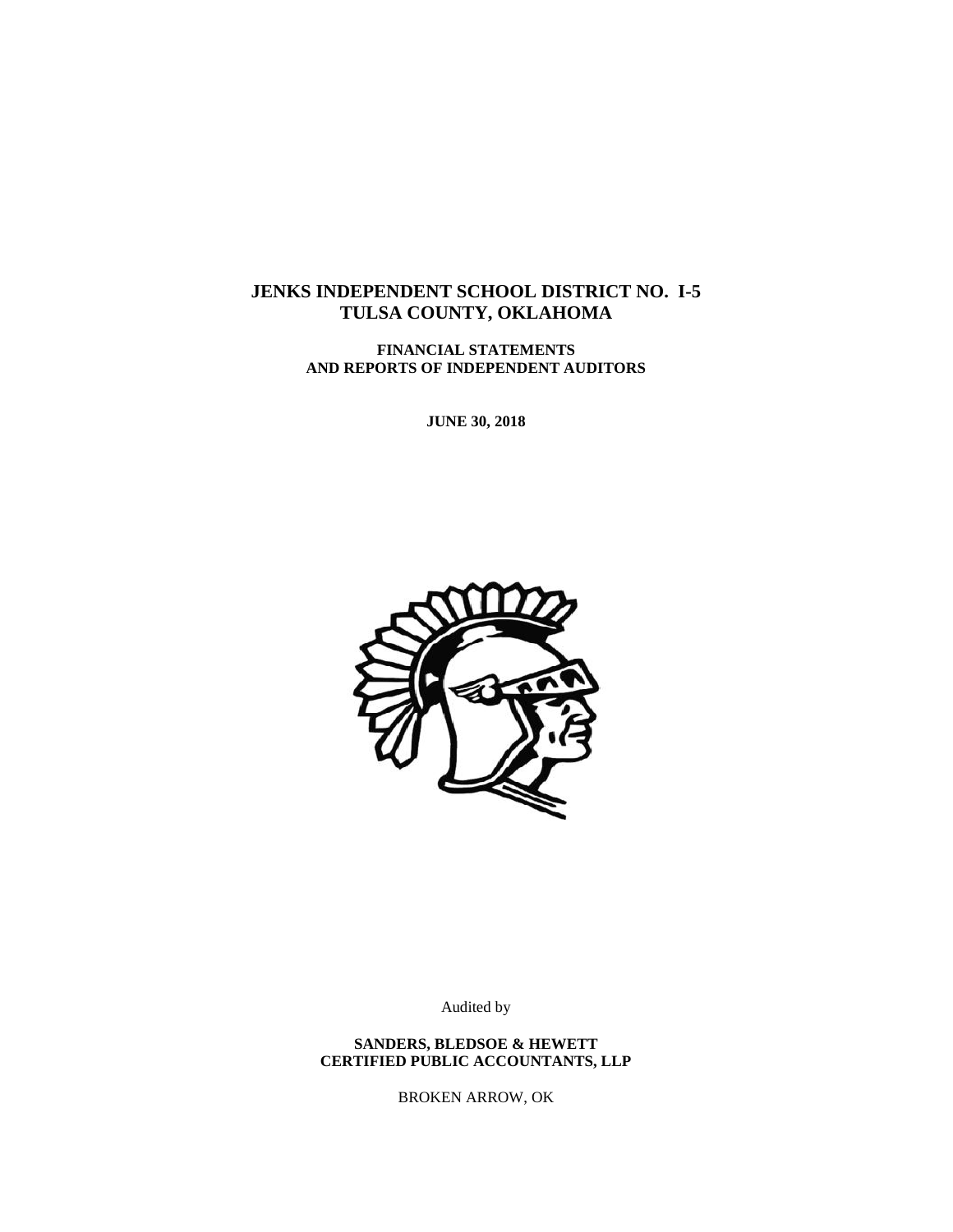# JENKS INDEPENDENT SCHOOL DISTRICT NO. I-5
# TULSA COUNTY, OKLAHOMA

**FINANCIAL STATEMENTS**
**AND REPORTS OF INDEPENDENT AUDITORS**

**JUNE 30, 2018**

Audited by

**SANDERS, BLEDSOE & HEWETT**
**CERTIFIED PUBLIC ACCOUNTANTS, LLP**

BROKEN ARROW, OK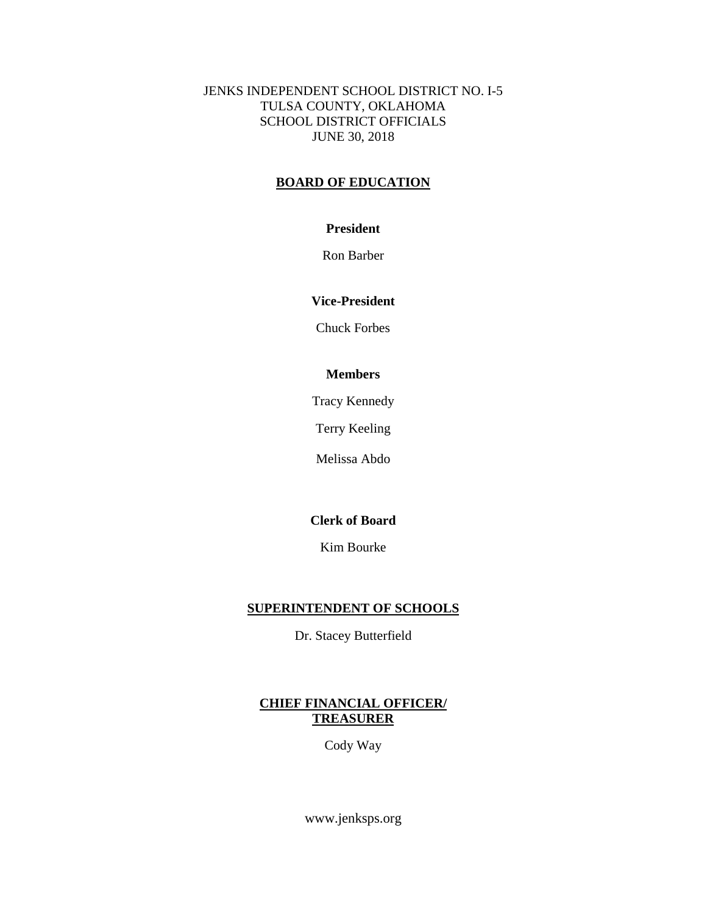JENKS INDEPENDENT SCHOOL DISTRICT NO. I-5
TULSA COUNTY, OKLAHOMA
SCHOOL DISTRICT OFFICIALS
JUNE 30, 2018

## BOARD OF EDUCATION

**President**

Ron Barber

**Vice-President**

Chuck Forbes

**Members**

Tracy Kennedy

Terry Keeling

Melissa Abdo

**Clerk of Board**

Kim Bourke

## SUPERINTENDENT OF SCHOOLS

Dr. Stacey Butterfield

## CHIEF FINANCIAL OFFICER/ TREASURER

Cody Way

www.jenksps.org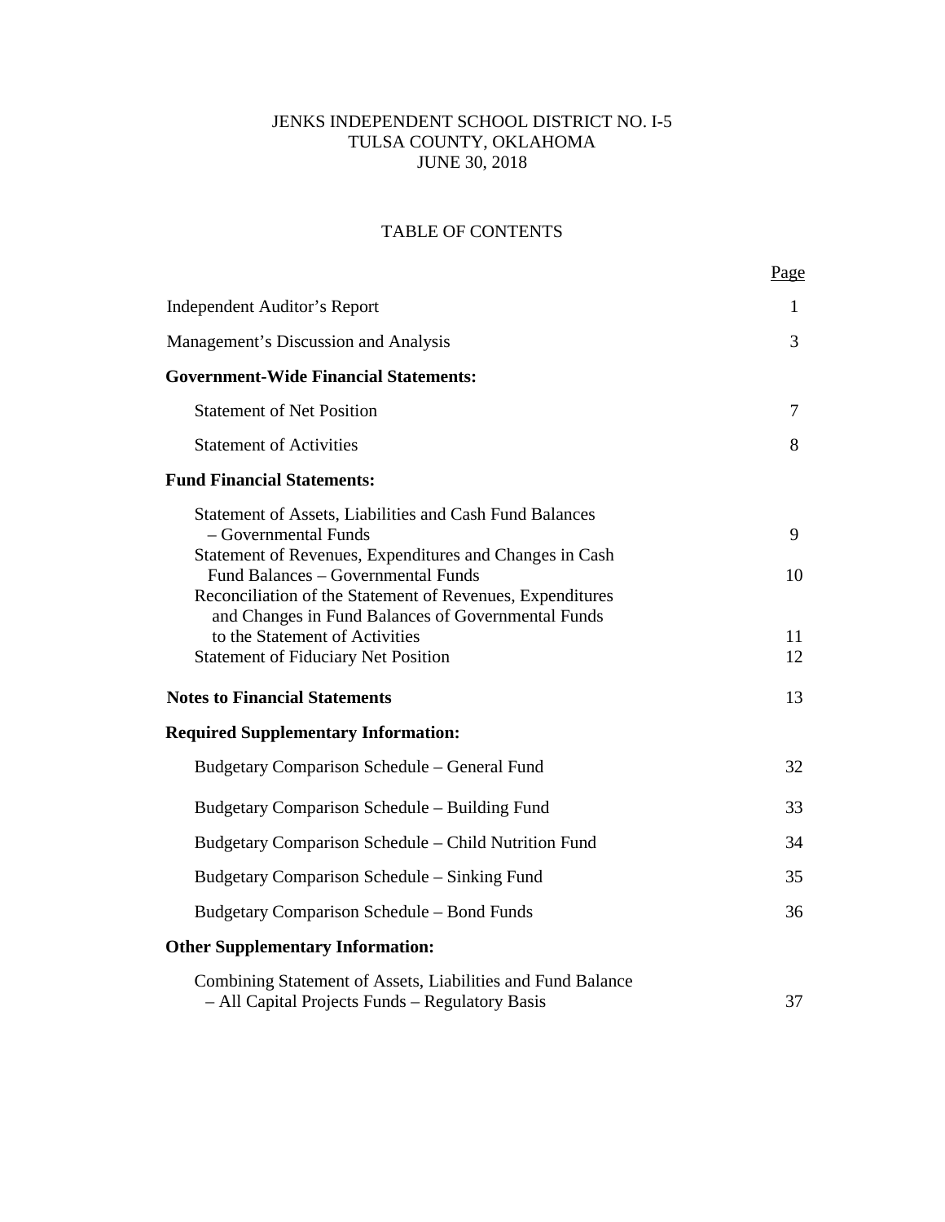JENKS INDEPENDENT SCHOOL DISTRICT NO. I-5
TULSA COUNTY, OKLAHOMA
JUNE 30, 2018

# TABLE OF CONTENTS

| | Page |
|---|---|
| Independent Auditor's Report | 1 |
| Management's Discussion and Analysis | 3 |
| **Government-Wide Financial Statements:** | |
| Statement of Net Position | 7 |
| Statement of Activities | 8 |
| **Fund Financial Statements:** | |
| Statement of Assets, Liabilities and Cash Fund Balances – Governmental Funds | 9 |
| Statement of Revenues, Expenditures and Changes in Cash Fund Balances – Governmental Funds | 10 |
| Reconciliation of the Statement of Revenues, Expenditures and Changes in Fund Balances of Governmental Funds to the Statement of Activities | 11 |
| Statement of Fiduciary Net Position | 12 |
| **Notes to Financial Statements** | 13 |
| **Required Supplementary Information:** | |
| Budgetary Comparison Schedule – General Fund | 32 |
| Budgetary Comparison Schedule – Building Fund | 33 |
| Budgetary Comparison Schedule – Child Nutrition Fund | 34 |
| Budgetary Comparison Schedule – Sinking Fund | 35 |
| Budgetary Comparison Schedule – Bond Funds | 36 |
| **Other Supplementary Information:** | |
| Combining Statement of Assets, Liabilities and Fund Balance – All Capital Projects Funds – Regulatory Basis | 37 |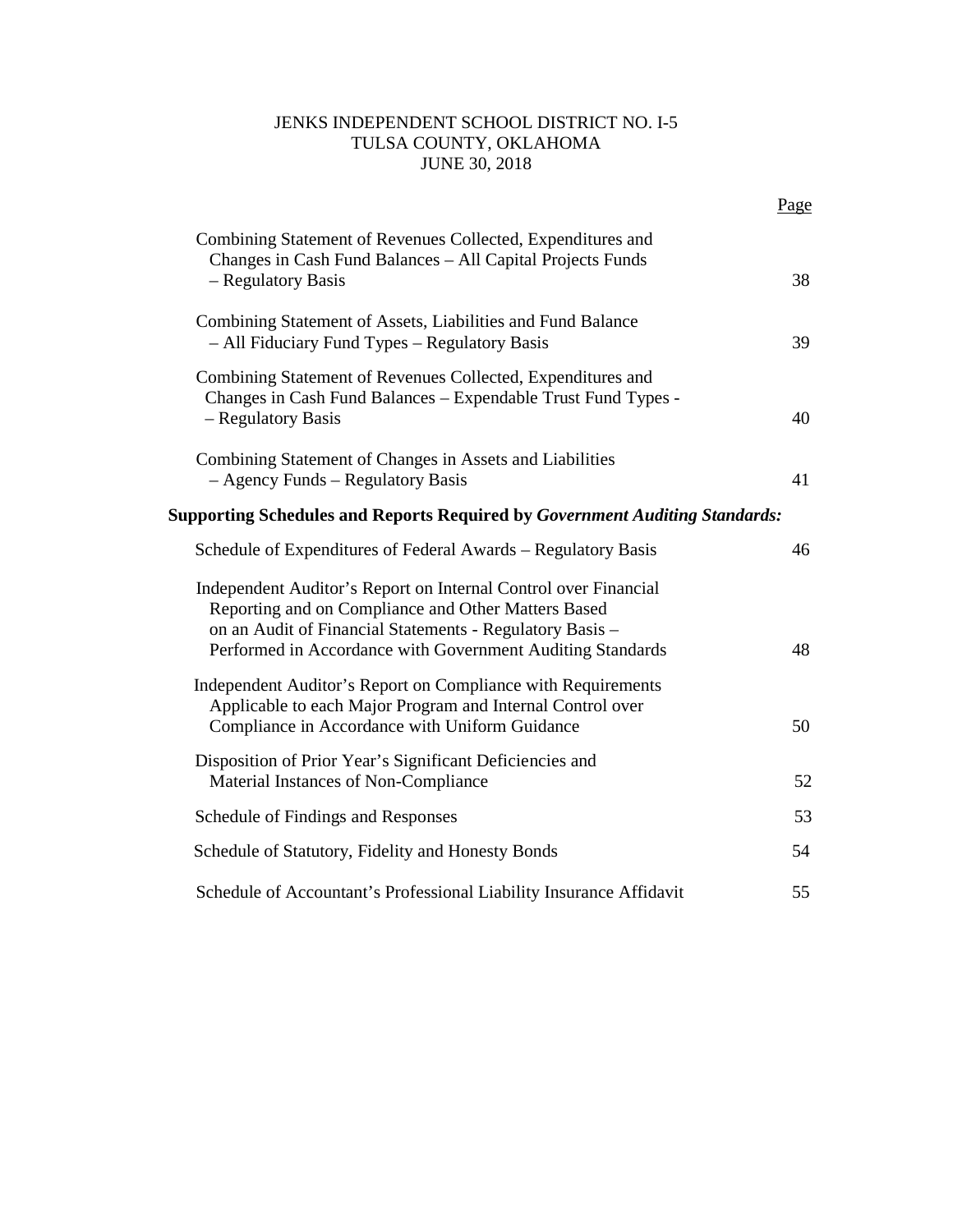JENKS INDEPENDENT SCHOOL DISTRICT NO. I-5
TULSA COUNTY, OKLAHOMA
JUNE 30, 2018

| | Page |
|---|---|
| Combining Statement of Revenues Collected, Expenditures and Changes in Cash Fund Balances – All Capital Projects Funds – Regulatory Basis | 38 |
| Combining Statement of Assets, Liabilities and Fund Balance – All Fiduciary Fund Types – Regulatory Basis | 39 |
| Combining Statement of Revenues Collected, Expenditures and Changes in Cash Fund Balances – Expendable Trust Fund Types - – Regulatory Basis | 40 |
| Combining Statement of Changes in Assets and Liabilities – Agency Funds – Regulatory Basis | 41 |
| **Supporting Schedules and Reports Required by *Government Auditing Standards:*** | |
| Schedule of Expenditures of Federal Awards – Regulatory Basis | 46 |
| Independent Auditor's Report on Internal Control over Financial Reporting and on Compliance and Other Matters Based on an Audit of Financial Statements - Regulatory Basis – Performed in Accordance with Government Auditing Standards | 48 |
| Independent Auditor's Report on Compliance with Requirements Applicable to each Major Program and Internal Control over Compliance in Accordance with Uniform Guidance | 50 |
| Disposition of Prior Year's Significant Deficiencies and Material Instances of Non-Compliance | 52 |
| Schedule of Findings and Responses | 53 |
| Schedule of Statutory, Fidelity and Honesty Bonds | 54 |
| Schedule of Accountant's Professional Liability Insurance Affidavit | 55 |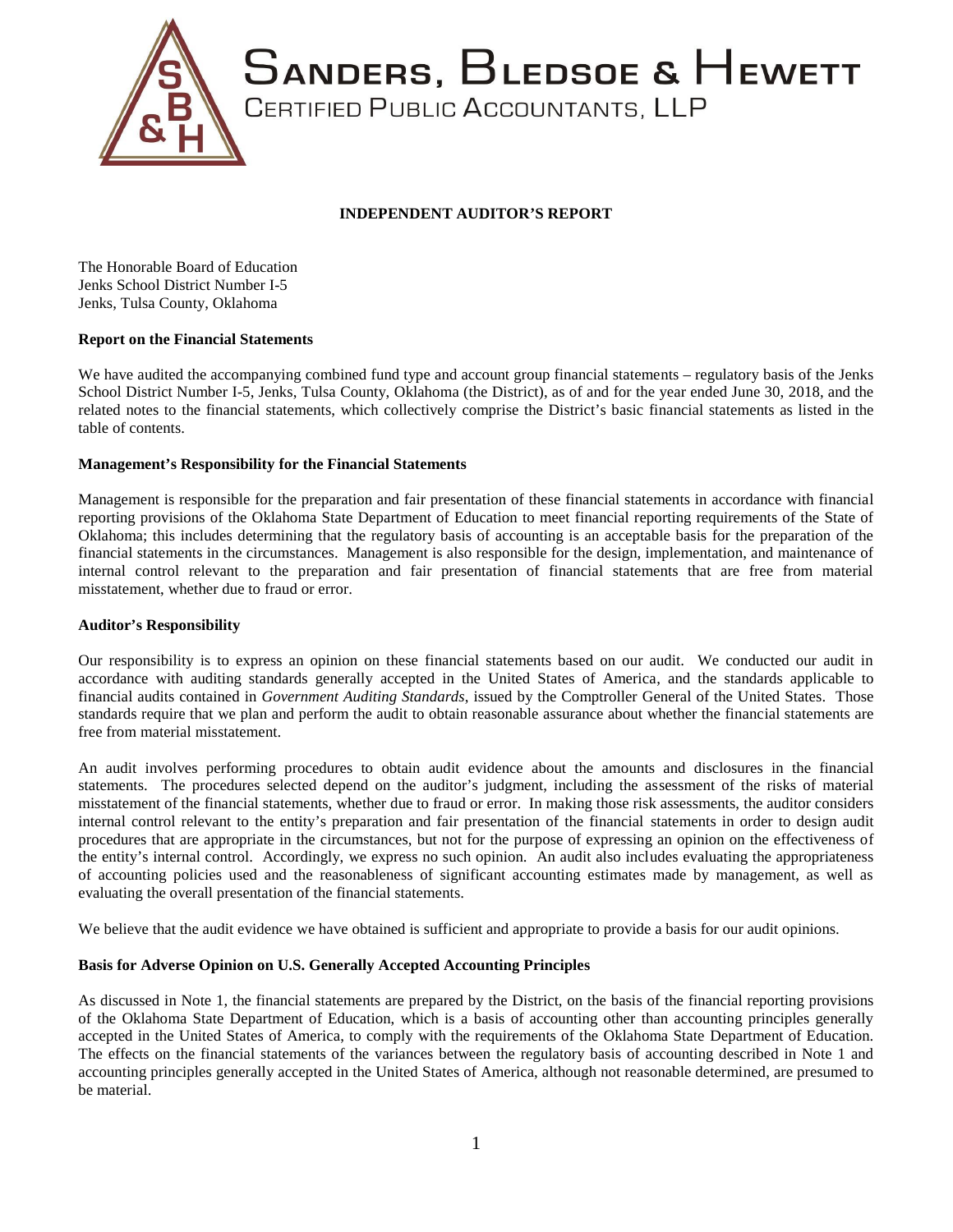# SANDERS, BLEDSOE & HEWETT

CERTIFIED PUBLIC ACCOUNTANTS, LLP

**INDEPENDENT AUDITOR'S REPORT**

The Honorable Board of Education
Jenks School District Number I-5
Jenks, Tulsa County, Oklahoma

**Report on the Financial Statements**

We have audited the accompanying combined fund type and account group financial statements – regulatory basis of the Jenks School District Number I-5, Jenks, Tulsa County, Oklahoma (the District), as of and for the year ended June 30, 2018, and the related notes to the financial statements, which collectively comprise the District's basic financial statements as listed in the table of contents.

**Management's Responsibility for the Financial Statements**

Management is responsible for the preparation and fair presentation of these financial statements in accordance with financial reporting provisions of the Oklahoma State Department of Education to meet financial reporting requirements of the State of Oklahoma; this includes determining that the regulatory basis of accounting is an acceptable basis for the preparation of the financial statements in the circumstances. Management is also responsible for the design, implementation, and maintenance of internal control relevant to the preparation and fair presentation of financial statements that are free from material misstatement, whether due to fraud or error.

**Auditor's Responsibility**

Our responsibility is to express an opinion on these financial statements based on our audit. We conducted our audit in accordance with auditing standards generally accepted in the United States of America, and the standards applicable to financial audits contained in *Government Auditing Standards*, issued by the Comptroller General of the United States. Those standards require that we plan and perform the audit to obtain reasonable assurance about whether the financial statements are free from material misstatement.

An audit involves performing procedures to obtain audit evidence about the amounts and disclosures in the financial statements. The procedures selected depend on the auditor's judgment, including the assessment of the risks of material misstatement of the financial statements, whether due to fraud or error. In making those risk assessments, the auditor considers internal control relevant to the entity's preparation and fair presentation of the financial statements in order to design audit procedures that are appropriate in the circumstances, but not for the purpose of expressing an opinion on the effectiveness of the entity's internal control. Accordingly, we express no such opinion. An audit also includes evaluating the appropriateness of accounting policies used and the reasonableness of significant accounting estimates made by management, as well as evaluating the overall presentation of the financial statements.

We believe that the audit evidence we have obtained is sufficient and appropriate to provide a basis for our audit opinions.

**Basis for Adverse Opinion on U.S. Generally Accepted Accounting Principles**

As discussed in Note 1, the financial statements are prepared by the District, on the basis of the financial reporting provisions of the Oklahoma State Department of Education, which is a basis of accounting other than accounting principles generally accepted in the United States of America, to comply with the requirements of the Oklahoma State Department of Education. The effects on the financial statements of the variances between the regulatory basis of accounting described in Note 1 and accounting principles generally accepted in the United States of America, although not reasonable determined, are presumed to be material.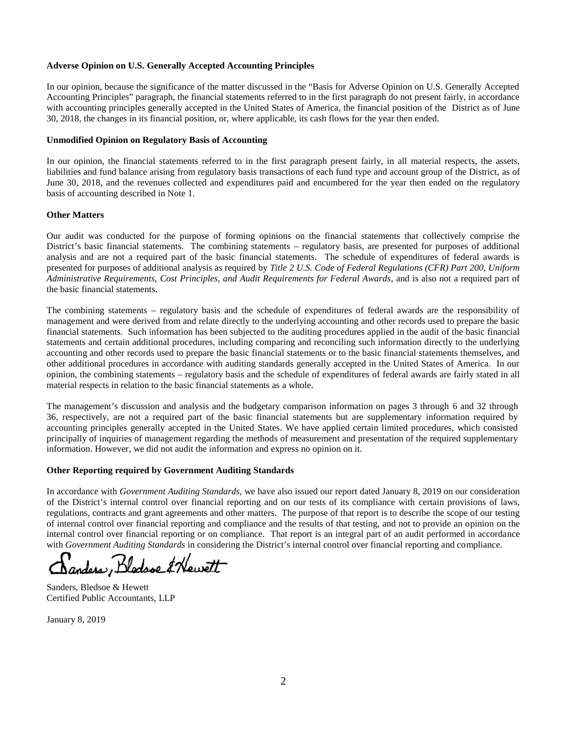**Adverse Opinion on U.S. Generally Accepted Accounting Principles**

In our opinion, because the significance of the matter discussed in the "Basis for Adverse Opinion on U.S. Generally Accepted Accounting Principles" paragraph, the financial statements referred to in the first paragraph do not present fairly, in accordance with accounting principles generally accepted in the United States of America, the financial position of the District as of June 30, 2018, the changes in its financial position, or, where applicable, its cash flows for the year then ended.

**Unmodified Opinion on Regulatory Basis of Accounting**

In our opinion, the financial statements referred to in the first paragraph present fairly, in all material respects, the assets, liabilities and fund balance arising from regulatory basis transactions of each fund type and account group of the District, as of June 30, 2018, and the revenues collected and expenditures paid and encumbered for the year then ended on the regulatory basis of accounting described in Note 1.

**Other Matters**

Our audit was conducted for the purpose of forming opinions on the financial statements that collectively comprise the District's basic financial statements. The combining statements – regulatory basis, are presented for purposes of additional analysis and are not a required part of the basic financial statements. The schedule of expenditures of federal awards is presented for purposes of additional analysis as required by *Title 2 U.S. Code of Federal Regulations (CFR) Part 200, Uniform Administrative Requirements, Cost Principles, and Audit Requirements for Federal Awards*, and is also not a required part of the basic financial statements.

The combining statements – regulatory basis and the schedule of expenditures of federal awards are the responsibility of management and were derived from and relate directly to the underlying accounting and other records used to prepare the basic financial statements. Such information has been subjected to the auditing procedures applied in the audit of the basic financial statements and certain additional procedures, including comparing and reconciling such information directly to the underlying accounting and other records used to prepare the basic financial statements or to the basic financial statements themselves, and other additional procedures in accordance with auditing standards generally accepted in the United States of America. In our opinion, the combining statements – regulatory basis and the schedule of expenditures of federal awards are fairly stated in all material respects in relation to the basic financial statements as a whole.

The management's discussion and analysis and the budgetary comparison information on pages 3 through 6 and 32 through 36, respectively, are not a required part of the basic financial statements but are supplementary information required by accounting principles generally accepted in the United States. We have applied certain limited procedures, which consisted principally of inquiries of management regarding the methods of measurement and presentation of the required supplementary information. However, we did not audit the information and express no opinion on it.

**Other Reporting required by Government Auditing Standards**

In accordance with *Government Auditing Standards,* we have also issued our report dated January 8, 2019 on our consideration of the District's internal control over financial reporting and on our tests of its compliance with certain provisions of laws, regulations, contracts and grant agreements and other matters. The purpose of that report is to describe the scope of our testing of internal control over financial reporting and compliance and the results of that testing, and not to provide an opinion on the internal control over financial reporting or on compliance. That report is an integral part of an audit performed in accordance with *Government Auditing Standards* in considering the District's internal control over financial reporting and compliance.

Sanders, Bledsoe & Hewett

Sanders, Bledsoe & Hewett
Certified Public Accountants, LLP

January 8, 2019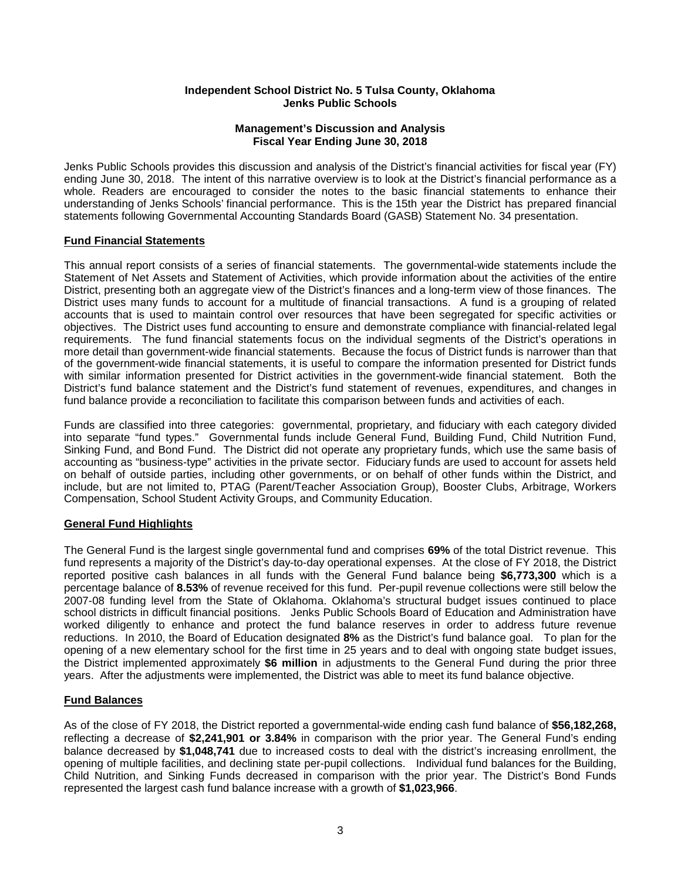**Independent School District No. 5 Tulsa County, Oklahoma**
**Jenks Public Schools**

**Management's Discussion and Analysis**
**Fiscal Year Ending June 30, 2018**

Jenks Public Schools provides this discussion and analysis of the District's financial activities for fiscal year (FY) ending June 30, 2018. The intent of this narrative overview is to look at the District's financial performance as a whole. Readers are encouraged to consider the notes to the basic financial statements to enhance their understanding of Jenks Schools' financial performance. This is the 15th year the District has prepared financial statements following Governmental Accounting Standards Board (GASB) Statement No. 34 presentation.

## Fund Financial Statements

This annual report consists of a series of financial statements. The governmental-wide statements include the Statement of Net Assets and Statement of Activities, which provide information about the activities of the entire District, presenting both an aggregate view of the District's finances and a long-term view of those finances. The District uses many funds to account for a multitude of financial transactions. A fund is a grouping of related accounts that is used to maintain control over resources that have been segregated for specific activities or objectives. The District uses fund accounting to ensure and demonstrate compliance with financial-related legal requirements. The fund financial statements focus on the individual segments of the District's operations in more detail than government-wide financial statements. Because the focus of District funds is narrower than that of the government-wide financial statements, it is useful to compare the information presented for District funds with similar information presented for District activities in the government-wide financial statement. Both the District's fund balance statement and the District's fund statement of revenues, expenditures, and changes in fund balance provide a reconciliation to facilitate this comparison between funds and activities of each.

Funds are classified into three categories: governmental, proprietary, and fiduciary with each category divided into separate "fund types." Governmental funds include General Fund, Building Fund, Child Nutrition Fund, Sinking Fund, and Bond Fund. The District did not operate any proprietary funds, which use the same basis of accounting as "business-type" activities in the private sector. Fiduciary funds are used to account for assets held on behalf of outside parties, including other governments, or on behalf of other funds within the District, and include, but are not limited to, PTAG (Parent/Teacher Association Group), Booster Clubs, Arbitrage, Workers Compensation, School Student Activity Groups, and Community Education.

## General Fund Highlights

The General Fund is the largest single governmental fund and comprises **69%** of the total District revenue. This fund represents a majority of the District's day-to-day operational expenses. At the close of FY 2018, the District reported positive cash balances in all funds with the General Fund balance being **$6,773,300** which is a percentage balance of **8.53%** of revenue received for this fund. Per-pupil revenue collections were still below the 2007-08 funding level from the State of Oklahoma. Oklahoma's structural budget issues continued to place school districts in difficult financial positions. Jenks Public Schools Board of Education and Administration have worked diligently to enhance and protect the fund balance reserves in order to address future revenue reductions. In 2010, the Board of Education designated **8%** as the District's fund balance goal. To plan for the opening of a new elementary school for the first time in 25 years and to deal with ongoing state budget issues, the District implemented approximately **$6 million** in adjustments to the General Fund during the prior three years. After the adjustments were implemented, the District was able to meet its fund balance objective.

## Fund Balances

As of the close of FY 2018, the District reported a governmental-wide ending cash fund balance of **$56,182,268,** reflecting a decrease of **$2,241,901 or 3.84%** in comparison with the prior year. The General Fund's ending balance decreased by **$1,048,741** due to increased costs to deal with the district's increasing enrollment, the opening of multiple facilities, and declining state per-pupil collections. Individual fund balances for the Building, Child Nutrition, and Sinking Funds decreased in comparison with the prior year. The District's Bond Funds represented the largest cash fund balance increase with a growth of **$1,023,966**.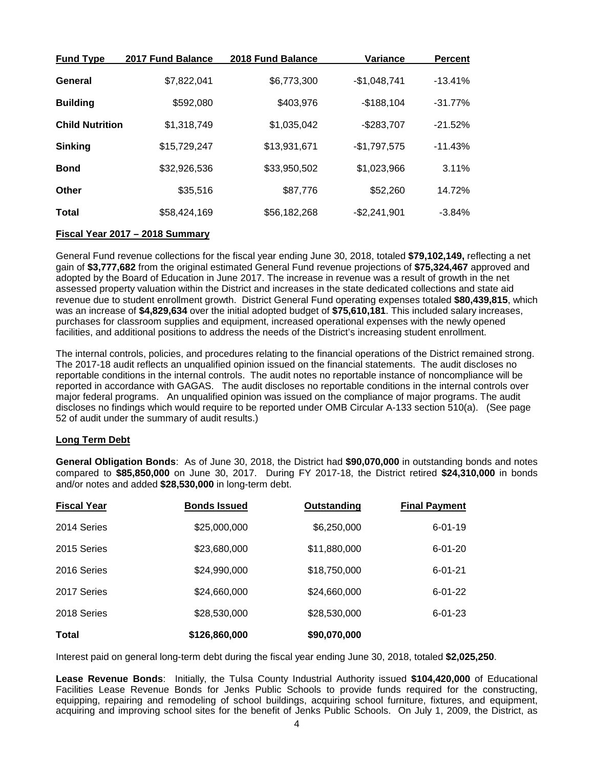| Fund Type | 2017 Fund Balance | 2018 Fund Balance | Variance | Percent |
|---|---|---|---|---|
| **General** | $7,822,041 | $6,773,300 | -$1,048,741 | -13.41% |
| **Building** | $592,080 | $403,976 | -$188,104 | -31.77% |
| **Child Nutrition** | $1,318,749 | $1,035,042 | -$283,707 | -21.52% |
| **Sinking** | $15,729,247 | $13,931,671 | -$1,797,575 | -11.43% |
| **Bond** | $32,926,536 | $33,950,502 | $1,023,966 | 3.11% |
| **Other** | $35,516 | $87,776 | $52,260 | 14.72% |
| **Total** | $58,424,169 | $56,182,268 | -$2,241,901 | -3.84% |

## Fiscal Year 2017 – 2018 Summary

General Fund revenue collections for the fiscal year ending June 30, 2018, totaled **$79,102,149,** reflecting a net gain of **$3,777,682** from the original estimated General Fund revenue projections of **$75,324,467** approved and adopted by the Board of Education in June 2017. The increase in revenue was a result of growth in the net assessed property valuation within the District and increases in the state dedicated collections and state aid revenue due to student enrollment growth. District General Fund operating expenses totaled **$80,439,815**, which was an increase of **$4,829,634** over the initial adopted budget of **$75,610,181**. This included salary increases, purchases for classroom supplies and equipment, increased operational expenses with the newly opened facilities, and additional positions to address the needs of the District's increasing student enrollment.

The internal controls, policies, and procedures relating to the financial operations of the District remained strong. The 2017-18 audit reflects an unqualified opinion issued on the financial statements. The audit discloses no reportable conditions in the internal controls. The audit notes no reportable instance of noncompliance will be reported in accordance with GAGAS. The audit discloses no reportable conditions in the internal controls over major federal programs. An unqualified opinion was issued on the compliance of major programs. The audit discloses no findings which would require to be reported under OMB Circular A-133 section 510(a). (See page 52 of audit under the summary of audit results.)

## Long Term Debt

**General Obligation Bonds**: As of June 30, 2018, the District had **$90,070,000** in outstanding bonds and notes compared to **$85,850,000** on June 30, 2017. During FY 2017-18, the District retired **$24,310,000** in bonds and/or notes and added **$28,530,000** in long-term debt.

| Fiscal Year | Bonds Issued | Outstanding | Final Payment |
|---|---|---|---|
| 2014 Series | $25,000,000 | $6,250,000 | 6-01-19 |
| 2015 Series | $23,680,000 | $11,880,000 | 6-01-20 |
| 2016 Series | $24,990,000 | $18,750,000 | 6-01-21 |
| 2017 Series | $24,660,000 | $24,660,000 | 6-01-22 |
| 2018 Series | $28,530,000 | $28,530,000 | 6-01-23 |
| **Total** | **$126,860,000** | **$90,070,000** | |

Interest paid on general long-term debt during the fiscal year ending June 30, 2018, totaled **$2,025,250**.

**Lease Revenue Bonds**: Initially, the Tulsa County Industrial Authority issued **$104,420,000** of Educational Facilities Lease Revenue Bonds for Jenks Public Schools to provide funds required for the constructing, equipping, repairing and remodeling of school buildings, acquiring school furniture, fixtures, and equipment, acquiring and improving school sites for the benefit of Jenks Public Schools. On July 1, 2009, the District, as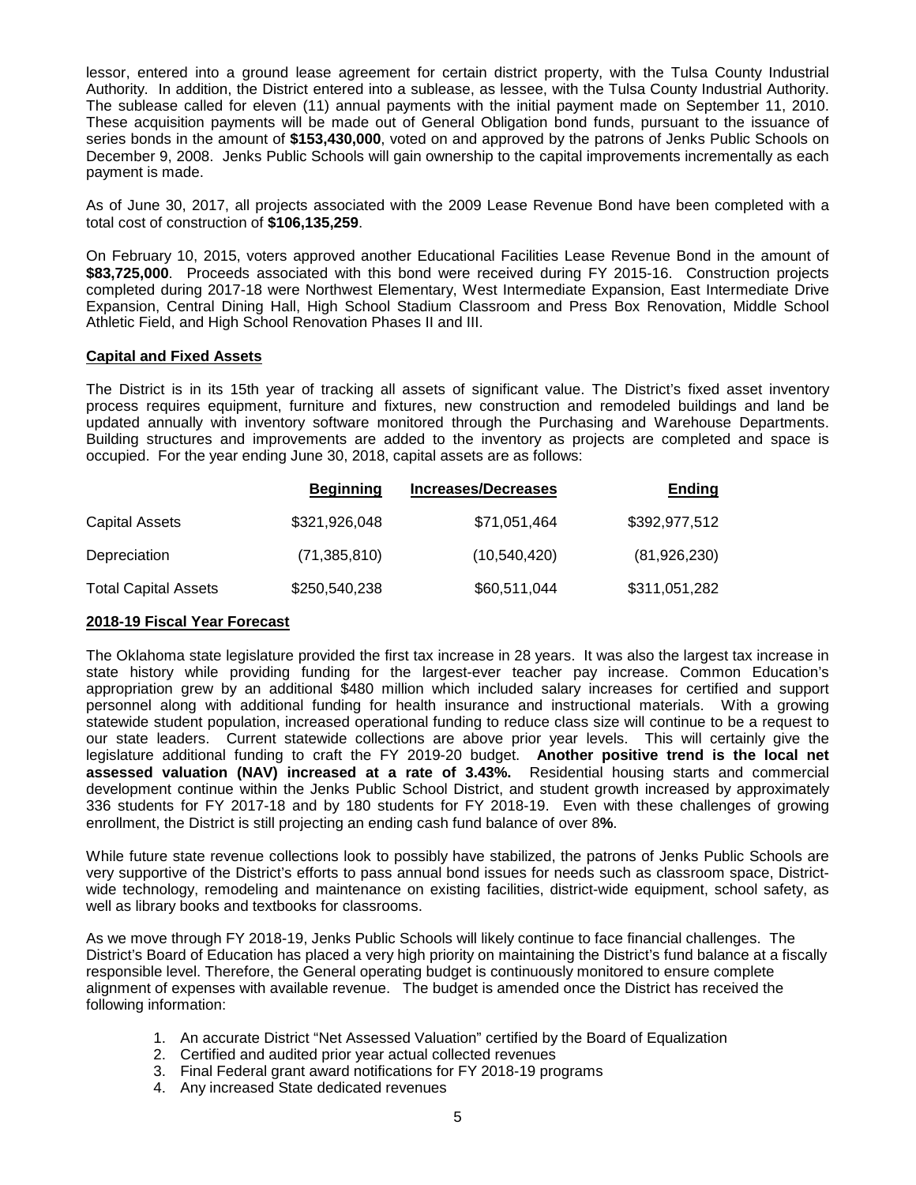lessor, entered into a ground lease agreement for certain district property, with the Tulsa County Industrial Authority. In addition, the District entered into a sublease, as lessee, with the Tulsa County Industrial Authority. The sublease called for eleven (11) annual payments with the initial payment made on September 11, 2010. These acquisition payments will be made out of General Obligation bond funds, pursuant to the issuance of series bonds in the amount of **$153,430,000**, voted on and approved by the patrons of Jenks Public Schools on December 9, 2008. Jenks Public Schools will gain ownership to the capital improvements incrementally as each payment is made.

As of June 30, 2017, all projects associated with the 2009 Lease Revenue Bond have been completed with a total cost of construction of **$106,135,259**.

On February 10, 2015, voters approved another Educational Facilities Lease Revenue Bond in the amount of **$83,725,000**. Proceeds associated with this bond were received during FY 2015-16. Construction projects completed during 2017-18 were Northwest Elementary, West Intermediate Expansion, East Intermediate Drive Expansion, Central Dining Hall, High School Stadium Classroom and Press Box Renovation, Middle School Athletic Field, and High School Renovation Phases II and III.

**Capital and Fixed Assets**

The District is in its 15th year of tracking all assets of significant value. The District's fixed asset inventory process requires equipment, furniture and fixtures, new construction and remodeled buildings and land be updated annually with inventory software monitored through the Purchasing and Warehouse Departments. Building structures and improvements are added to the inventory as projects are completed and space is occupied. For the year ending June 30, 2018, capital assets are as follows:

| | **Beginning** | **Increases/Decreases** | **Ending** |
|---|---|---|---|
| Capital Assets | $321,926,048 | $71,051,464 | $392,977,512 |
| Depreciation | (71,385,810) | (10,540,420) | (81,926,230) |
| Total Capital Assets | $250,540,238 | $60,511,044 | $311,051,282 |

**2018-19 Fiscal Year Forecast**

The Oklahoma state legislature provided the first tax increase in 28 years. It was also the largest tax increase in state history while providing funding for the largest-ever teacher pay increase. Common Education's appropriation grew by an additional $480 million which included salary increases for certified and support personnel along with additional funding for health insurance and instructional materials. With a growing statewide student population, increased operational funding to reduce class size will continue to be a request to our state leaders. Current statewide collections are above prior year levels. This will certainly give the legislature additional funding to craft the FY 2019-20 budget. **Another positive trend is the local net assessed valuation (NAV) increased at a rate of 3.43%.** Residential housing starts and commercial development continue within the Jenks Public School District, and student growth increased by approximately 336 students for FY 2017-18 and by 180 students for FY 2018-19. Even with these challenges of growing enrollment, the District is still projecting an ending cash fund balance of over 8**%**.

While future state revenue collections look to possibly have stabilized, the patrons of Jenks Public Schools are very supportive of the District's efforts to pass annual bond issues for needs such as classroom space, District-wide technology, remodeling and maintenance on existing facilities, district-wide equipment, school safety, as well as library books and textbooks for classrooms.

As we move through FY 2018-19, Jenks Public Schools will likely continue to face financial challenges. The District's Board of Education has placed a very high priority on maintaining the District's fund balance at a fiscally responsible level. Therefore, the General operating budget is continuously monitored to ensure complete alignment of expenses with available revenue. The budget is amended once the District has received the following information:

1. An accurate District "Net Assessed Valuation" certified by the Board of Equalization
2. Certified and audited prior year actual collected revenues
3. Final Federal grant award notifications for FY 2018-19 programs
4. Any increased State dedicated revenues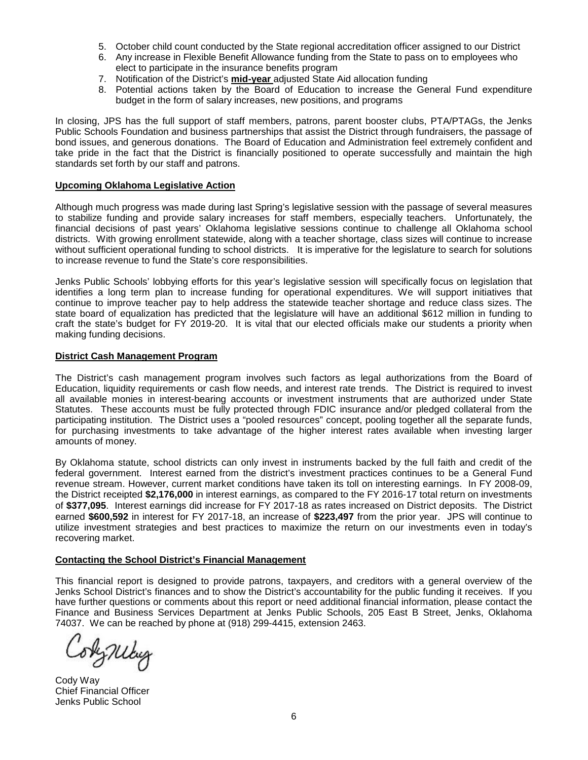5. October child count conducted by the State regional accreditation officer assigned to our District
6. Any increase in Flexible Benefit Allowance funding from the State to pass on to employees who elect to participate in the insurance benefits program
7. Notification of the District's **mid-year** adjusted State Aid allocation funding
8. Potential actions taken by the Board of Education to increase the General Fund expenditure budget in the form of salary increases, new positions, and programs

In closing, JPS has the full support of staff members, patrons, parent booster clubs, PTA/PTAGs, the Jenks Public Schools Foundation and business partnerships that assist the District through fundraisers, the passage of bond issues, and generous donations. The Board of Education and Administration feel extremely confident and take pride in the fact that the District is financially positioned to operate successfully and maintain the high standards set forth by our staff and patrons.

**Upcoming Oklahoma Legislative Action**

Although much progress was made during last Spring's legislative session with the passage of several measures to stabilize funding and provide salary increases for staff members, especially teachers. Unfortunately, the financial decisions of past years' Oklahoma legislative sessions continue to challenge all Oklahoma school districts. With growing enrollment statewide, along with a teacher shortage, class sizes will continue to increase without sufficient operational funding to school districts. It is imperative for the legislature to search for solutions to increase revenue to fund the State's core responsibilities.

Jenks Public Schools' lobbying efforts for this year's legislative session will specifically focus on legislation that identifies a long term plan to increase funding for operational expenditures. We will support initiatives that continue to improve teacher pay to help address the statewide teacher shortage and reduce class sizes. The state board of equalization has predicted that the legislature will have an additional $612 million in funding to craft the state's budget for FY 2019-20. It is vital that our elected officials make our students a priority when making funding decisions.

**District Cash Management Program**

The District's cash management program involves such factors as legal authorizations from the Board of Education, liquidity requirements or cash flow needs, and interest rate trends. The District is required to invest all available monies in interest-bearing accounts or investment instruments that are authorized under State Statutes. These accounts must be fully protected through FDIC insurance and/or pledged collateral from the participating institution. The District uses a "pooled resources" concept, pooling together all the separate funds, for purchasing investments to take advantage of the higher interest rates available when investing larger amounts of money.

By Oklahoma statute, school districts can only invest in instruments backed by the full faith and credit of the federal government. Interest earned from the district's investment practices continues to be a General Fund revenue stream. However, current market conditions have taken its toll on interesting earnings. In FY 2008-09, the District receipted **$2,176,000** in interest earnings, as compared to the FY 2016-17 total return on investments of **$377,095**. Interest earnings did increase for FY 2017-18 as rates increased on District deposits. The District earned **$600,592** in interest for FY 2017-18, an increase of **$223,497** from the prior year. JPS will continue to utilize investment strategies and best practices to maximize the return on our investments even in today's recovering market.

**Contacting the School District's Financial Management**

This financial report is designed to provide patrons, taxpayers, and creditors with a general overview of the Jenks School District's finances and to show the District's accountability for the public funding it receives. If you have further questions or comments about this report or need additional financial information, please contact the Finance and Business Services Department at Jenks Public Schools, 205 East B Street, Jenks, Oklahoma 74037. We can be reached by phone at (918) 299-4415, extension 2463.

Cody Way
Chief Financial Officer
Jenks Public School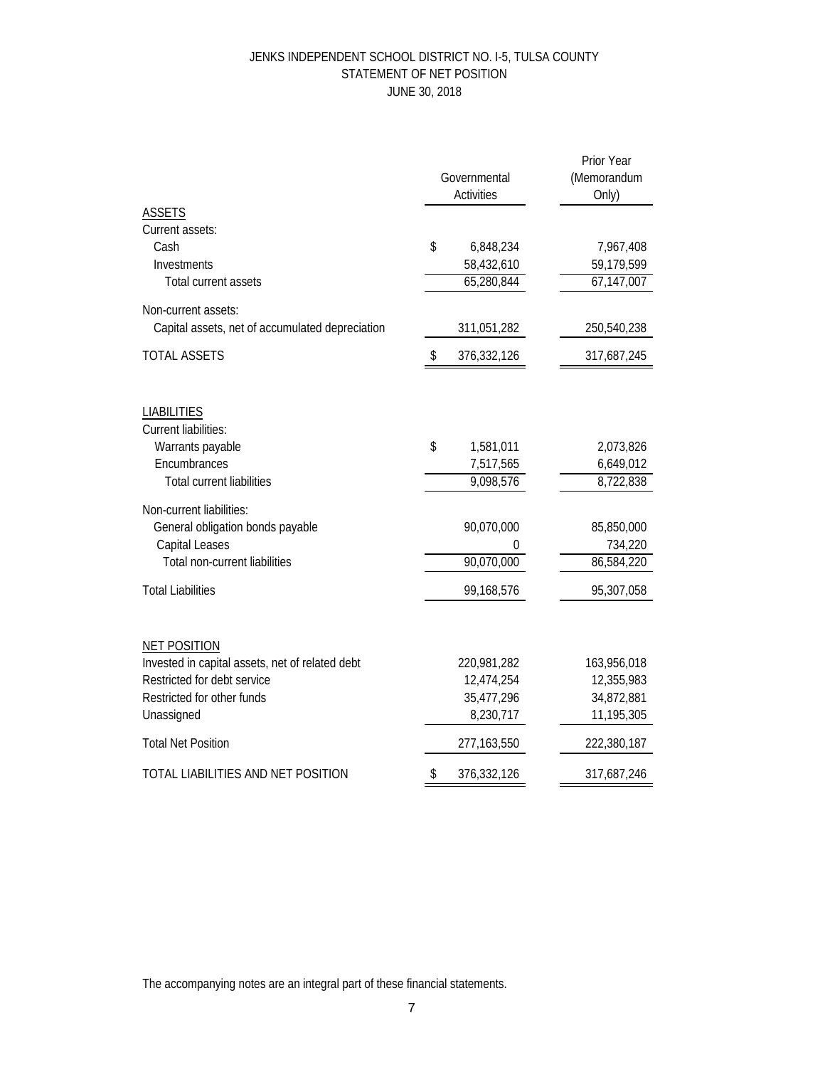# JENKS INDEPENDENT SCHOOL DISTRICT NO. I-5, TULSA COUNTY
## STATEMENT OF NET POSITION
### JUNE 30, 2018

| | Governmental Activities | Prior Year (Memorandum Only) |
|---|---|---|
| **ASSETS** | | |
| Current assets: | | |
| Cash | $ 6,848,234 | 7,967,408 |
| Investments | 58,432,610 | 59,179,599 |
| Total current assets | 65,280,844 | 67,147,007 |
| Non-current assets: | | |
| Capital assets, net of accumulated depreciation | 311,051,282 | 250,540,238 |
| TOTAL ASSETS | $ 376,332,126 | 317,687,245 |
| **LIABILITIES** | | |
| Current liabilities: | | |
| Warrants payable | $ 1,581,011 | 2,073,826 |
| Encumbrances | 7,517,565 | 6,649,012 |
| Total current liabilities | 9,098,576 | 8,722,838 |
| Non-current liabilities: | | |
| General obligation bonds payable | 90,070,000 | 85,850,000 |
| Capital Leases | 0 | 734,220 |
| Total non-current liabilities | 90,070,000 | 86,584,220 |
| Total Liabilities | 99,168,576 | 95,307,058 |
| **NET POSITION** | | |
| Invested in capital assets, net of related debt | 220,981,282 | 163,956,018 |
| Restricted for debt service | 12,474,254 | 12,355,983 |
| Restricted for other funds | 35,477,296 | 34,872,881 |
| Unassigned | 8,230,717 | 11,195,305 |
| Total Net Position | 277,163,550 | 222,380,187 |
| TOTAL LIABILITIES AND NET POSITION | $ 376,332,126 | 317,687,246 |

The accompanying notes are an integral part of these financial statements.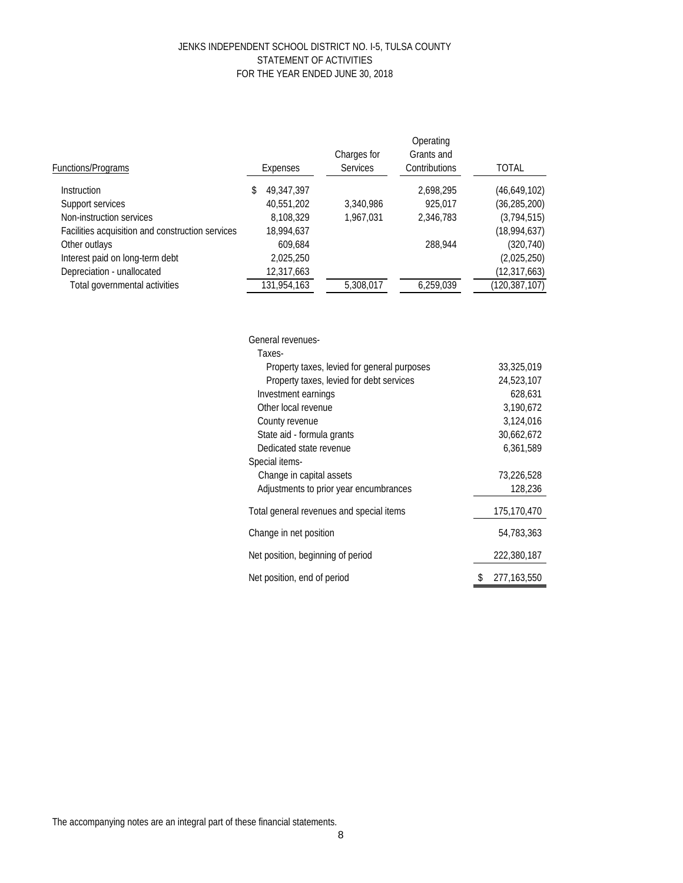# JENKS INDEPENDENT SCHOOL DISTRICT NO. I-5, TULSA COUNTY
## STATEMENT OF ACTIVITIES
### FOR THE YEAR ENDED JUNE 30, 2018

| Functions/Programs | Expenses | Charges for Services | Operating Grants and Contributions | TOTAL |
|---|---|---|---|---|
| Instruction | $ 49,347,397 | | 2,698,295 | (46,649,102) |
| Support services | 40,551,202 | 3,340,986 | 925,017 | (36,285,200) |
| Non-instruction services | 8,108,329 | 1,967,031 | 2,346,783 | (3,794,515) |
| Facilities acquisition and construction services | 18,994,637 | | | (18,994,637) |
| Other outlays | 609,684 | | 288,944 | (320,740) |
| Interest paid on long-term debt | 2,025,250 | | | (2,025,250) |
| Depreciation - unallocated | 12,317,663 | | | (12,317,663) |
| Total governmental activities | 131,954,163 | 5,308,017 | 6,259,039 | (120,387,107) |

| | |
|---|---|
| General revenues- | |
| Taxes- | |
| Property taxes, levied for general purposes | 33,325,019 |
| Property taxes, levied for debt services | 24,523,107 |
| Investment earnings | 628,631 |
| Other local revenue | 3,190,672 |
| County revenue | 3,124,016 |
| State aid - formula grants | 30,662,672 |
| Dedicated state revenue | 6,361,589 |
| Special items- | |
| Change in capital assets | 73,226,528 |
| Adjustments to prior year encumbrances | 128,236 |
| Total general revenues and special items | 175,170,470 |
| Change in net position | 54,783,363 |
| Net position, beginning of period | 222,380,187 |
| Net position, end of period | $ 277,163,550 |

The accompanying notes are an integral part of these financial statements.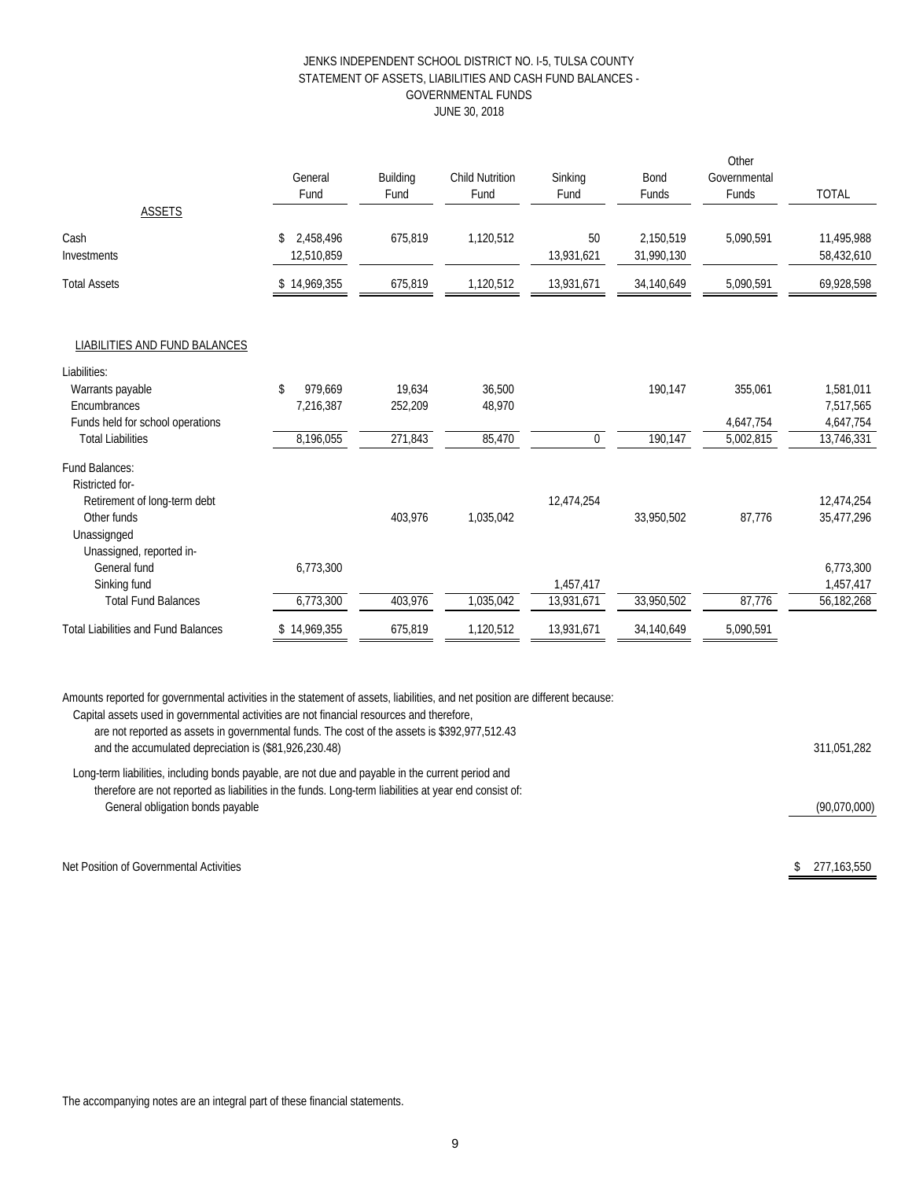# JENKS INDEPENDENT SCHOOL DISTRICT NO. I-5, TULSA COUNTY
## STATEMENT OF ASSETS, LIABILITIES AND CASH FUND BALANCES - GOVERNMENTAL FUNDS
### JUNE 30, 2018

| | General Fund | Building Fund | Child Nutrition Fund | Sinking Fund | Bond Funds | Other Governmental Funds | TOTAL |
|---|---|---|---|---|---|---|---|
| ASSETS | | | | | | | |
| Cash | $ 2,458,496 | 675,819 | 1,120,512 | 50 | 2,150,519 | 5,090,591 | 11,495,988 |
| Investments | 12,510,859 | | | 13,931,621 | 31,990,130 | | 58,432,610 |
| Total Assets | $ 14,969,355 | 675,819 | 1,120,512 | 13,931,671 | 34,140,649 | 5,090,591 | 69,928,598 |
| LIABILITIES AND FUND BALANCES | | | | | | | |
| Liabilities: | | | | | | | |
| Warrants payable | $ 979,669 | 19,634 | 36,500 | | 190,147 | 355,061 | 1,581,011 |
| Encumbrances | 7,216,387 | 252,209 | 48,970 | | | | 7,517,565 |
| Funds held for school operations | | | | | | 4,647,754 | 4,647,754 |
| Total Liabilities | 8,196,055 | 271,843 | 85,470 | 0 | 190,147 | 5,002,815 | 13,746,331 |
| Fund Balances: | | | | | | | |
| Ristricted for- | | | | | | | |
| Retirement of long-term debt | | | | 12,474,254 | | | 12,474,254 |
| Other funds | | 403,976 | 1,035,042 | | 33,950,502 | 87,776 | 35,477,296 |
| Unassigned | | | | | | | |
| Unassigned, reported in- | | | | | | | |
| General fund | 6,773,300 | | | | | | 6,773,300 |
| Sinking fund | | | | 1,457,417 | | | 1,457,417 |
| Total Fund Balances | 6,773,300 | 403,976 | 1,035,042 | 13,931,671 | 33,950,502 | 87,776 | 56,182,268 |
| Total Liabilities and Fund Balances | $ 14,969,355 | 675,819 | 1,120,512 | 13,931,671 | 34,140,649 | 5,090,591 | |

Amounts reported for governmental activities in the statement of assets, liabilities, and net position are different because:

| | |
|---|---|
| Capital assets used in governmental activities are not financial resources and therefore, are not reported as assets in governmental funds. The cost of the assets is $392,977,512.43 and the accumulated depreciation is ($81,926,230.48) | 311,051,282 |
| Long-term liabilities, including bonds payable, are not due and payable in the current period and therefore are not reported as liabilities in the funds. Long-term liabilities at year end consist of: General obligation bonds payable | (90,070,000) |
| Net Position of Governmental Activities | $ 277,163,550 |

The accompanying notes are an integral part of these financial statements.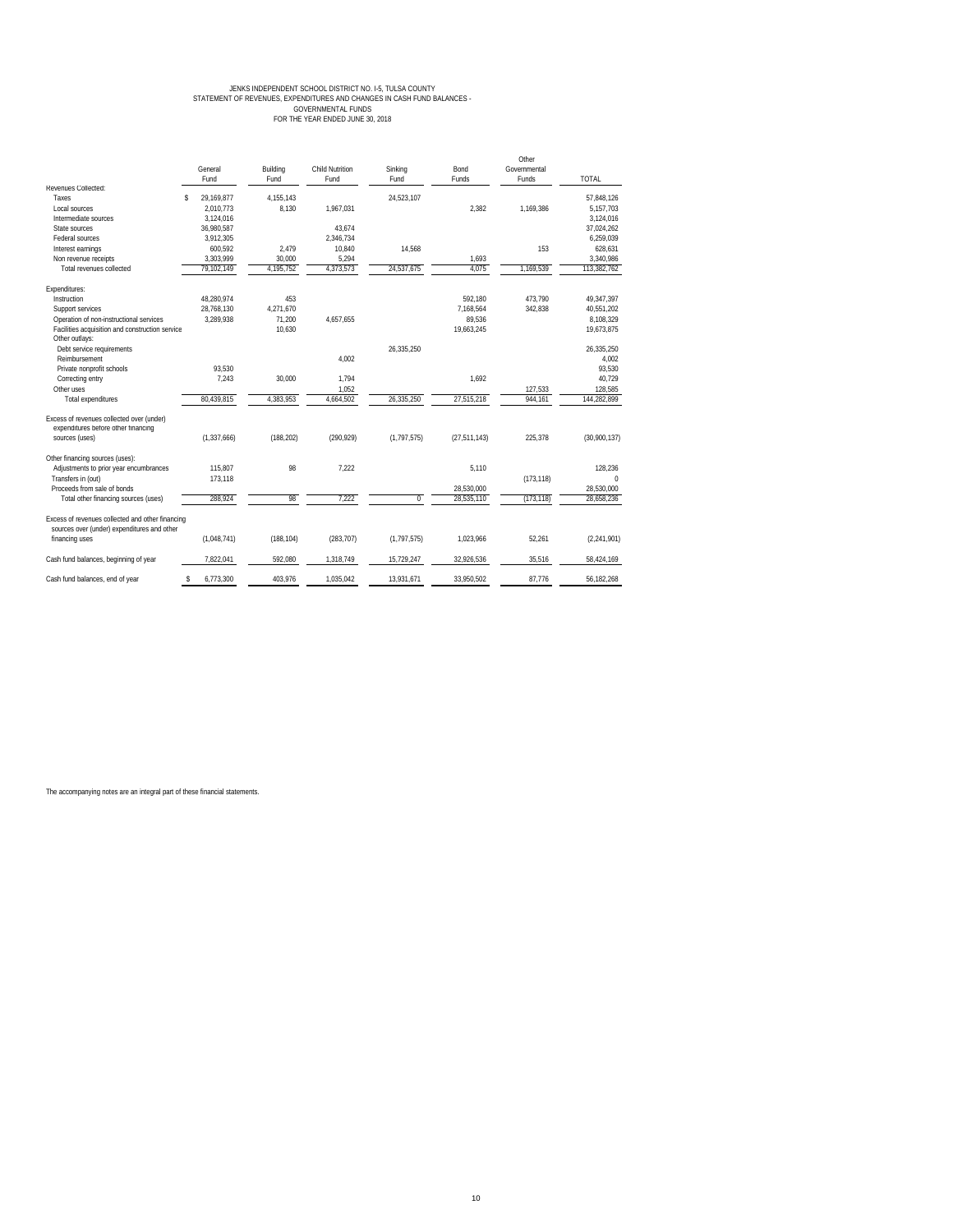# JENKS INDEPENDENT SCHOOL DISTRICT NO. I-5, TULSA COUNTY
## STATEMENT OF REVENUES, EXPENDITURES AND CHANGES IN CASH FUND BALANCES - GOVERNMENTAL FUNDS
### FOR THE YEAR ENDED JUNE 30, 2018

| | General Fund | Building Fund | Child Nutrition Fund | Sinking Fund | Bond Funds | Other Governmental Funds | TOTAL |
|---|---|---|---|---|---|---|---|
| Revenues Collected: | | | | | | | |
| Taxes | $ 29,169,877 | 4,155,143 | | 24,523,107 | | | 57,848,126 |
| Local sources | 2,010,773 | 8,130 | 1,967,031 | | 2,382 | 1,169,386 | 5,157,703 |
| Intermediate sources | 3,124,016 | | | | | | 3,124,016 |
| State sources | 36,980,587 | | 43,674 | | | | 37,024,262 |
| Federal sources | 3,912,305 | | 2,346,734 | | | | 6,259,039 |
| Interest earnings | 600,592 | 2,479 | 10,840 | 14,568 | | 153 | 628,631 |
| Non revenue receipts | 3,303,999 | 30,000 | 5,294 | | 1,693 | | 3,340,986 |
| Total revenues collected | 79,102,149 | 4,195,752 | 4,373,573 | 24,537,675 | 4,075 | 1,169,539 | 113,382,762 |
| Expenditures: | | | | | | | |
| Instruction | 48,280,974 | 453 | | | 592,180 | 473,790 | 49,347,397 |
| Support services | 28,768,130 | 4,271,670 | | | 7,168,564 | 342,838 | 40,551,202 |
| Operation of non-instructional services | 3,289,938 | 71,200 | 4,657,655 | | 89,536 | | 8,108,329 |
| Facilities acquisition and construction service | | 10,630 | | | 19,663,245 | | 19,673,875 |
| Other outlays: | | | | | | | |
| Debt service requirements | | | | 26,335,250 | | | 26,335,250 |
| Reimbursement | | | 4,002 | | | | 4,002 |
| Private nonprofit schools | 93,530 | | | | | | 93,530 |
| Correcting entry | 7,243 | 30,000 | 1,794 | | 1,692 | | 40,729 |
| Other uses | | | 1,052 | | | 127,533 | 128,585 |
| Total expenditures | 80,439,815 | 4,383,953 | 4,664,502 | 26,335,250 | 27,515,218 | 944,161 | 144,282,899 |
| Excess of revenues collected over (under) expenditures before other financing sources (uses) | (1,337,666) | (188,202) | (290,929) | (1,797,575) | (27,511,143) | 225,378 | (30,900,137) |
| Other financing sources (uses): | | | | | | | |
| Adjustments to prior year encumbrances | 115,807 | 98 | 7,222 | | 5,110 | | 128,236 |
| Transfers in (out) | 173,118 | | | | | (173,118) | 0 |
| Proceeds from sale of bonds | | | | | 28,530,000 | | 28,530,000 |
| Total other financing sources (uses) | 288,924 | 98 | 7,222 | 0 | 28,535,110 | (173,118) | 28,658,236 |
| Excess of revenues collected and other financing sources over (under) expenditures and other financing uses | (1,048,741) | (188,104) | (283,707) | (1,797,575) | 1,023,966 | 52,261 | (2,241,901) |
| Cash fund balances, beginning of year | 7,822,041 | 592,080 | 1,318,749 | 15,729,247 | 32,926,536 | 35,516 | 58,424,169 |
| Cash fund balances, end of year | $ 6,773,300 | 403,976 | 1,035,042 | 13,931,671 | 33,950,502 | 87,776 | 56,182,268 |

The accompanying notes are an integral part of these financial statements.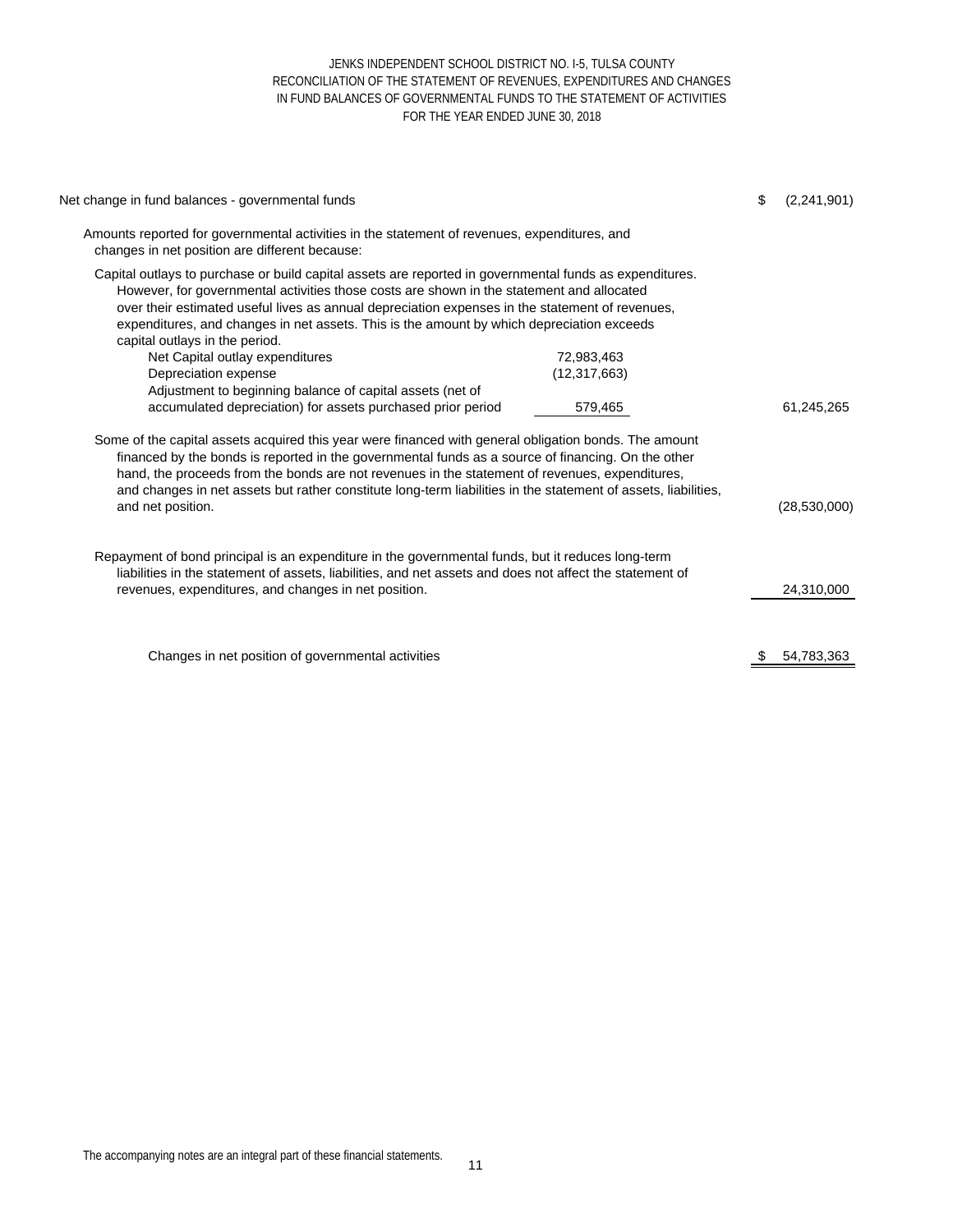# JENKS INDEPENDENT SCHOOL DISTRICT NO. I-5, TULSA COUNTY
## RECONCILIATION OF THE STATEMENT OF REVENUES, EXPENDITURES AND CHANGES IN FUND BALANCES OF GOVERNMENTAL FUNDS TO THE STATEMENT OF ACTIVITIES
### FOR THE YEAR ENDED JUNE 30, 2018

| | | |
|---|---|---|
| Net change in fund balances - governmental funds | | $ (2,241,901) |
| Amounts reported for governmental activities in the statement of revenues, expenditures, and changes in net position are different because: | | |
| Capital outlays to purchase or build capital assets are reported in governmental funds as expenditures. However, for governmental activities those costs are shown in the statement and allocated over their estimated useful lives as annual depreciation expenses in the statement of revenues, expenditures, and changes in net assets. This is the amount by which depreciation exceeds capital outlays in the period. | | |
| Net Capital outlay expenditures | 72,983,463 | |
| Depreciation expense | (12,317,663) | |
| Adjustment to beginning balance of capital assets (net of accumulated depreciation) for assets purchased prior period | 579,465 | 61,245,265 |
| Some of the capital assets acquired this year were financed with general obligation bonds. The amount financed by the bonds is reported in the governmental funds as a source of financing. On the other hand, the proceeds from the bonds are not revenues in the statement of revenues, expenditures, and changes in net assets but rather constitute long-term liabilities in the statement of assets, liabilities, and net position. | | (28,530,000) |
| Repayment of bond principal is an expenditure in the governmental funds, but it reduces long-term liabilities in the statement of assets, liabilities, and net assets and does not affect the statement of revenues, expenditures, and changes in net position. | | 24,310,000 |
| Changes in net position of governmental activities | | $ 54,783,363 |

The accompanying notes are an integral part of these financial statements.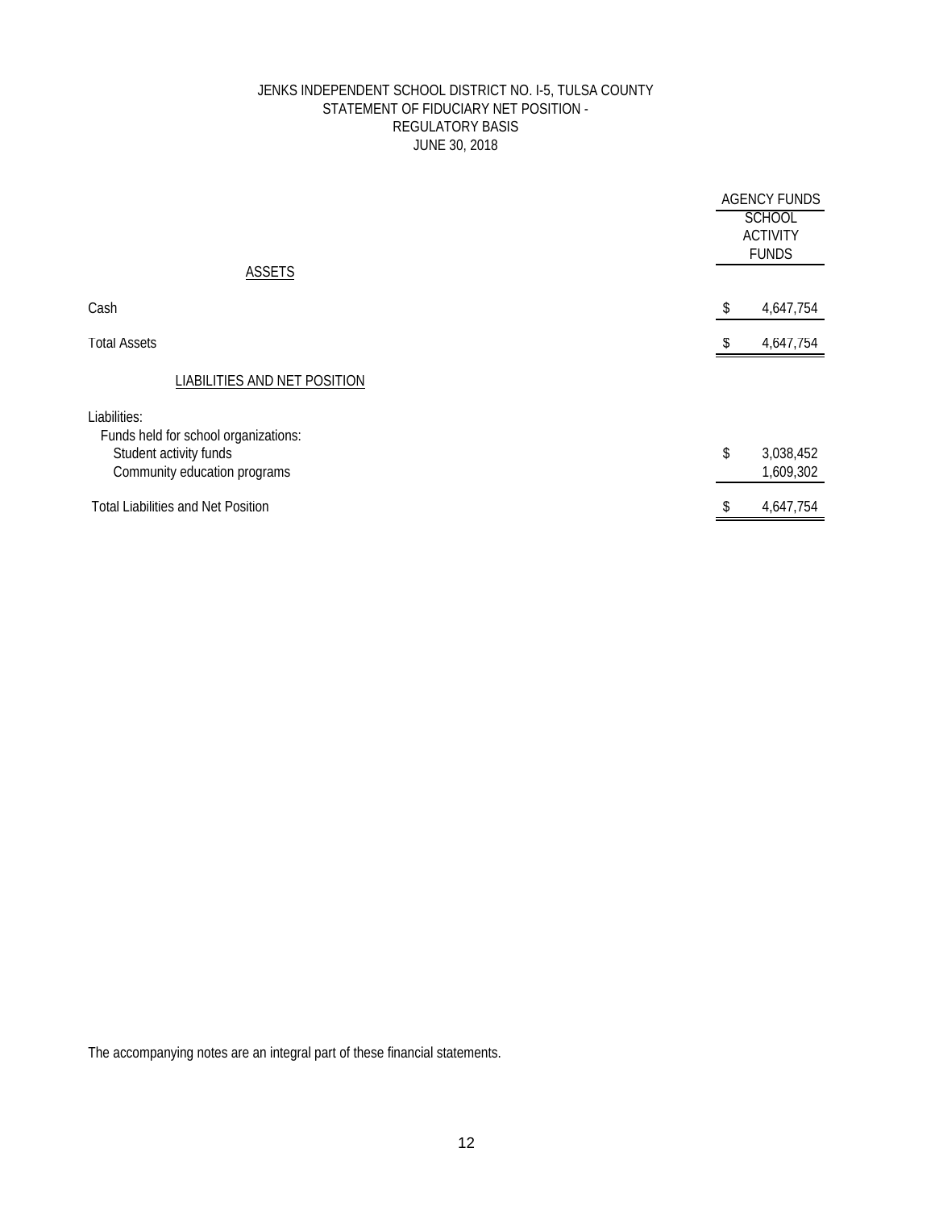# JENKS INDEPENDENT SCHOOL DISTRICT NO. I-5, TULSA COUNTY
## STATEMENT OF FIDUCIARY NET POSITION - REGULATORY BASIS
## JUNE 30, 2018

| | AGENCY FUNDS |
|---|---|
| | SCHOOL ACTIVITY FUNDS |
| ASSETS | |
| Cash | $ 4,647,754 |
| Total Assets | $ 4,647,754 |
| LIABILITIES AND NET POSITION | |
| Liabilities: | |
| Funds held for school organizations: | |
| Student activity funds | $ 3,038,452 |
| Community education programs | 1,609,302 |
| Total Liabilities and Net Position | $ 4,647,754 |

The accompanying notes are an integral part of these financial statements.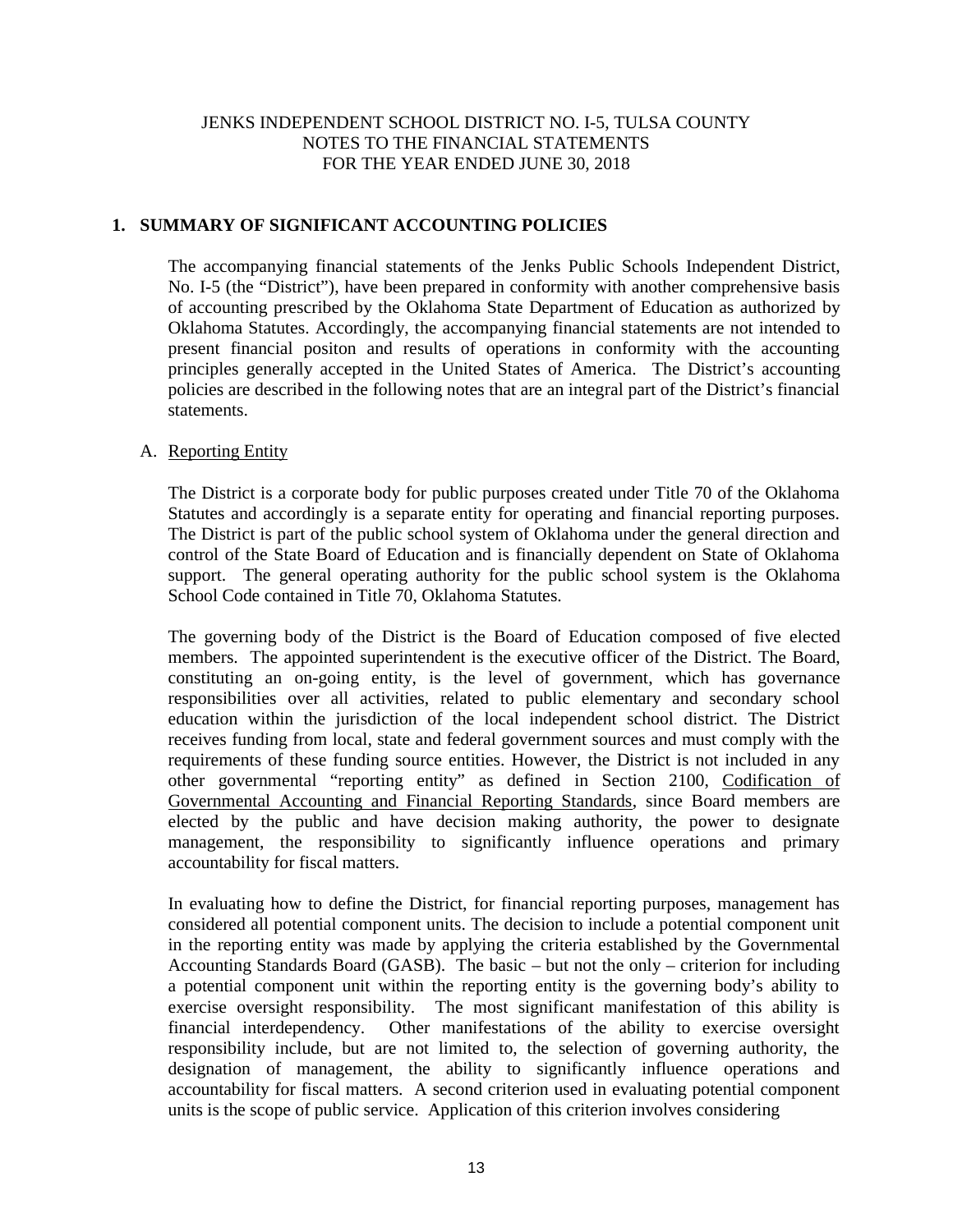JENKS INDEPENDENT SCHOOL DISTRICT NO. I-5, TULSA COUNTY
NOTES TO THE FINANCIAL STATEMENTS
FOR THE YEAR ENDED JUNE 30, 2018

## 1. SUMMARY OF SIGNIFICANT ACCOUNTING POLICIES

The accompanying financial statements of the Jenks Public Schools Independent District, No. I-5 (the "District"), have been prepared in conformity with another comprehensive basis of accounting prescribed by the Oklahoma State Department of Education as authorized by Oklahoma Statutes. Accordingly, the accompanying financial statements are not intended to present financial positon and results of operations in conformity with the accounting principles generally accepted in the United States of America. The District's accounting policies are described in the following notes that are an integral part of the District's financial statements.

A. Reporting Entity

The District is a corporate body for public purposes created under Title 70 of the Oklahoma Statutes and accordingly is a separate entity for operating and financial reporting purposes. The District is part of the public school system of Oklahoma under the general direction and control of the State Board of Education and is financially dependent on State of Oklahoma support. The general operating authority for the public school system is the Oklahoma School Code contained in Title 70, Oklahoma Statutes.

The governing body of the District is the Board of Education composed of five elected members. The appointed superintendent is the executive officer of the District. The Board, constituting an on-going entity, is the level of government, which has governance responsibilities over all activities, related to public elementary and secondary school education within the jurisdiction of the local independent school district. The District receives funding from local, state and federal government sources and must comply with the requirements of these funding source entities. However, the District is not included in any other governmental "reporting entity" as defined in Section 2100, Codification of Governmental Accounting and Financial Reporting Standards, since Board members are elected by the public and have decision making authority, the power to designate management, the responsibility to significantly influence operations and primary accountability for fiscal matters.

In evaluating how to define the District, for financial reporting purposes, management has considered all potential component units. The decision to include a potential component unit in the reporting entity was made by applying the criteria established by the Governmental Accounting Standards Board (GASB). The basic – but not the only – criterion for including a potential component unit within the reporting entity is the governing body's ability to exercise oversight responsibility. The most significant manifestation of this ability is financial interdependency. Other manifestations of the ability to exercise oversight responsibility include, but are not limited to, the selection of governing authority, the designation of management, the ability to significantly influence operations and accountability for fiscal matters. A second criterion used in evaluating potential component units is the scope of public service. Application of this criterion involves considering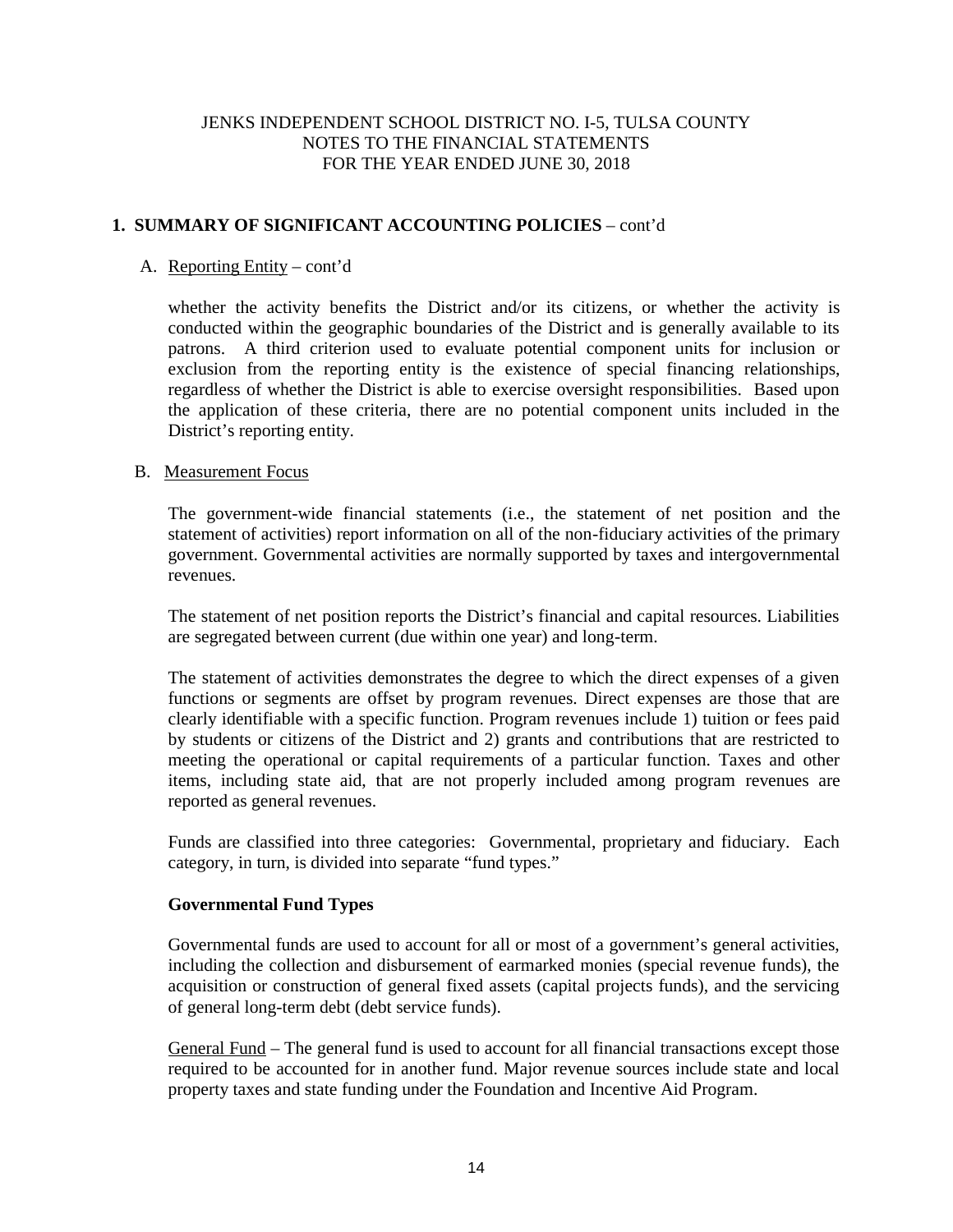JENKS INDEPENDENT SCHOOL DISTRICT NO. I-5, TULSA COUNTY
NOTES TO THE FINANCIAL STATEMENTS
FOR THE YEAR ENDED JUNE 30, 2018

## 1. SUMMARY OF SIGNIFICANT ACCOUNTING POLICIES – cont'd

### A. Reporting Entity – cont'd

whether the activity benefits the District and/or its citizens, or whether the activity is conducted within the geographic boundaries of the District and is generally available to its patrons. A third criterion used to evaluate potential component units for inclusion or exclusion from the reporting entity is the existence of special financing relationships, regardless of whether the District is able to exercise oversight responsibilities. Based upon the application of these criteria, there are no potential component units included in the District's reporting entity.

### B. Measurement Focus

The government-wide financial statements (i.e., the statement of net position and the statement of activities) report information on all of the non-fiduciary activities of the primary government. Governmental activities are normally supported by taxes and intergovernmental revenues.

The statement of net position reports the District's financial and capital resources. Liabilities are segregated between current (due within one year) and long-term.

The statement of activities demonstrates the degree to which the direct expenses of a given functions or segments are offset by program revenues. Direct expenses are those that are clearly identifiable with a specific function. Program revenues include 1) tuition or fees paid by students or citizens of the District and 2) grants and contributions that are restricted to meeting the operational or capital requirements of a particular function. Taxes and other items, including state aid, that are not properly included among program revenues are reported as general revenues.

Funds are classified into three categories: Governmental, proprietary and fiduciary. Each category, in turn, is divided into separate "fund types."

**Governmental Fund Types**

Governmental funds are used to account for all or most of a government's general activities, including the collection and disbursement of earmarked monies (special revenue funds), the acquisition or construction of general fixed assets (capital projects funds), and the servicing of general long-term debt (debt service funds).

General Fund – The general fund is used to account for all financial transactions except those required to be accounted for in another fund. Major revenue sources include state and local property taxes and state funding under the Foundation and Incentive Aid Program.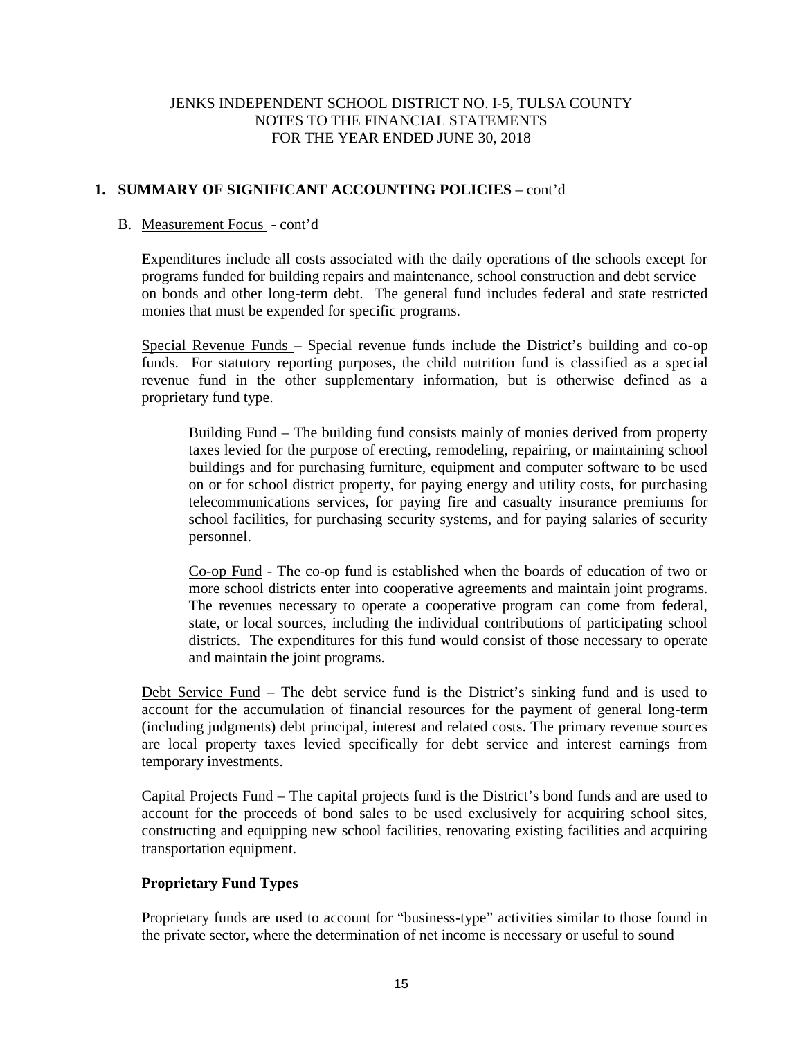JENKS INDEPENDENT SCHOOL DISTRICT NO. I-5, TULSA COUNTY
NOTES TO THE FINANCIAL STATEMENTS
FOR THE YEAR ENDED JUNE 30, 2018

## 1. SUMMARY OF SIGNIFICANT ACCOUNTING POLICIES – cont'd

B. Measurement Focus - cont'd

Expenditures include all costs associated with the daily operations of the schools except for programs funded for building repairs and maintenance, school construction and debt service on bonds and other long-term debt. The general fund includes federal and state restricted monies that must be expended for specific programs.

Special Revenue Funds – Special revenue funds include the District's building and co-op funds. For statutory reporting purposes, the child nutrition fund is classified as a special revenue fund in the other supplementary information, but is otherwise defined as a proprietary fund type.

Building Fund – The building fund consists mainly of monies derived from property taxes levied for the purpose of erecting, remodeling, repairing, or maintaining school buildings and for purchasing furniture, equipment and computer software to be used on or for school district property, for paying energy and utility costs, for purchasing telecommunications services, for paying fire and casualty insurance premiums for school facilities, for purchasing security systems, and for paying salaries of security personnel.

Co-op Fund - The co-op fund is established when the boards of education of two or more school districts enter into cooperative agreements and maintain joint programs. The revenues necessary to operate a cooperative program can come from federal, state, or local sources, including the individual contributions of participating school districts. The expenditures for this fund would consist of those necessary to operate and maintain the joint programs.

Debt Service Fund – The debt service fund is the District's sinking fund and is used to account for the accumulation of financial resources for the payment of general long-term (including judgments) debt principal, interest and related costs. The primary revenue sources are local property taxes levied specifically for debt service and interest earnings from temporary investments.

Capital Projects Fund – The capital projects fund is the District's bond funds and are used to account for the proceeds of bond sales to be used exclusively for acquiring school sites, constructing and equipping new school facilities, renovating existing facilities and acquiring transportation equipment.

**Proprietary Fund Types**

Proprietary funds are used to account for "business-type" activities similar to those found in the private sector, where the determination of net income is necessary or useful to sound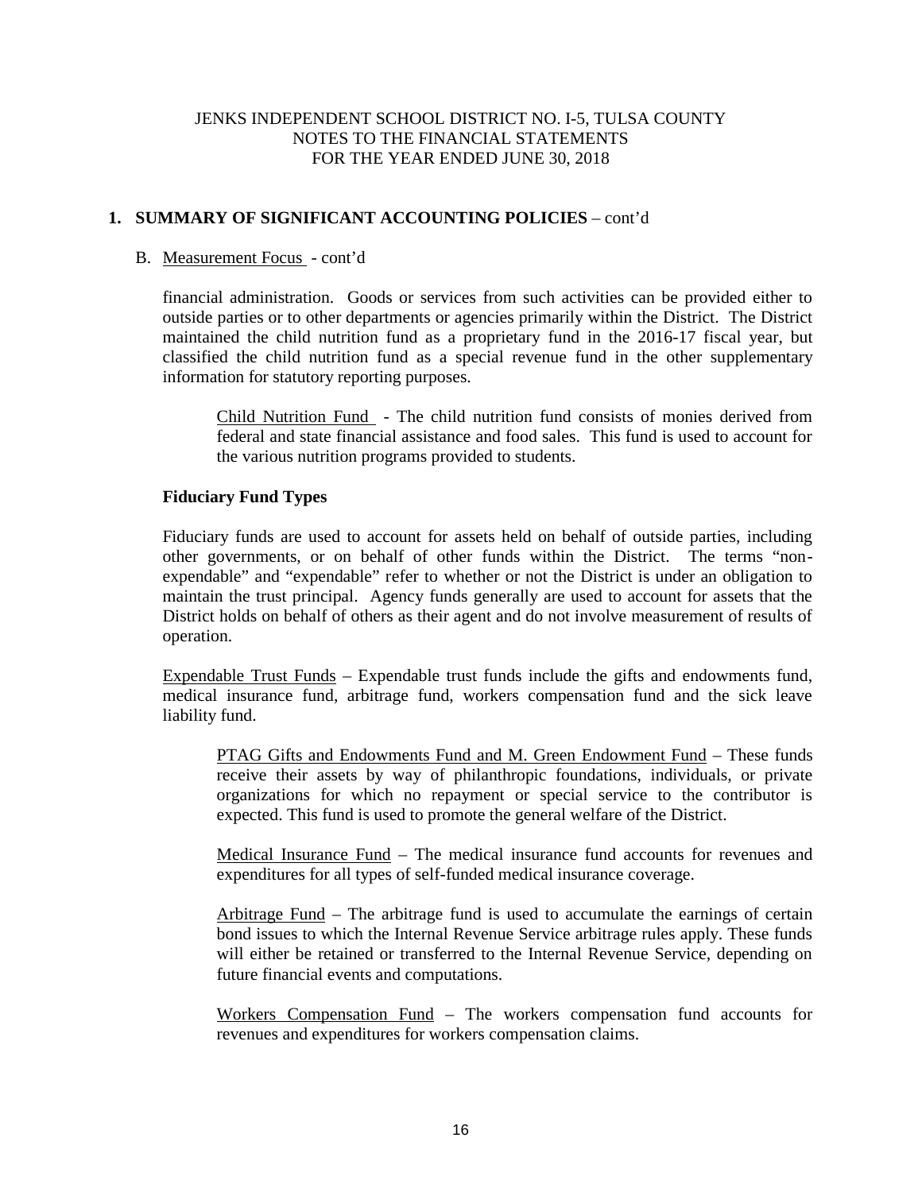## 1. SUMMARY OF SIGNIFICANT ACCOUNTING POLICIES – cont'd

B. Measurement Focus - cont'd

financial administration. Goods or services from such activities can be provided either to outside parties or to other departments or agencies primarily within the District. The District maintained the child nutrition fund as a proprietary fund in the 2016-17 fiscal year, but classified the child nutrition fund as a special revenue fund in the other supplementary information for statutory reporting purposes.

Child Nutrition Fund - The child nutrition fund consists of monies derived from federal and state financial assistance and food sales. This fund is used to account for the various nutrition programs provided to students.

**Fiduciary Fund Types**

Fiduciary funds are used to account for assets held on behalf of outside parties, including other governments, or on behalf of other funds within the District. The terms "non-expendable" and "expendable" refer to whether or not the District is under an obligation to maintain the trust principal. Agency funds generally are used to account for assets that the District holds on behalf of others as their agent and do not involve measurement of results of operation.

Expendable Trust Funds – Expendable trust funds include the gifts and endowments fund, medical insurance fund, arbitrage fund, workers compensation fund and the sick leave liability fund.

PTAG Gifts and Endowments Fund and M. Green Endowment Fund – These funds receive their assets by way of philanthropic foundations, individuals, or private organizations for which no repayment or special service to the contributor is expected. This fund is used to promote the general welfare of the District.

Medical Insurance Fund – The medical insurance fund accounts for revenues and expenditures for all types of self-funded medical insurance coverage.

Arbitrage Fund – The arbitrage fund is used to accumulate the earnings of certain bond issues to which the Internal Revenue Service arbitrage rules apply. These funds will either be retained or transferred to the Internal Revenue Service, depending on future financial events and computations.

Workers Compensation Fund – The workers compensation fund accounts for revenues and expenditures for workers compensation claims.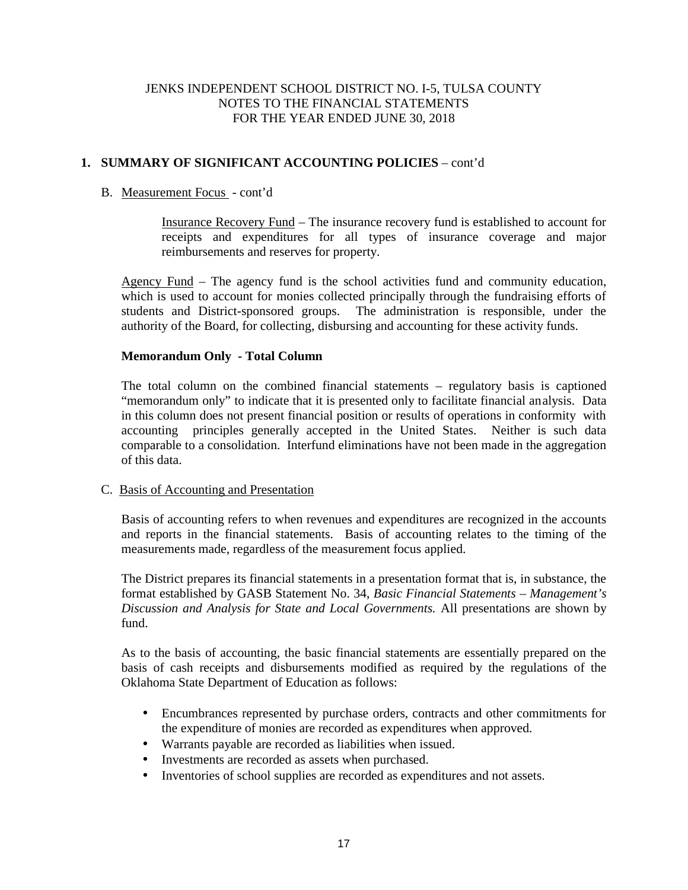JENKS INDEPENDENT SCHOOL DISTRICT NO. I-5, TULSA COUNTY
NOTES TO THE FINANCIAL STATEMENTS
FOR THE YEAR ENDED JUNE 30, 2018

## 1. SUMMARY OF SIGNIFICANT ACCOUNTING POLICIES – cont'd

B. Measurement Focus - cont'd

Insurance Recovery Fund – The insurance recovery fund is established to account for receipts and expenditures for all types of insurance coverage and major reimbursements and reserves for property.

Agency Fund – The agency fund is the school activities fund and community education, which is used to account for monies collected principally through the fundraising efforts of students and District-sponsored groups. The administration is responsible, under the authority of the Board, for collecting, disbursing and accounting for these activity funds.

**Memorandum Only - Total Column**

The total column on the combined financial statements – regulatory basis is captioned "memorandum only" to indicate that it is presented only to facilitate financial analysis. Data in this column does not present financial position or results of operations in conformity with accounting principles generally accepted in the United States. Neither is such data comparable to a consolidation. Interfund eliminations have not been made in the aggregation of this data.

C. Basis of Accounting and Presentation

Basis of accounting refers to when revenues and expenditures are recognized in the accounts and reports in the financial statements. Basis of accounting relates to the timing of the measurements made, regardless of the measurement focus applied.

The District prepares its financial statements in a presentation format that is, in substance, the format established by GASB Statement No. 34, *Basic Financial Statements – Management's Discussion and Analysis for State and Local Governments.* All presentations are shown by fund.

As to the basis of accounting, the basic financial statements are essentially prepared on the basis of cash receipts and disbursements modified as required by the regulations of the Oklahoma State Department of Education as follows:

- Encumbrances represented by purchase orders, contracts and other commitments for the expenditure of monies are recorded as expenditures when approved.
- Warrants payable are recorded as liabilities when issued.
- Investments are recorded as assets when purchased.
- Inventories of school supplies are recorded as expenditures and not assets.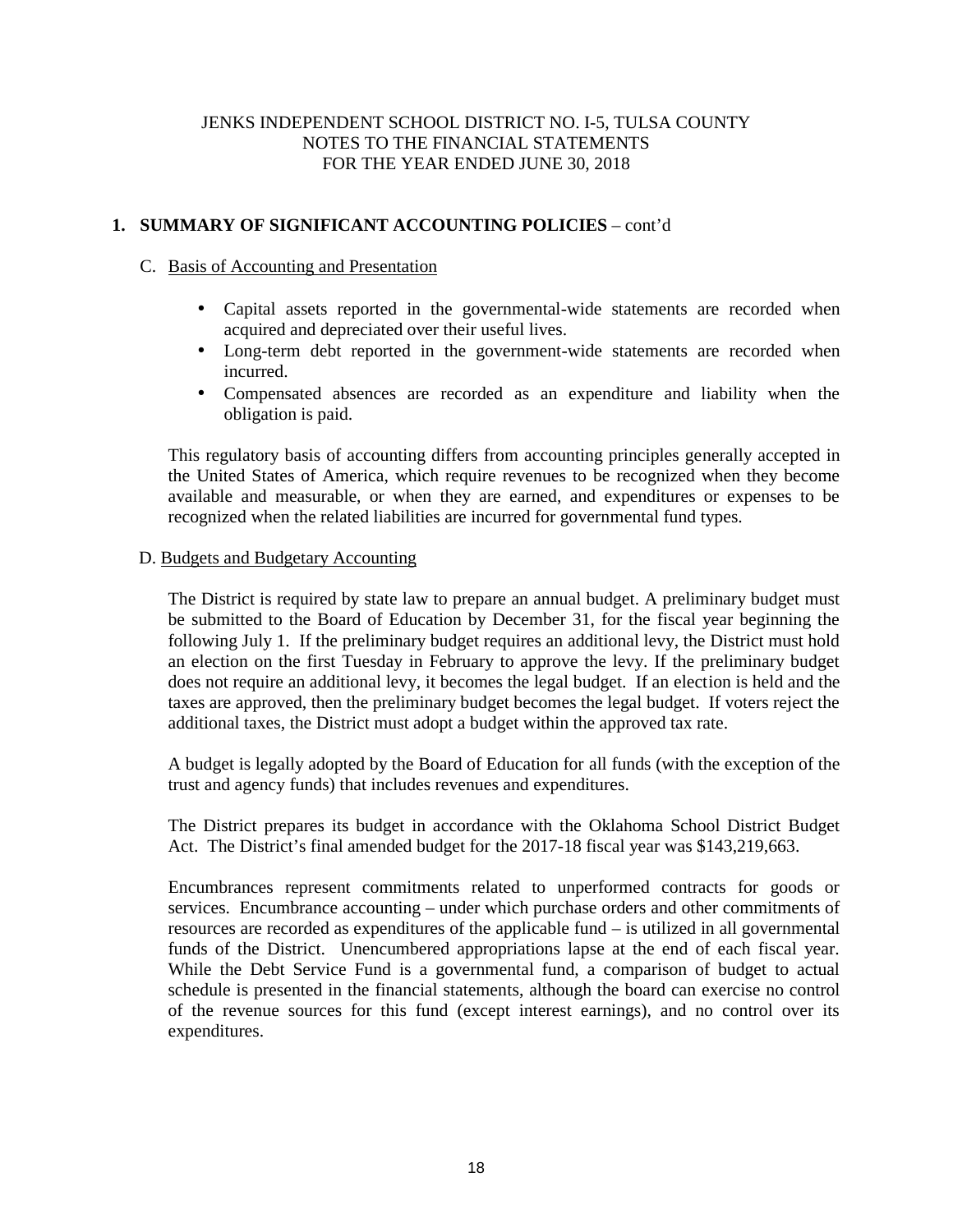JENKS INDEPENDENT SCHOOL DISTRICT NO. I-5, TULSA COUNTY
NOTES TO THE FINANCIAL STATEMENTS
FOR THE YEAR ENDED JUNE 30, 2018

## 1. SUMMARY OF SIGNIFICANT ACCOUNTING POLICIES – cont'd

### C. Basis of Accounting and Presentation

- Capital assets reported in the governmental-wide statements are recorded when acquired and depreciated over their useful lives.
- Long-term debt reported in the government-wide statements are recorded when incurred.
- Compensated absences are recorded as an expenditure and liability when the obligation is paid.

This regulatory basis of accounting differs from accounting principles generally accepted in the United States of America, which require revenues to be recognized when they become available and measurable, or when they are earned, and expenditures or expenses to be recognized when the related liabilities are incurred for governmental fund types.

### D. Budgets and Budgetary Accounting

The District is required by state law to prepare an annual budget. A preliminary budget must be submitted to the Board of Education by December 31, for the fiscal year beginning the following July 1. If the preliminary budget requires an additional levy, the District must hold an election on the first Tuesday in February to approve the levy. If the preliminary budget does not require an additional levy, it becomes the legal budget. If an election is held and the taxes are approved, then the preliminary budget becomes the legal budget. If voters reject the additional taxes, the District must adopt a budget within the approved tax rate.

A budget is legally adopted by the Board of Education for all funds (with the exception of the trust and agency funds) that includes revenues and expenditures.

The District prepares its budget in accordance with the Oklahoma School District Budget Act. The District's final amended budget for the 2017-18 fiscal year was $143,219,663.

Encumbrances represent commitments related to unperformed contracts for goods or services. Encumbrance accounting – under which purchase orders and other commitments of resources are recorded as expenditures of the applicable fund – is utilized in all governmental funds of the District. Unencumbered appropriations lapse at the end of each fiscal year. While the Debt Service Fund is a governmental fund, a comparison of budget to actual schedule is presented in the financial statements, although the board can exercise no control of the revenue sources for this fund (except interest earnings), and no control over its expenditures.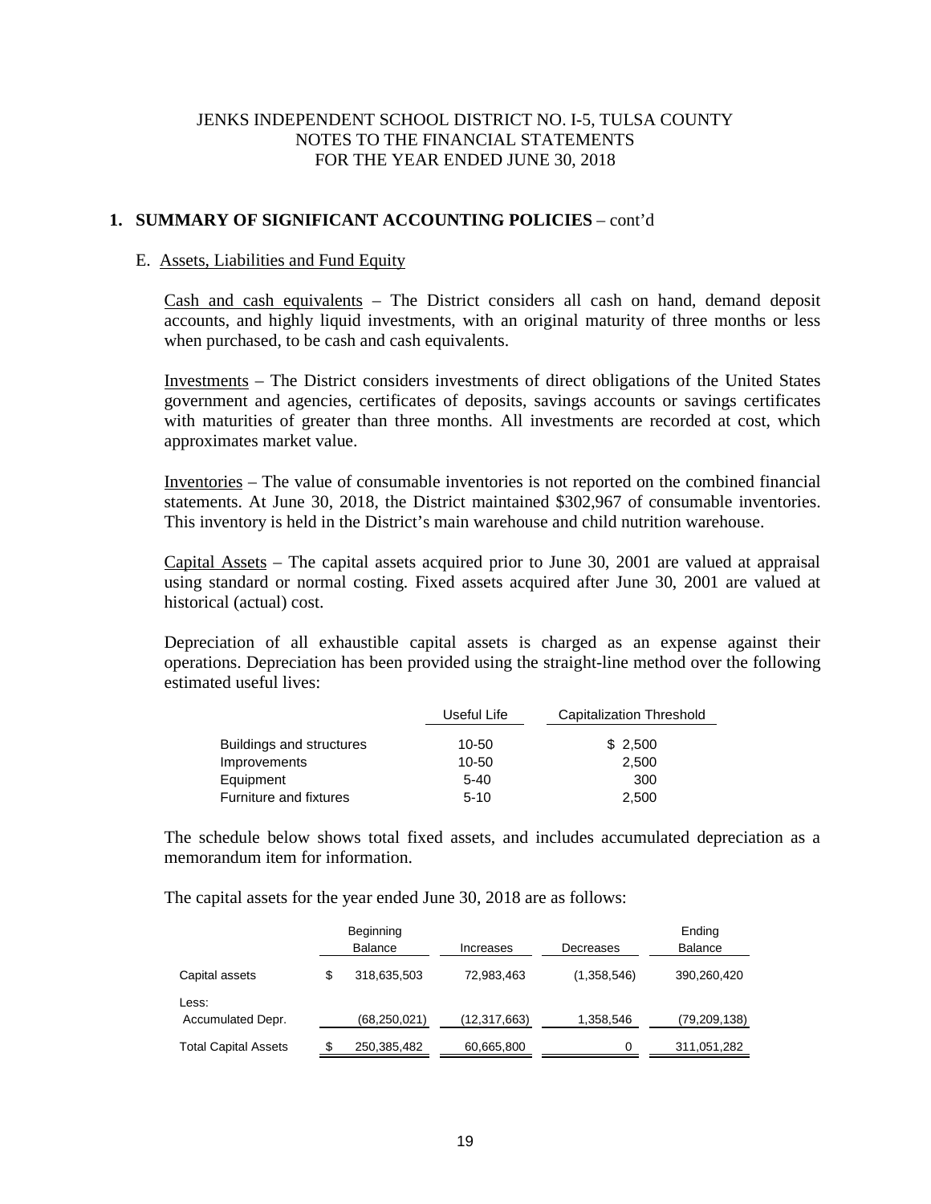JENKS INDEPENDENT SCHOOL DISTRICT NO. I-5, TULSA COUNTY
NOTES TO THE FINANCIAL STATEMENTS
FOR THE YEAR ENDED JUNE 30, 2018

## 1. SUMMARY OF SIGNIFICANT ACCOUNTING POLICIES – cont'd

### E. Assets, Liabilities and Fund Equity

Cash and cash equivalents – The District considers all cash on hand, demand deposit accounts, and highly liquid investments, with an original maturity of three months or less when purchased, to be cash and cash equivalents.

Investments – The District considers investments of direct obligations of the United States government and agencies, certificates of deposits, savings accounts or savings certificates with maturities of greater than three months. All investments are recorded at cost, which approximates market value.

Inventories – The value of consumable inventories is not reported on the combined financial statements. At June 30, 2018, the District maintained $302,967 of consumable inventories. This inventory is held in the District's main warehouse and child nutrition warehouse.

Capital Assets – The capital assets acquired prior to June 30, 2001 are valued at appraisal using standard or normal costing. Fixed assets acquired after June 30, 2001 are valued at historical (actual) cost.

Depreciation of all exhaustible capital assets is charged as an expense against their operations. Depreciation has been provided using the straight-line method over the following estimated useful lives:

| | Useful Life | Capitalization Threshold |
|---|---|---|
| Buildings and structures | 10-50 | $ 2,500 |
| Improvements | 10-50 | 2,500 |
| Equipment | 5-40 | 300 |
| Furniture and fixtures | 5-10 | 2,500 |

The schedule below shows total fixed assets, and includes accumulated depreciation as a memorandum item for information.

The capital assets for the year ended June 30, 2018 are as follows:

| | Beginning Balance | Increases | Decreases | Ending Balance |
|---|---|---|---|---|
| Capital assets | $ 318,635,503 | 72,983,463 | (1,358,546) | 390,260,420 |
| Less: Accumulated Depr. | (68,250,021) | (12,317,663) | 1,358,546 | (79,209,138) |
| Total Capital Assets | $ 250,385,482 | 60,665,800 | 0 | 311,051,282 |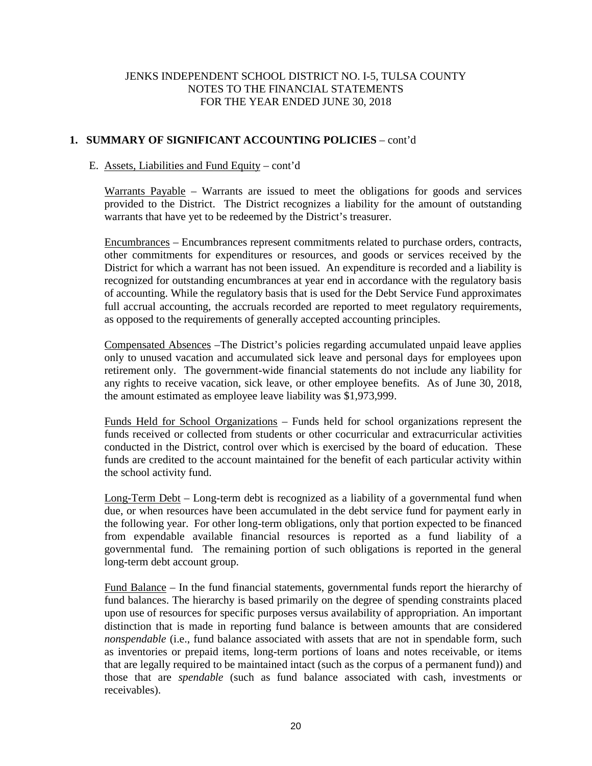JENKS INDEPENDENT SCHOOL DISTRICT NO. I-5, TULSA COUNTY
NOTES TO THE FINANCIAL STATEMENTS
FOR THE YEAR ENDED JUNE 30, 2018

## 1. SUMMARY OF SIGNIFICANT ACCOUNTING POLICIES – cont'd

### E. Assets, Liabilities and Fund Equity – cont'd

Warrants Payable – Warrants are issued to meet the obligations for goods and services provided to the District. The District recognizes a liability for the amount of outstanding warrants that have yet to be redeemed by the District's treasurer.

Encumbrances – Encumbrances represent commitments related to purchase orders, contracts, other commitments for expenditures or resources, and goods or services received by the District for which a warrant has not been issued. An expenditure is recorded and a liability is recognized for outstanding encumbrances at year end in accordance with the regulatory basis of accounting. While the regulatory basis that is used for the Debt Service Fund approximates full accrual accounting, the accruals recorded are reported to meet regulatory requirements, as opposed to the requirements of generally accepted accounting principles.

Compensated Absences –The District's policies regarding accumulated unpaid leave applies only to unused vacation and accumulated sick leave and personal days for employees upon retirement only. The government-wide financial statements do not include any liability for any rights to receive vacation, sick leave, or other employee benefits. As of June 30, 2018, the amount estimated as employee leave liability was $1,973,999.

Funds Held for School Organizations – Funds held for school organizations represent the funds received or collected from students or other cocurricular and extracurricular activities conducted in the District, control over which is exercised by the board of education. These funds are credited to the account maintained for the benefit of each particular activity within the school activity fund.

Long-Term Debt – Long-term debt is recognized as a liability of a governmental fund when due, or when resources have been accumulated in the debt service fund for payment early in the following year. For other long-term obligations, only that portion expected to be financed from expendable available financial resources is reported as a fund liability of a governmental fund. The remaining portion of such obligations is reported in the general long-term debt account group.

Fund Balance – In the fund financial statements, governmental funds report the hierarchy of fund balances. The hierarchy is based primarily on the degree of spending constraints placed upon use of resources for specific purposes versus availability of appropriation. An important distinction that is made in reporting fund balance is between amounts that are considered *nonspendable* (i.e., fund balance associated with assets that are not in spendable form, such as inventories or prepaid items, long-term portions of loans and notes receivable, or items that are legally required to be maintained intact (such as the corpus of a permanent fund)) and those that are *spendable* (such as fund balance associated with cash, investments or receivables).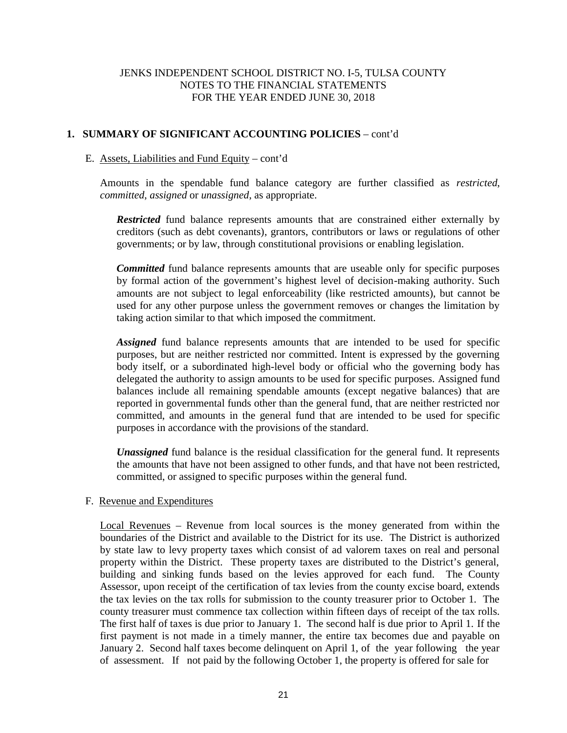JENKS INDEPENDENT SCHOOL DISTRICT NO. I-5, TULSA COUNTY
NOTES TO THE FINANCIAL STATEMENTS
FOR THE YEAR ENDED JUNE 30, 2018

## 1. SUMMARY OF SIGNIFICANT ACCOUNTING POLICIES – cont'd

### E. Assets, Liabilities and Fund Equity – cont'd

Amounts in the spendable fund balance category are further classified as *restricted*, *committed*, *assigned* or *unassigned*, as appropriate.

***Restricted*** fund balance represents amounts that are constrained either externally by creditors (such as debt covenants), grantors, contributors or laws or regulations of other governments; or by law, through constitutional provisions or enabling legislation.

***Committed*** fund balance represents amounts that are useable only for specific purposes by formal action of the government's highest level of decision-making authority. Such amounts are not subject to legal enforceability (like restricted amounts), but cannot be used for any other purpose unless the government removes or changes the limitation by taking action similar to that which imposed the commitment.

***Assigned*** fund balance represents amounts that are intended to be used for specific purposes, but are neither restricted nor committed. Intent is expressed by the governing body itself, or a subordinated high-level body or official who the governing body has delegated the authority to assign amounts to be used for specific purposes. Assigned fund balances include all remaining spendable amounts (except negative balances) that are reported in governmental funds other than the general fund, that are neither restricted nor committed, and amounts in the general fund that are intended to be used for specific purposes in accordance with the provisions of the standard.

***Unassigned*** fund balance is the residual classification for the general fund. It represents the amounts that have not been assigned to other funds, and that have not been restricted, committed, or assigned to specific purposes within the general fund.

### F. Revenue and Expenditures

Local Revenues – Revenue from local sources is the money generated from within the boundaries of the District and available to the District for its use. The District is authorized by state law to levy property taxes which consist of ad valorem taxes on real and personal property within the District. These property taxes are distributed to the District's general, building and sinking funds based on the levies approved for each fund. The County Assessor, upon receipt of the certification of tax levies from the county excise board, extends the tax levies on the tax rolls for submission to the county treasurer prior to October 1. The county treasurer must commence tax collection within fifteen days of receipt of the tax rolls. The first half of taxes is due prior to January 1. The second half is due prior to April 1. If the first payment is not made in a timely manner, the entire tax becomes due and payable on January 2. Second half taxes become delinquent on April 1, of the year following the year of assessment. If not paid by the following October 1, the property is offered for sale for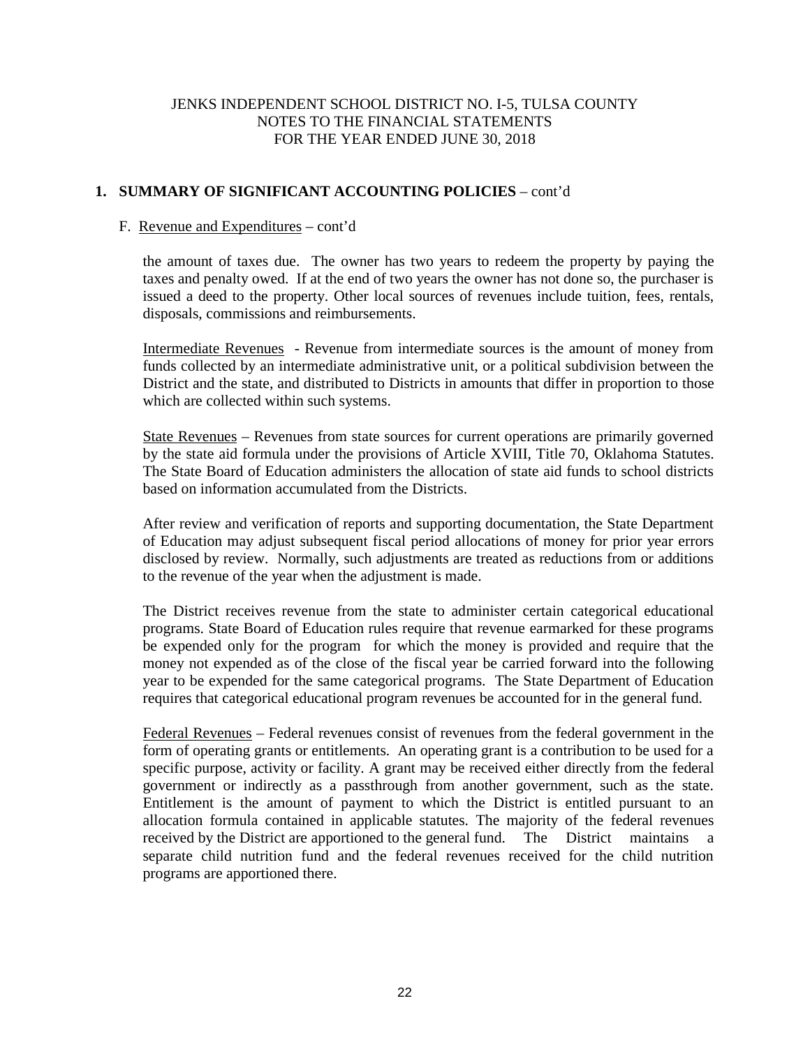JENKS INDEPENDENT SCHOOL DISTRICT NO. I-5, TULSA COUNTY
NOTES TO THE FINANCIAL STATEMENTS
FOR THE YEAR ENDED JUNE 30, 2018

## 1. SUMMARY OF SIGNIFICANT ACCOUNTING POLICIES – cont'd

F. Revenue and Expenditures – cont'd

the amount of taxes due. The owner has two years to redeem the property by paying the taxes and penalty owed. If at the end of two years the owner has not done so, the purchaser is issued a deed to the property. Other local sources of revenues include tuition, fees, rentals, disposals, commissions and reimbursements.

Intermediate Revenues - Revenue from intermediate sources is the amount of money from funds collected by an intermediate administrative unit, or a political subdivision between the District and the state, and distributed to Districts in amounts that differ in proportion to those which are collected within such systems.

State Revenues – Revenues from state sources for current operations are primarily governed by the state aid formula under the provisions of Article XVIII, Title 70, Oklahoma Statutes. The State Board of Education administers the allocation of state aid funds to school districts based on information accumulated from the Districts.

After review and verification of reports and supporting documentation, the State Department of Education may adjust subsequent fiscal period allocations of money for prior year errors disclosed by review. Normally, such adjustments are treated as reductions from or additions to the revenue of the year when the adjustment is made.

The District receives revenue from the state to administer certain categorical educational programs. State Board of Education rules require that revenue earmarked for these programs be expended only for the program for which the money is provided and require that the money not expended as of the close of the fiscal year be carried forward into the following year to be expended for the same categorical programs. The State Department of Education requires that categorical educational program revenues be accounted for in the general fund.

Federal Revenues – Federal revenues consist of revenues from the federal government in the form of operating grants or entitlements. An operating grant is a contribution to be used for a specific purpose, activity or facility. A grant may be received either directly from the federal government or indirectly as a passthrough from another government, such as the state. Entitlement is the amount of payment to which the District is entitled pursuant to an allocation formula contained in applicable statutes. The majority of the federal revenues received by the District are apportioned to the general fund. The District maintains a separate child nutrition fund and the federal revenues received for the child nutrition programs are apportioned there.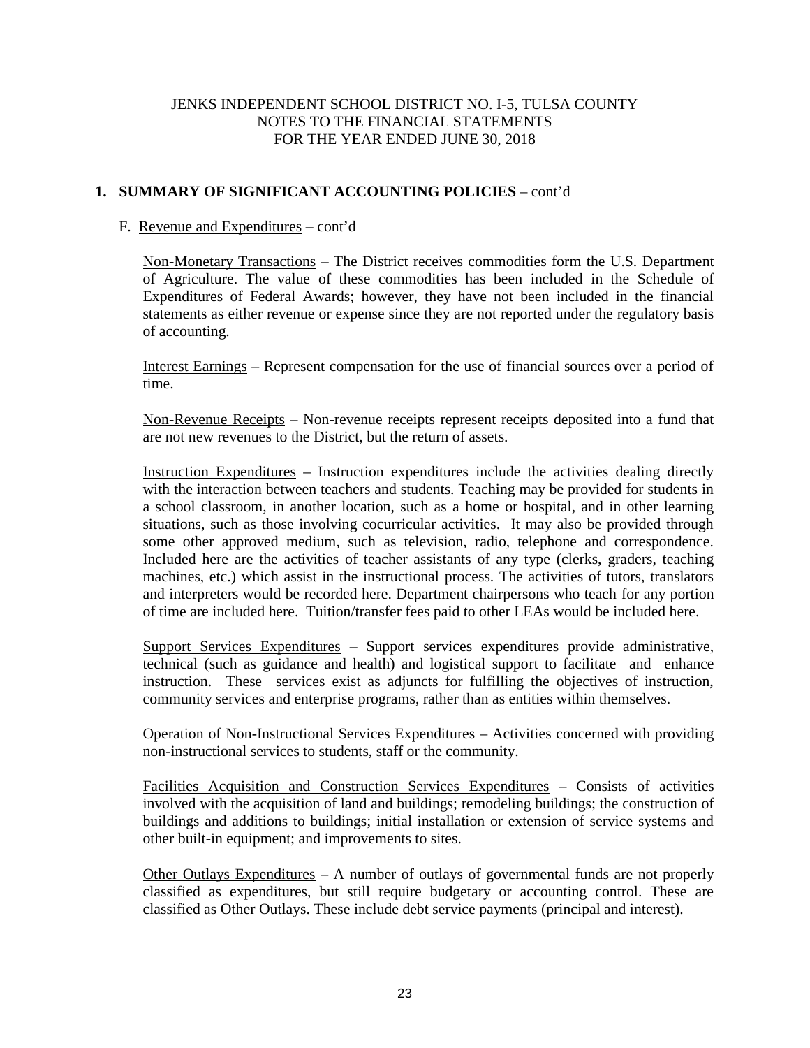JENKS INDEPENDENT SCHOOL DISTRICT NO. I-5, TULSA COUNTY
NOTES TO THE FINANCIAL STATEMENTS
FOR THE YEAR ENDED JUNE 30, 2018

## 1. SUMMARY OF SIGNIFICANT ACCOUNTING POLICIES – cont'd

F. Revenue and Expenditures – cont'd

Non-Monetary Transactions – The District receives commodities form the U.S. Department of Agriculture. The value of these commodities has been included in the Schedule of Expenditures of Federal Awards; however, they have not been included in the financial statements as either revenue or expense since they are not reported under the regulatory basis of accounting.

Interest Earnings – Represent compensation for the use of financial sources over a period of time.

Non-Revenue Receipts – Non-revenue receipts represent receipts deposited into a fund that are not new revenues to the District, but the return of assets.

Instruction Expenditures – Instruction expenditures include the activities dealing directly with the interaction between teachers and students. Teaching may be provided for students in a school classroom, in another location, such as a home or hospital, and in other learning situations, such as those involving cocurricular activities. It may also be provided through some other approved medium, such as television, radio, telephone and correspondence. Included here are the activities of teacher assistants of any type (clerks, graders, teaching machines, etc.) which assist in the instructional process. The activities of tutors, translators and interpreters would be recorded here. Department chairpersons who teach for any portion of time are included here. Tuition/transfer fees paid to other LEAs would be included here.

Support Services Expenditures – Support services expenditures provide administrative, technical (such as guidance and health) and logistical support to facilitate and enhance instruction. These services exist as adjuncts for fulfilling the objectives of instruction, community services and enterprise programs, rather than as entities within themselves.

Operation of Non-Instructional Services Expenditures – Activities concerned with providing non-instructional services to students, staff or the community.

Facilities Acquisition and Construction Services Expenditures – Consists of activities involved with the acquisition of land and buildings; remodeling buildings; the construction of buildings and additions to buildings; initial installation or extension of service systems and other built-in equipment; and improvements to sites.

Other Outlays Expenditures – A number of outlays of governmental funds are not properly classified as expenditures, but still require budgetary or accounting control. These are classified as Other Outlays. These include debt service payments (principal and interest).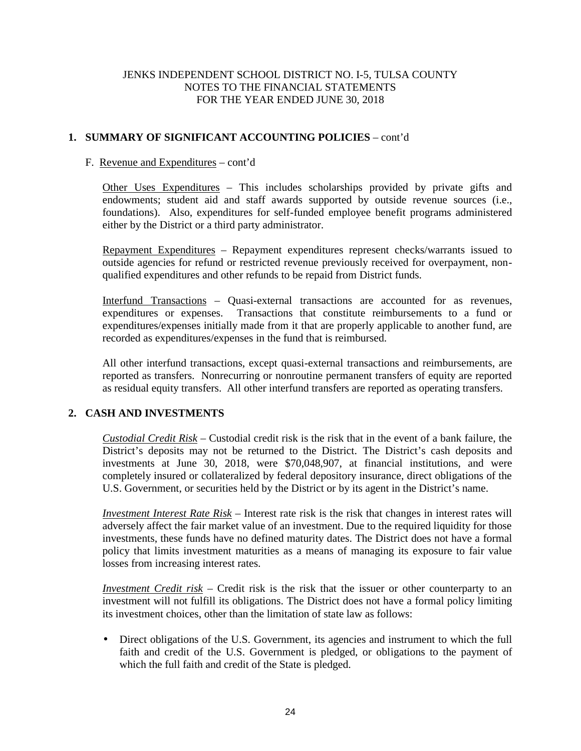JENKS INDEPENDENT SCHOOL DISTRICT NO. I-5, TULSA COUNTY
NOTES TO THE FINANCIAL STATEMENTS
FOR THE YEAR ENDED JUNE 30, 2018

## 1. SUMMARY OF SIGNIFICANT ACCOUNTING POLICIES – cont'd

F. Revenue and Expenditures – cont'd

Other Uses Expenditures – This includes scholarships provided by private gifts and endowments; student aid and staff awards supported by outside revenue sources (i.e., foundations). Also, expenditures for self-funded employee benefit programs administered either by the District or a third party administrator.

Repayment Expenditures – Repayment expenditures represent checks/warrants issued to outside agencies for refund or restricted revenue previously received for overpayment, non-qualified expenditures and other refunds to be repaid from District funds.

Interfund Transactions – Quasi-external transactions are accounted for as revenues, expenditures or expenses. Transactions that constitute reimbursements to a fund or expenditures/expenses initially made from it that are properly applicable to another fund, are recorded as expenditures/expenses in the fund that is reimbursed.

All other interfund transactions, except quasi-external transactions and reimbursements, are reported as transfers. Nonrecurring or nonroutine permanent transfers of equity are reported as residual equity transfers. All other interfund transfers are reported as operating transfers.

## 2. CASH AND INVESTMENTS

*Custodial Credit Risk* – Custodial credit risk is the risk that in the event of a bank failure, the District's deposits may not be returned to the District. The District's cash deposits and investments at June 30, 2018, were $70,048,907, at financial institutions, and were completely insured or collateralized by federal depository insurance, direct obligations of the U.S. Government, or securities held by the District or by its agent in the District's name.

*Investment Interest Rate Risk* – Interest rate risk is the risk that changes in interest rates will adversely affect the fair market value of an investment. Due to the required liquidity for those investments, these funds have no defined maturity dates. The District does not have a formal policy that limits investment maturities as a means of managing its exposure to fair value losses from increasing interest rates.

*Investment Credit risk* – Credit risk is the risk that the issuer or other counterparty to an investment will not fulfill its obligations. The District does not have a formal policy limiting its investment choices, other than the limitation of state law as follows:

- Direct obligations of the U.S. Government, its agencies and instrument to which the full faith and credit of the U.S. Government is pledged, or obligations to the payment of which the full faith and credit of the State is pledged.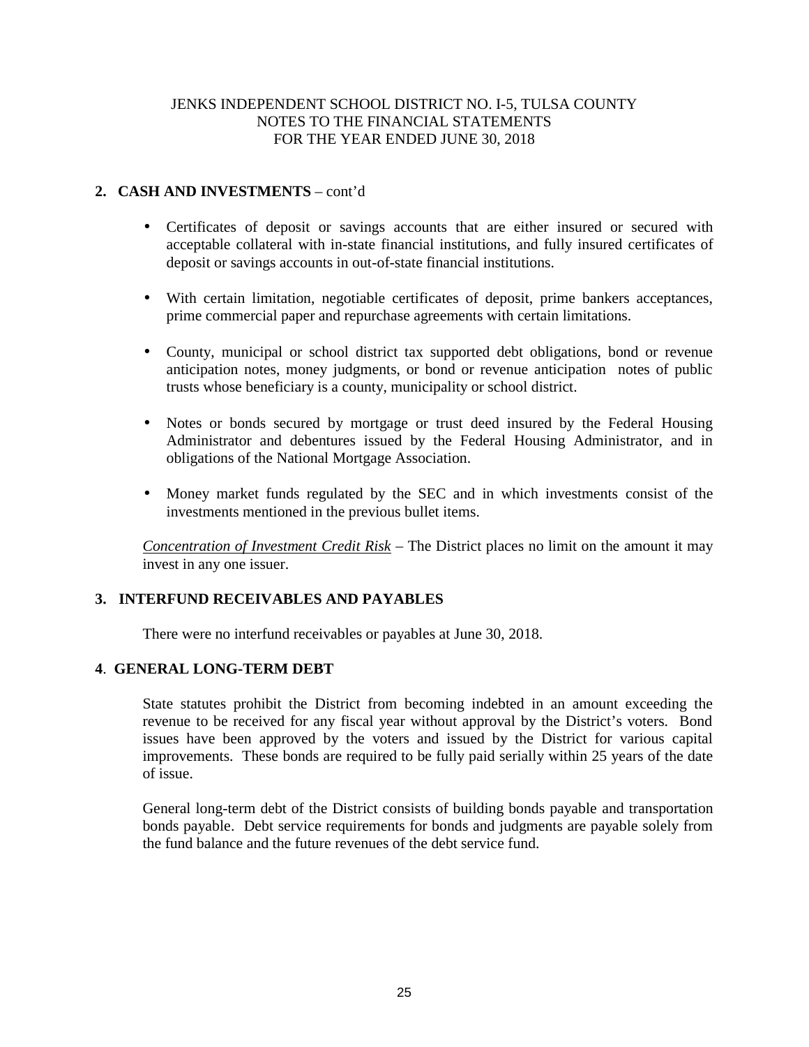## 2. CASH AND INVESTMENTS – cont'd

- Certificates of deposit or savings accounts that are either insured or secured with acceptable collateral with in-state financial institutions, and fully insured certificates of deposit or savings accounts in out-of-state financial institutions.
- With certain limitation, negotiable certificates of deposit, prime bankers acceptances, prime commercial paper and repurchase agreements with certain limitations.
- County, municipal or school district tax supported debt obligations, bond or revenue anticipation notes, money judgments, or bond or revenue anticipation notes of public trusts whose beneficiary is a county, municipality or school district.
- Notes or bonds secured by mortgage or trust deed insured by the Federal Housing Administrator and debentures issued by the Federal Housing Administrator, and in obligations of the National Mortgage Association.
- Money market funds regulated by the SEC and in which investments consist of the investments mentioned in the previous bullet items.

*Concentration of Investment Credit Risk* – The District places no limit on the amount it may invest in any one issuer.

## 3. INTERFUND RECEIVABLES AND PAYABLES

There were no interfund receivables or payables at June 30, 2018.

## 4. GENERAL LONG-TERM DEBT

State statutes prohibit the District from becoming indebted in an amount exceeding the revenue to be received for any fiscal year without approval by the District's voters. Bond issues have been approved by the voters and issued by the District for various capital improvements. These bonds are required to be fully paid serially within 25 years of the date of issue.

General long-term debt of the District consists of building bonds payable and transportation bonds payable. Debt service requirements for bonds and judgments are payable solely from the fund balance and the future revenues of the debt service fund.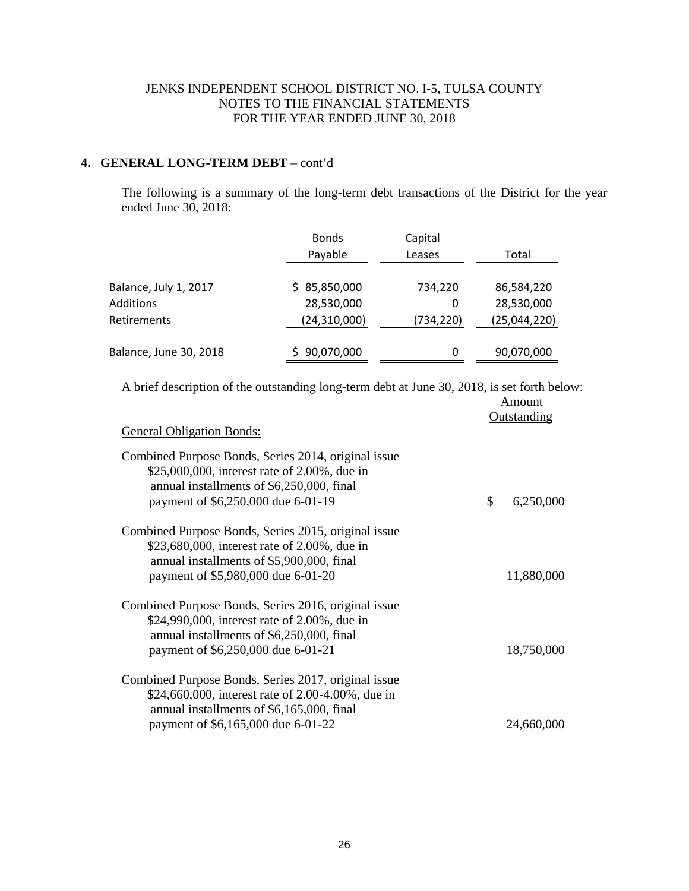## 4. GENERAL LONG-TERM DEBT – cont'd

The following is a summary of the long-term debt transactions of the District for the year ended June 30, 2018:

| | Bonds Payable | Capital Leases | Total |
|---|---|---|---|
| Balance, July 1, 2017 | $ 85,850,000 | 734,220 | 86,584,220 |
| Additions | 28,530,000 | 0 | 28,530,000 |
| Retirements | (24,310,000) | (734,220) | (25,044,220) |
| Balance, June 30, 2018 | $ 90,070,000 | 0 | 90,070,000 |

A brief description of the outstanding long-term debt at June 30, 2018, is set forth below:

| General Obligation Bonds: | Amount Outstanding |
|---|---|
| Combined Purpose Bonds, Series 2014, original issue $25,000,000, interest rate of 2.00%, due in annual installments of $6,250,000, final payment of $6,250,000 due 6-01-19 | $ 6,250,000 |
| Combined Purpose Bonds, Series 2015, original issue $23,680,000, interest rate of 2.00%, due in annual installments of $5,900,000, final payment of $5,980,000 due 6-01-20 | 11,880,000 |
| Combined Purpose Bonds, Series 2016, original issue $24,990,000, interest rate of 2.00%, due in annual installments of $6,250,000, final payment of $6,250,000 due 6-01-21 | 18,750,000 |
| Combined Purpose Bonds, Series 2017, original issue $24,660,000, interest rate of 2.00-4.00%, due in annual installments of $6,165,000, final payment of $6,165,000 due 6-01-22 | 24,660,000 |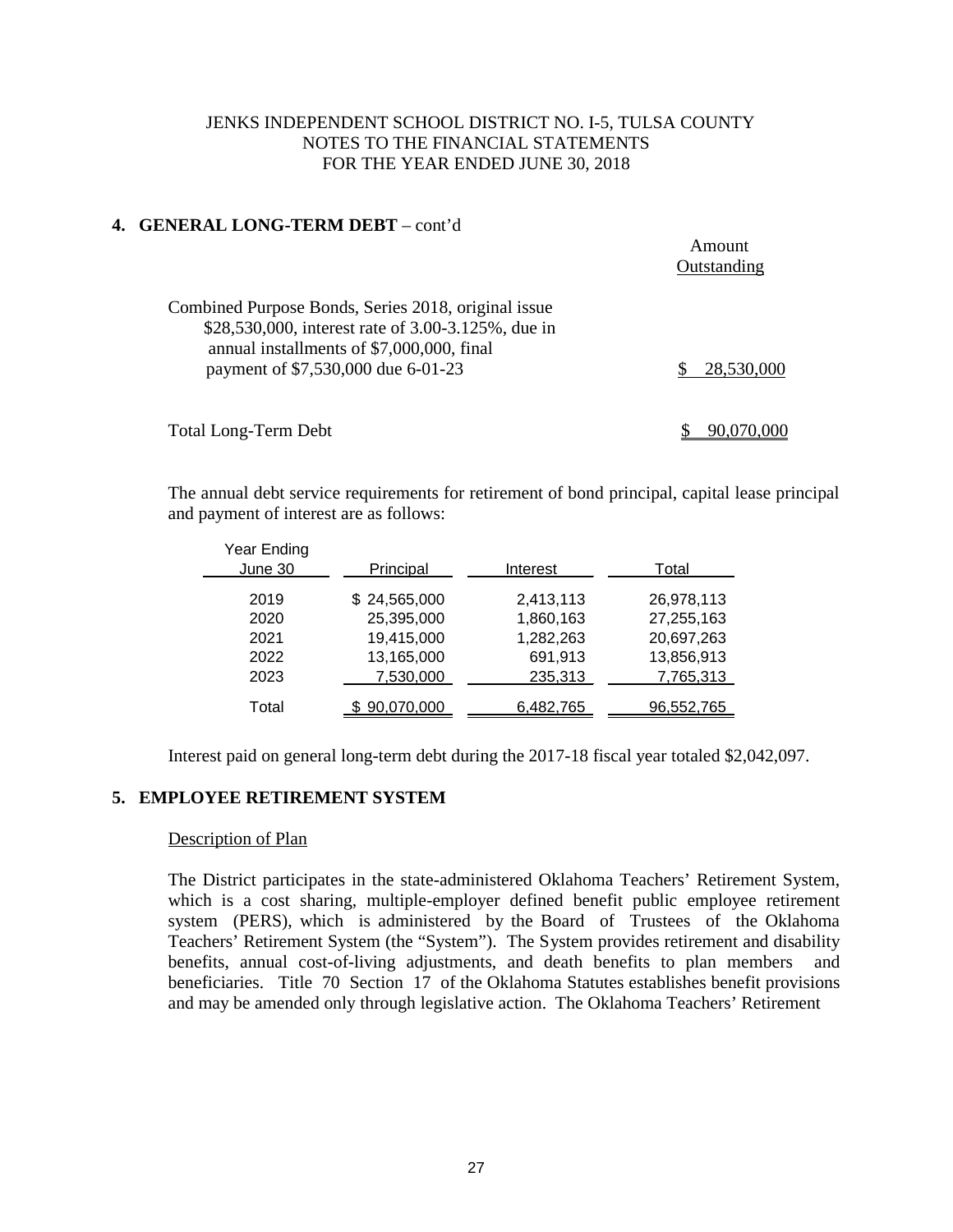JENKS INDEPENDENT SCHOOL DISTRICT NO. I-5, TULSA COUNTY
NOTES TO THE FINANCIAL STATEMENTS
FOR THE YEAR ENDED JUNE 30, 2018

## 4. GENERAL LONG-TERM DEBT – cont'd

| | Amount Outstanding |
|---|---|
| Combined Purpose Bonds, Series 2018, original issue $28,530,000, interest rate of 3.00-3.125%, due in annual installments of $7,000,000, final payment of $7,530,000 due 6-01-23 | $ 28,530,000 |
| Total Long-Term Debt | $ 90,070,000 |

The annual debt service requirements for retirement of bond principal, capital lease principal and payment of interest are as follows:

| Year Ending June 30 | Principal | Interest | Total |
|---|---|---|---|
| 2019 | $ 24,565,000 | 2,413,113 | 26,978,113 |
| 2020 | 25,395,000 | 1,860,163 | 27,255,163 |
| 2021 | 19,415,000 | 1,282,263 | 20,697,263 |
| 2022 | 13,165,000 | 691,913 | 13,856,913 |
| 2023 | 7,530,000 | 235,313 | 7,765,313 |
| Total | $ 90,070,000 | 6,482,765 | 96,552,765 |

Interest paid on general long-term debt during the 2017-18 fiscal year totaled $2,042,097.

## 5. EMPLOYEE RETIREMENT SYSTEM

Description of Plan

The District participates in the state-administered Oklahoma Teachers' Retirement System, which is a cost sharing, multiple-employer defined benefit public employee retirement system (PERS), which is administered by the Board of Trustees of the Oklahoma Teachers' Retirement System (the "System"). The System provides retirement and disability benefits, annual cost-of-living adjustments, and death benefits to plan members and beneficiaries. Title 70 Section 17 of the Oklahoma Statutes establishes benefit provisions and may be amended only through legislative action. The Oklahoma Teachers' Retirement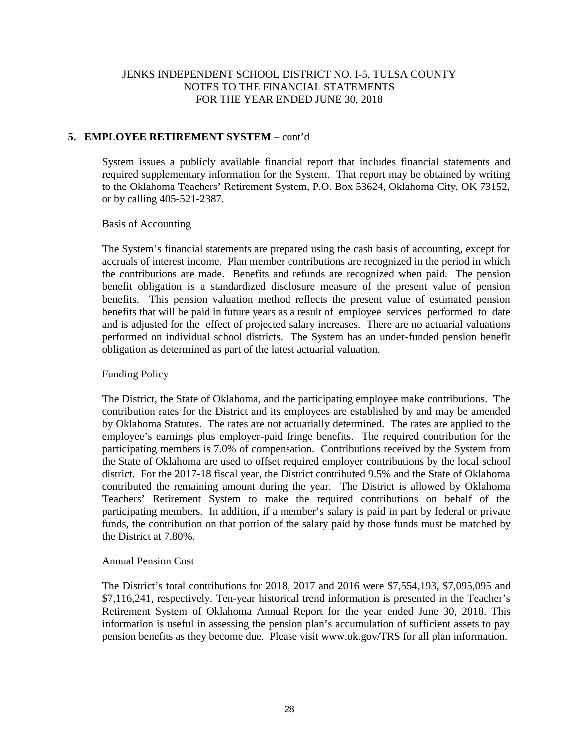JENKS INDEPENDENT SCHOOL DISTRICT NO. I-5, TULSA COUNTY
NOTES TO THE FINANCIAL STATEMENTS
FOR THE YEAR ENDED JUNE 30, 2018

## 5. EMPLOYEE RETIREMENT SYSTEM – cont'd

System issues a publicly available financial report that includes financial statements and required supplementary information for the System. That report may be obtained by writing to the Oklahoma Teachers' Retirement System, P.O. Box 53624, Oklahoma City, OK 73152, or by calling 405-521-2387.

### Basis of Accounting

The System's financial statements are prepared using the cash basis of accounting, except for accruals of interest income. Plan member contributions are recognized in the period in which the contributions are made. Benefits and refunds are recognized when paid. The pension benefit obligation is a standardized disclosure measure of the present value of pension benefits. This pension valuation method reflects the present value of estimated pension benefits that will be paid in future years as a result of employee services performed to date and is adjusted for the effect of projected salary increases. There are no actuarial valuations performed on individual school districts. The System has an under-funded pension benefit obligation as determined as part of the latest actuarial valuation.

### Funding Policy

The District, the State of Oklahoma, and the participating employee make contributions. The contribution rates for the District and its employees are established by and may be amended by Oklahoma Statutes. The rates are not actuarially determined. The rates are applied to the employee's earnings plus employer-paid fringe benefits. The required contribution for the participating members is 7.0% of compensation. Contributions received by the System from the State of Oklahoma are used to offset required employer contributions by the local school district. For the 2017-18 fiscal year, the District contributed 9.5% and the State of Oklahoma contributed the remaining amount during the year. The District is allowed by Oklahoma Teachers' Retirement System to make the required contributions on behalf of the participating members. In addition, if a member's salary is paid in part by federal or private funds, the contribution on that portion of the salary paid by those funds must be matched by the District at 7.80%.

### Annual Pension Cost

The District's total contributions for 2018, 2017 and 2016 were $7,554,193, $7,095,095 and $7,116,241, respectively. Ten-year historical trend information is presented in the Teacher's Retirement System of Oklahoma Annual Report for the year ended June 30, 2018. This information is useful in assessing the pension plan's accumulation of sufficient assets to pay pension benefits as they become due. Please visit www.ok.gov/TRS for all plan information.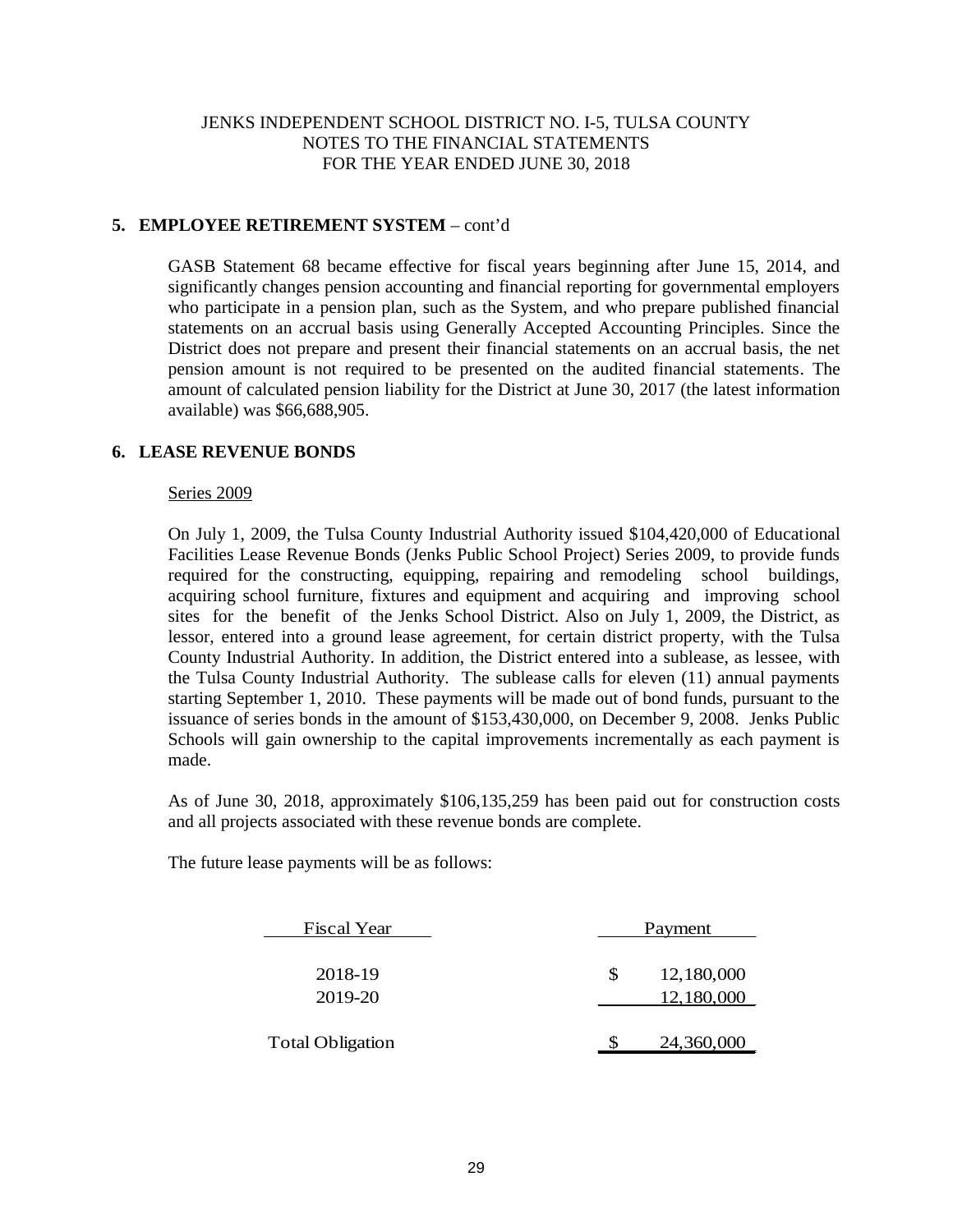JENKS INDEPENDENT SCHOOL DISTRICT NO. I-5, TULSA COUNTY
NOTES TO THE FINANCIAL STATEMENTS
FOR THE YEAR ENDED JUNE 30, 2018

## 5. EMPLOYEE RETIREMENT SYSTEM – cont'd

GASB Statement 68 became effective for fiscal years beginning after June 15, 2014, and significantly changes pension accounting and financial reporting for governmental employers who participate in a pension plan, such as the System, and who prepare published financial statements on an accrual basis using Generally Accepted Accounting Principles. Since the District does not prepare and present their financial statements on an accrual basis, the net pension amount is not required to be presented on the audited financial statements. The amount of calculated pension liability for the District at June 30, 2017 (the latest information available) was $66,688,905.

## 6. LEASE REVENUE BONDS

Series 2009

On July 1, 2009, the Tulsa County Industrial Authority issued $104,420,000 of Educational Facilities Lease Revenue Bonds (Jenks Public School Project) Series 2009, to provide funds required for the constructing, equipping, repairing and remodeling school buildings, acquiring school furniture, fixtures and equipment and acquiring and improving school sites for the benefit of the Jenks School District. Also on July 1, 2009, the District, as lessor, entered into a ground lease agreement, for certain district property, with the Tulsa County Industrial Authority. In addition, the District entered into a sublease, as lessee, with the Tulsa County Industrial Authority. The sublease calls for eleven (11) annual payments starting September 1, 2010. These payments will be made out of bond funds, pursuant to the issuance of series bonds in the amount of $153,430,000, on December 9, 2008. Jenks Public Schools will gain ownership to the capital improvements incrementally as each payment is made.

As of June 30, 2018, approximately $106,135,259 has been paid out for construction costs and all projects associated with these revenue bonds are complete.

The future lease payments will be as follows:

| Fiscal Year | Payment |
|---|---|
| 2018-19 | $ 12,180,000 |
| 2019-20 | 12,180,000 |
| Total Obligation | $ 24,360,000 |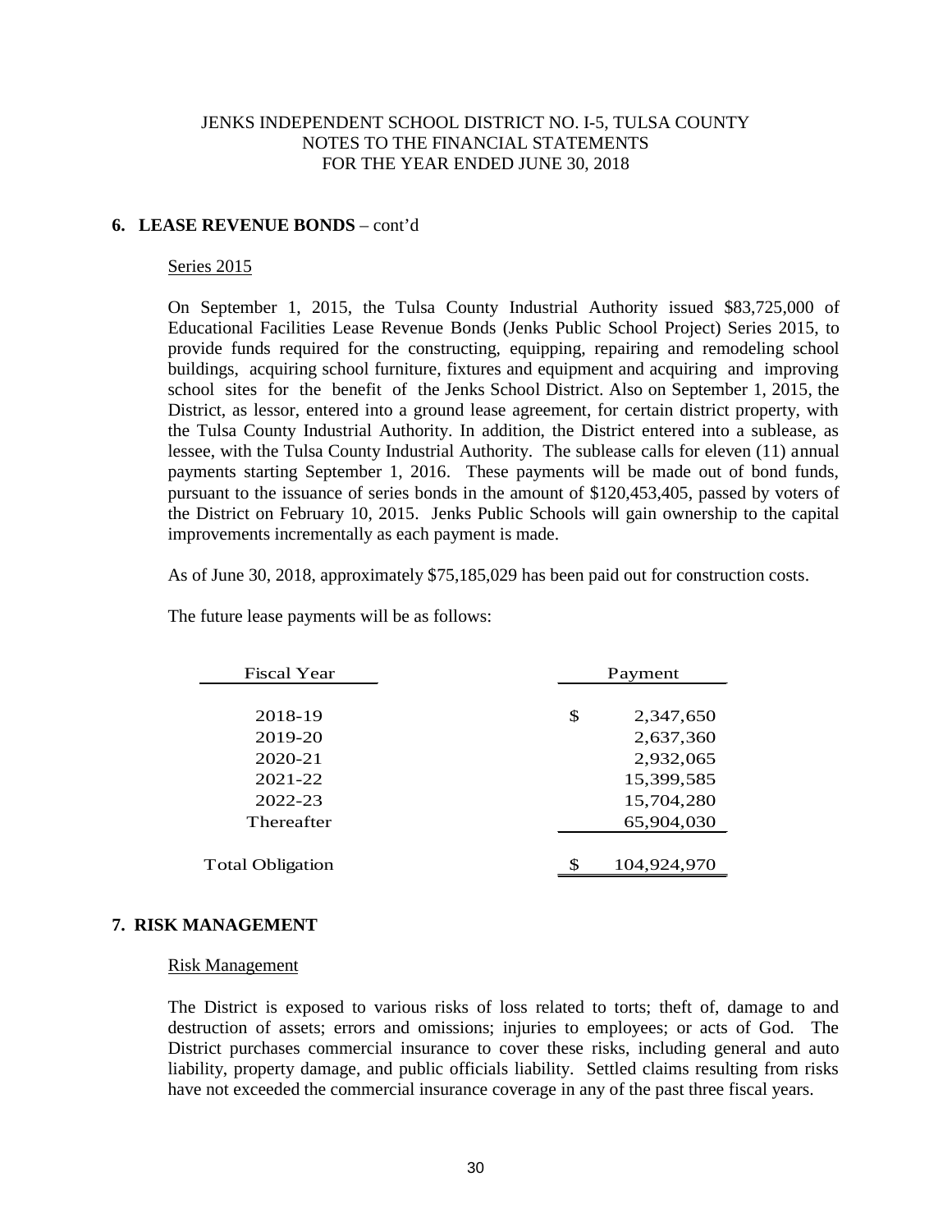## 6. LEASE REVENUE BONDS – cont'd

Series 2015

On September 1, 2015, the Tulsa County Industrial Authority issued $83,725,000 of Educational Facilities Lease Revenue Bonds (Jenks Public School Project) Series 2015, to provide funds required for the constructing, equipping, repairing and remodeling school buildings, acquiring school furniture, fixtures and equipment and acquiring and improving school sites for the benefit of the Jenks School District. Also on September 1, 2015, the District, as lessor, entered into a ground lease agreement, for certain district property, with the Tulsa County Industrial Authority. In addition, the District entered into a sublease, as lessee, with the Tulsa County Industrial Authority. The sublease calls for eleven (11) annual payments starting September 1, 2016. These payments will be made out of bond funds, pursuant to the issuance of series bonds in the amount of $120,453,405, passed by voters of the District on February 10, 2015. Jenks Public Schools will gain ownership to the capital improvements incrementally as each payment is made.

As of June 30, 2018, approximately $75,185,029 has been paid out for construction costs.

The future lease payments will be as follows:

| Fiscal Year | Payment |
|---|---|
| 2018-19 | $ 2,347,650 |
| 2019-20 | 2,637,360 |
| 2020-21 | 2,932,065 |
| 2021-22 | 15,399,585 |
| 2022-23 | 15,704,280 |
| Thereafter | 65,904,030 |
| Total Obligation | $ 104,924,970 |

## 7. RISK MANAGEMENT

Risk Management

The District is exposed to various risks of loss related to torts; theft of, damage to and destruction of assets; errors and omissions; injuries to employees; or acts of God. The District purchases commercial insurance to cover these risks, including general and auto liability, property damage, and public officials liability. Settled claims resulting from risks have not exceeded the commercial insurance coverage in any of the past three fiscal years.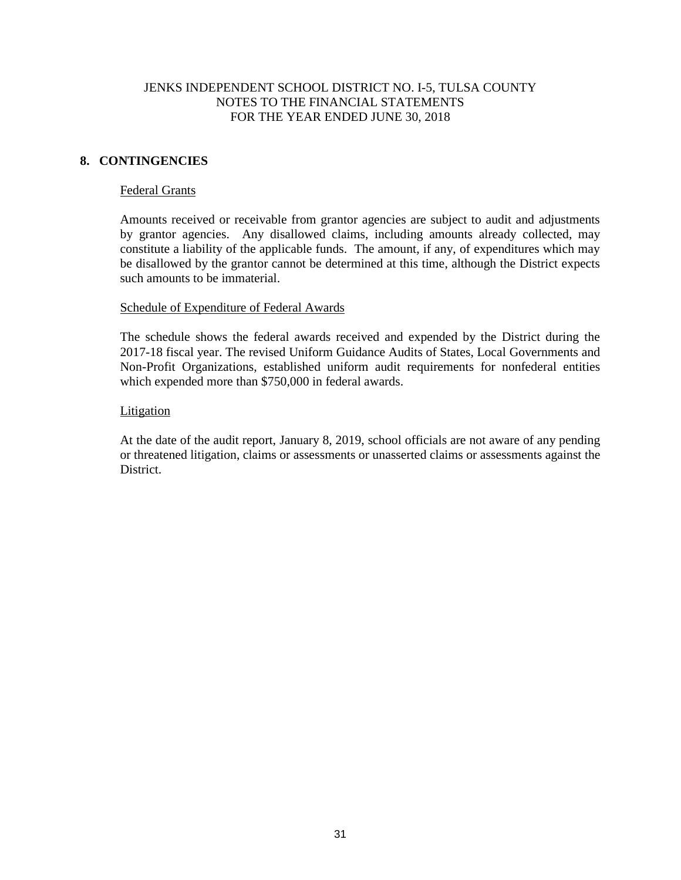# JENKS INDEPENDENT SCHOOL DISTRICT NO. I-5, TULSA COUNTY
## NOTES TO THE FINANCIAL STATEMENTS
## FOR THE YEAR ENDED JUNE 30, 2018

## 8. CONTINGENCIES

### Federal Grants

Amounts received or receivable from grantor agencies are subject to audit and adjustments by grantor agencies. Any disallowed claims, including amounts already collected, may constitute a liability of the applicable funds. The amount, if any, of expenditures which may be disallowed by the grantor cannot be determined at this time, although the District expects such amounts to be immaterial.

### Schedule of Expenditure of Federal Awards

The schedule shows the federal awards received and expended by the District during the 2017-18 fiscal year. The revised Uniform Guidance Audits of States, Local Governments and Non-Profit Organizations, established uniform audit requirements for nonfederal entities which expended more than $750,000 in federal awards.

### Litigation

At the date of the audit report, January 8, 2019, school officials are not aware of any pending or threatened litigation, claims or assessments or unasserted claims or assessments against the District.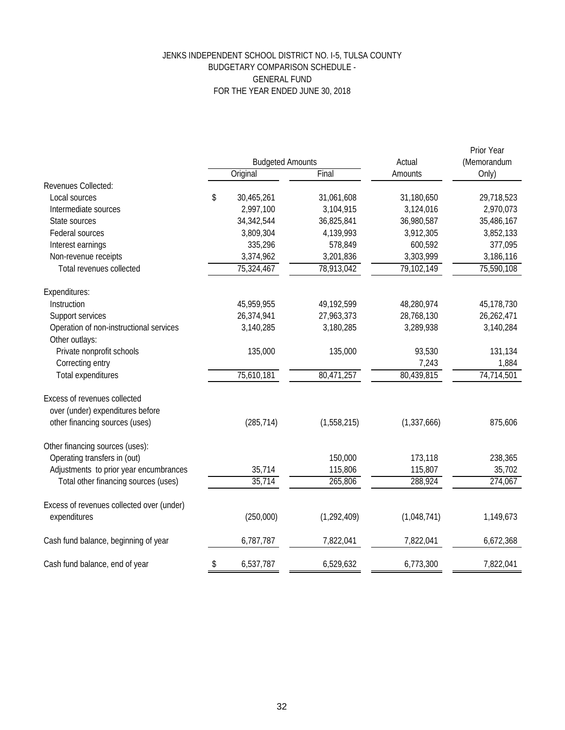# JENKS INDEPENDENT SCHOOL DISTRICT NO. I-5, TULSA COUNTY
## BUDGETARY COMPARISON SCHEDULE - GENERAL FUND
### FOR THE YEAR ENDED JUNE 30, 2018

| | Budgeted Amounts | | Actual | Prior Year (Memorandum |
|---|---|---|---|---|
| | Original | Final | Amounts | Only) |
| Revenues Collected: | | | | |
| Local sources | $ 30,465,261 | 31,061,608 | 31,180,650 | 29,718,523 |
| Intermediate sources | 2,997,100 | 3,104,915 | 3,124,016 | 2,970,073 |
| State sources | 34,342,544 | 36,825,841 | 36,980,587 | 35,486,167 |
| Federal sources | 3,809,304 | 4,139,993 | 3,912,305 | 3,852,133 |
| Interest earnings | 335,296 | 578,849 | 600,592 | 377,095 |
| Non-revenue receipts | 3,374,962 | 3,201,836 | 3,303,999 | 3,186,116 |
| Total revenues collected | 75,324,467 | 78,913,042 | 79,102,149 | 75,590,108 |
| Expenditures: | | | | |
| Instruction | 45,959,955 | 49,192,599 | 48,280,974 | 45,178,730 |
| Support services | 26,374,941 | 27,963,373 | 28,768,130 | 26,262,471 |
| Operation of non-instructional services | 3,140,285 | 3,180,285 | 3,289,938 | 3,140,284 |
| Other outlays: | | | | |
| Private nonprofit schools | 135,000 | 135,000 | 93,530 | 131,134 |
| Correcting entry | | | 7,243 | 1,884 |
| Total expenditures | 75,610,181 | 80,471,257 | 80,439,815 | 74,714,501 |
| Excess of revenues collected over (under) expenditures before other financing sources (uses) | (285,714) | (1,558,215) | (1,337,666) | 875,606 |
| Other financing sources (uses): | | | | |
| Operating transfers in (out) | | 150,000 | 173,118 | 238,365 |
| Adjustments to prior year encumbrances | 35,714 | 115,806 | 115,807 | 35,702 |
| Total other financing sources (uses) | 35,714 | 265,806 | 288,924 | 274,067 |
| Excess of revenues collected over (under) expenditures | (250,000) | (1,292,409) | (1,048,741) | 1,149,673 |
| Cash fund balance, beginning of year | 6,787,787 | 7,822,041 | 7,822,041 | 6,672,368 |
| Cash fund balance, end of year | $ 6,537,787 | 6,529,632 | 6,773,300 | 7,822,041 |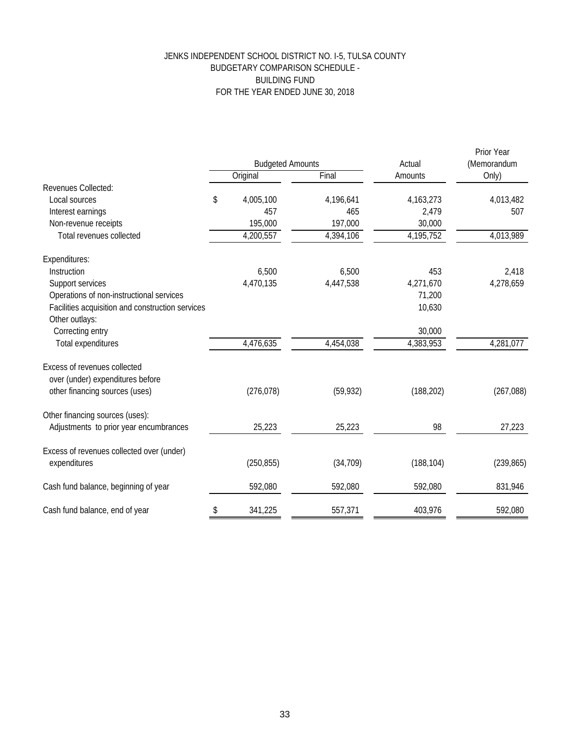# JENKS INDEPENDENT SCHOOL DISTRICT NO. I-5, TULSA COUNTY
## BUDGETARY COMPARISON SCHEDULE -
## BUILDING FUND
## FOR THE YEAR ENDED JUNE 30, 2018

| | Budgeted Amounts | | Actual | Prior Year (Memorandum |
|---|---|---|---|---|
| | Original | Final | Amounts | Only) |
| Revenues Collected: | | | | |
| Local sources | $ 4,005,100 | 4,196,641 | 4,163,273 | 4,013,482 |
| Interest earnings | 457 | 465 | 2,479 | 507 |
| Non-revenue receipts | 195,000 | 197,000 | 30,000 | |
| Total revenues collected | 4,200,557 | 4,394,106 | 4,195,752 | 4,013,989 |
| Expenditures: | | | | |
| Instruction | 6,500 | 6,500 | 453 | 2,418 |
| Support services | 4,470,135 | 4,447,538 | 4,271,670 | 4,278,659 |
| Operations of non-instructional services | | | 71,200 | |
| Facilities acquisition and construction services | | | 10,630 | |
| Other outlays: | | | | |
| Correcting entry | | | 30,000 | |
| Total expenditures | 4,476,635 | 4,454,038 | 4,383,953 | 4,281,077 |
| Excess of revenues collected over (under) expenditures before other financing sources (uses) | (276,078) | (59,932) | (188,202) | (267,088) |
| Other financing sources (uses): | | | | |
| Adjustments to prior year encumbrances | 25,223 | 25,223 | 98 | 27,223 |
| Excess of revenues collected over (under) expenditures | (250,855) | (34,709) | (188,104) | (239,865) |
| Cash fund balance, beginning of year | 592,080 | 592,080 | 592,080 | 831,946 |
| Cash fund balance, end of year | $ 341,225 | 557,371 | 403,976 | 592,080 |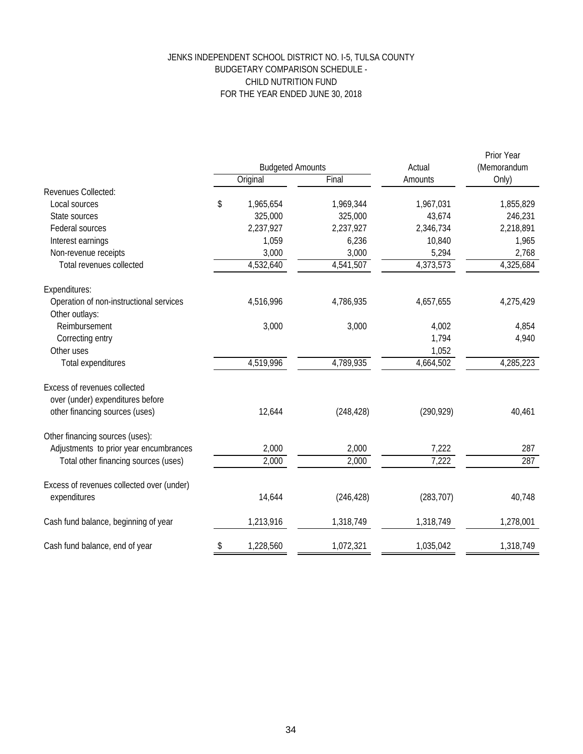# JENKS INDEPENDENT SCHOOL DISTRICT NO. I-5, TULSA COUNTY
## BUDGETARY COMPARISON SCHEDULE - CHILD NUTRITION FUND
## FOR THE YEAR ENDED JUNE 30, 2018

| | Budgeted Amounts | | Actual | Prior Year (Memorandum |
|---|---|---|---|---|
| | Original | Final | Amounts | Only) |
| Revenues Collected: | | | | |
| Local sources | $ 1,965,654 | 1,969,344 | 1,967,031 | 1,855,829 |
| State sources | 325,000 | 325,000 | 43,674 | 246,231 |
| Federal sources | 2,237,927 | 2,237,927 | 2,346,734 | 2,218,891 |
| Interest earnings | 1,059 | 6,236 | 10,840 | 1,965 |
| Non-revenue receipts | 3,000 | 3,000 | 5,294 | 2,768 |
| Total revenues collected | 4,532,640 | 4,541,507 | 4,373,573 | 4,325,684 |
| Expenditures: | | | | |
| Operation of non-instructional services | 4,516,996 | 4,786,935 | 4,657,655 | 4,275,429 |
| Other outlays: | | | | |
| Reimbursement | 3,000 | 3,000 | 4,002 | 4,854 |
| Correcting entry | | | 1,794 | 4,940 |
| Other uses | | | 1,052 | |
| Total expenditures | 4,519,996 | 4,789,935 | 4,664,502 | 4,285,223 |
| Excess of revenues collected over (under) expenditures before other financing sources (uses) | 12,644 | (248,428) | (290,929) | 40,461 |
| Other financing sources (uses): | | | | |
| Adjustments to prior year encumbrances | 2,000 | 2,000 | 7,222 | 287 |
| Total other financing sources (uses) | 2,000 | 2,000 | 7,222 | 287 |
| Excess of revenues collected over (under) expenditures | 14,644 | (246,428) | (283,707) | 40,748 |
| Cash fund balance, beginning of year | 1,213,916 | 1,318,749 | 1,318,749 | 1,278,001 |
| Cash fund balance, end of year | $ 1,228,560 | 1,072,321 | 1,035,042 | 1,318,749 |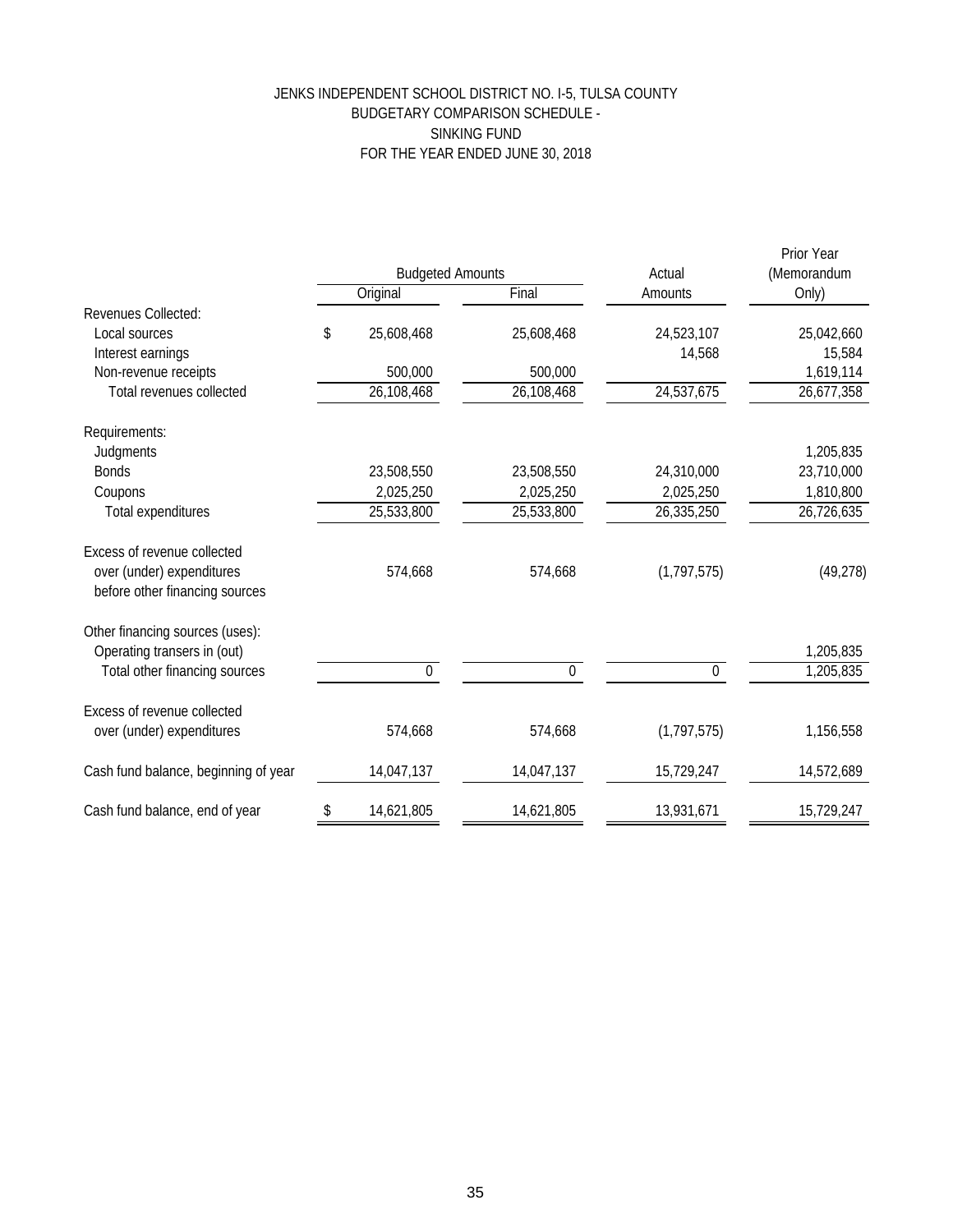# JENKS INDEPENDENT SCHOOL DISTRICT NO. I-5, TULSA COUNTY
## BUDGETARY COMPARISON SCHEDULE -
## SINKING FUND
## FOR THE YEAR ENDED JUNE 30, 2018

| | Budgeted Amounts | | Actual | Prior Year (Memorandum |
|---|---|---|---|---|
| | Original | Final | Amounts | Only) |
| Revenues Collected: | | | | |
| Local sources | $ 25,608,468 | 25,608,468 | 24,523,107 | 25,042,660 |
| Interest earnings | | | 14,568 | 15,584 |
| Non-revenue receipts | 500,000 | 500,000 | | 1,619,114 |
| Total revenues collected | 26,108,468 | 26,108,468 | 24,537,675 | 26,677,358 |
| Requirements: | | | | |
| Judgments | | | | 1,205,835 |
| Bonds | 23,508,550 | 23,508,550 | 24,310,000 | 23,710,000 |
| Coupons | 2,025,250 | 2,025,250 | 2,025,250 | 1,810,800 |
| Total expenditures | 25,533,800 | 25,533,800 | 26,335,250 | 26,726,635 |
| Excess of revenue collected over (under) expenditures before other financing sources | 574,668 | 574,668 | (1,797,575) | (49,278) |
| Other financing sources (uses): | | | | |
| Operating transers in (out) | | | | 1,205,835 |
| Total other financing sources | 0 | 0 | 0 | 1,205,835 |
| Excess of revenue collected over (under) expenditures | 574,668 | 574,668 | (1,797,575) | 1,156,558 |
| Cash fund balance, beginning of year | 14,047,137 | 14,047,137 | 15,729,247 | 14,572,689 |
| Cash fund balance, end of year | $ 14,621,805 | 14,621,805 | 13,931,671 | 15,729,247 |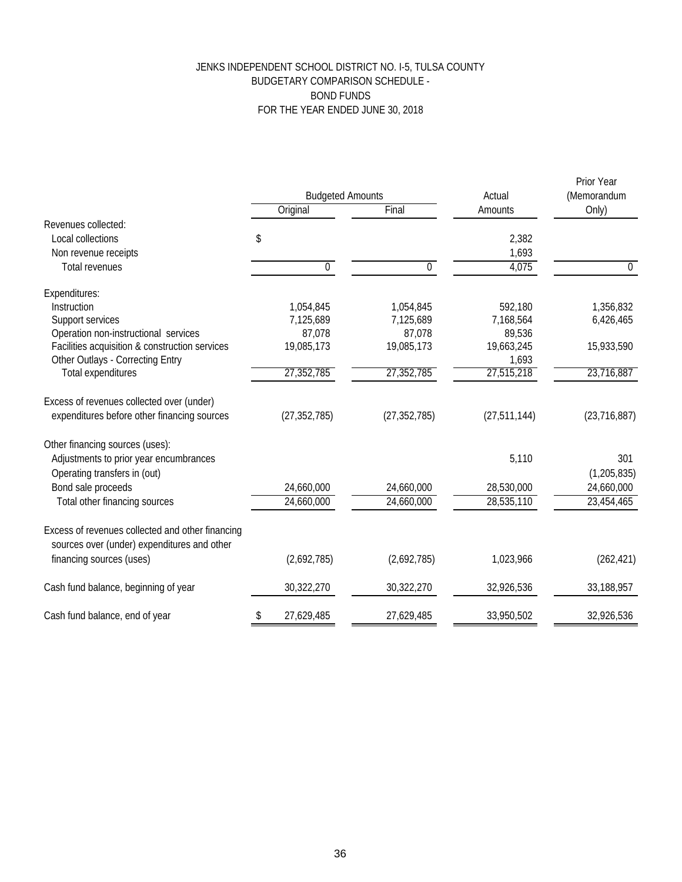# JENKS INDEPENDENT SCHOOL DISTRICT NO. I-5, TULSA COUNTY
## BUDGETARY COMPARISON SCHEDULE -
## BOND FUNDS
## FOR THE YEAR ENDED JUNE 30, 2018

| | Budgeted Amounts | | Actual | Prior Year (Memorandum |
|---|---|---|---|---|
| | Original | Final | Amounts | Only) |
| Revenues collected: | | | | |
| Local collections | $ | | 2,382 | |
| Non revenue receipts | | | 1,693 | |
| Total revenues | 0 | 0 | 4,075 | 0 |
| Expenditures: | | | | |
| Instruction | 1,054,845 | 1,054,845 | 592,180 | 1,356,832 |
| Support services | 7,125,689 | 7,125,689 | 7,168,564 | 6,426,465 |
| Operation non-instructional services | 87,078 | 87,078 | 89,536 | |
| Facilities acquisition & construction services | 19,085,173 | 19,085,173 | 19,663,245 | 15,933,590 |
| Other Outlays - Correcting Entry | | | 1,693 | |
| Total expenditures | 27,352,785 | 27,352,785 | 27,515,218 | 23,716,887 |
| Excess of revenues collected over (under) expenditures before other financing sources | (27,352,785) | (27,352,785) | (27,511,144) | (23,716,887) |
| Other financing sources (uses): | | | | |
| Adjustments to prior year encumbrances | | | 5,110 | 301 |
| Operating transfers in (out) | | | | (1,205,835) |
| Bond sale proceeds | 24,660,000 | 24,660,000 | 28,530,000 | 24,660,000 |
| Total other financing sources | 24,660,000 | 24,660,000 | 28,535,110 | 23,454,465 |
| Excess of revenues collected and other financing sources over (under) expenditures and other financing sources (uses) | (2,692,785) | (2,692,785) | 1,023,966 | (262,421) |
| Cash fund balance, beginning of year | 30,322,270 | 30,322,270 | 32,926,536 | 33,188,957 |
| Cash fund balance, end of year | $ 27,629,485 | 27,629,485 | 33,950,502 | 32,926,536 |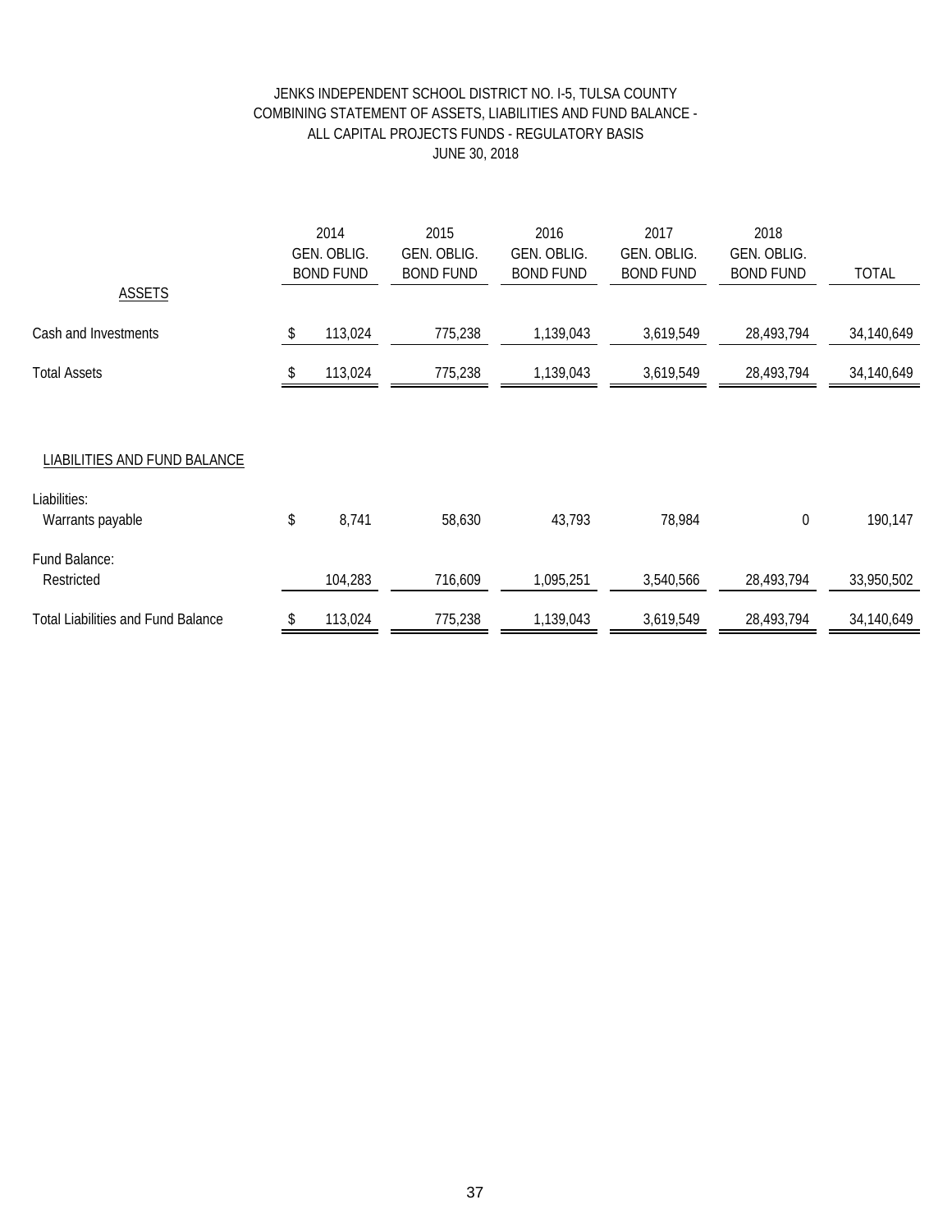# JENKS INDEPENDENT SCHOOL DISTRICT NO. I-5, TULSA COUNTY
## COMBINING STATEMENT OF ASSETS, LIABILITIES AND FUND BALANCE - ALL CAPITAL PROJECTS FUNDS - REGULATORY BASIS
### JUNE 30, 2018

| | 2014 GEN. OBLIG. BOND FUND | 2015 GEN. OBLIG. BOND FUND | 2016 GEN. OBLIG. BOND FUND | 2017 GEN. OBLIG. BOND FUND | 2018 GEN. OBLIG. BOND FUND | TOTAL |
|---|---|---|---|---|---|---|
| **ASSETS** | | | | | | |
| Cash and Investments | $ 113,024 | 775,238 | 1,139,043 | 3,619,549 | 28,493,794 | 34,140,649 |
| Total Assets | $ 113,024 | 775,238 | 1,139,043 | 3,619,549 | 28,493,794 | 34,140,649 |
| **LIABILITIES AND FUND BALANCE** | | | | | | |
| Liabilities: | | | | | | |
| Warrants payable | $ 8,741 | 58,630 | 43,793 | 78,984 | 0 | 190,147 |
| Fund Balance: | | | | | | |
| Restricted | 104,283 | 716,609 | 1,095,251 | 3,540,566 | 28,493,794 | 33,950,502 |
| Total Liabilities and Fund Balance | $ 113,024 | 775,238 | 1,139,043 | 3,619,549 | 28,493,794 | 34,140,649 |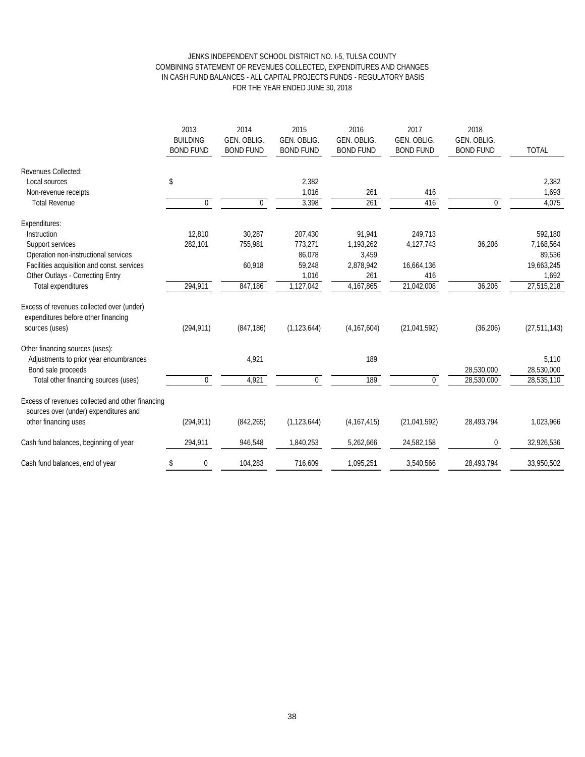JENKS INDEPENDENT SCHOOL DISTRICT NO. I-5, TULSA COUNTY
COMBINING STATEMENT OF REVENUES COLLECTED, EXPENDITURES AND CHANGES
IN CASH FUND BALANCES - ALL CAPITAL PROJECTS FUNDS - REGULATORY BASIS
FOR THE YEAR ENDED JUNE 30, 2018

| | 2013 BUILDING BOND FUND | 2014 GEN. OBLIG. BOND FUND | 2015 GEN. OBLIG. BOND FUND | 2016 GEN. OBLIG. BOND FUND | 2017 GEN. OBLIG. BOND FUND | 2018 GEN. OBLIG. BOND FUND | TOTAL |
|---|---|---|---|---|---|---|---|
| Revenues Collected: | | | | | | | |
| Local sources | $ | | 2,382 | | | | 2,382 |
| Non-revenue receipts | | | 1,016 | 261 | 416 | | 1,693 |
| Total Revenue | 0 | 0 | 3,398 | 261 | 416 | 0 | 4,075 |
| Expenditures: | | | | | | | |
| Instruction | 12,810 | 30,287 | 207,430 | 91,941 | 249,713 | | 592,180 |
| Support services | 282,101 | 755,981 | 773,271 | 1,193,262 | 4,127,743 | 36,206 | 7,168,564 |
| Operation non-instructional services | | | 86,078 | 3,459 | | | 89,536 |
| Facilities acquisition and const. services | | 60,918 | 59,248 | 2,878,942 | 16,664,136 | | 19,663,245 |
| Other Outlays - Correcting Entry | | | 1,016 | 261 | 416 | | 1,692 |
| Total expenditures | 294,911 | 847,186 | 1,127,042 | 4,167,865 | 21,042,008 | 36,206 | 27,515,218 |
| Excess of revenues collected over (under) expenditures before other financing sources (uses) | (294,911) | (847,186) | (1,123,644) | (4,167,604) | (21,041,592) | (36,206) | (27,511,143) |
| Other financing sources (uses): | | | | | | | |
| Adjustments to prior year encumbrances | | 4,921 | | 189 | | | 5,110 |
| Bond sale proceeds | | | | | | 28,530,000 | 28,530,000 |
| Total other financing sources (uses) | 0 | 4,921 | 0 | 189 | 0 | 28,530,000 | 28,535,110 |
| Excess of revenues collected and other financing sources over (under) expenditures and other financing uses | (294,911) | (842,265) | (1,123,644) | (4,167,415) | (21,041,592) | 28,493,794 | 1,023,966 |
| Cash fund balances, beginning of year | 294,911 | 946,548 | 1,840,253 | 5,262,666 | 24,582,158 | 0 | 32,926,536 |
| Cash fund balances, end of year | $ 0 | 104,283 | 716,609 | 1,095,251 | 3,540,566 | 28,493,794 | 33,950,502 |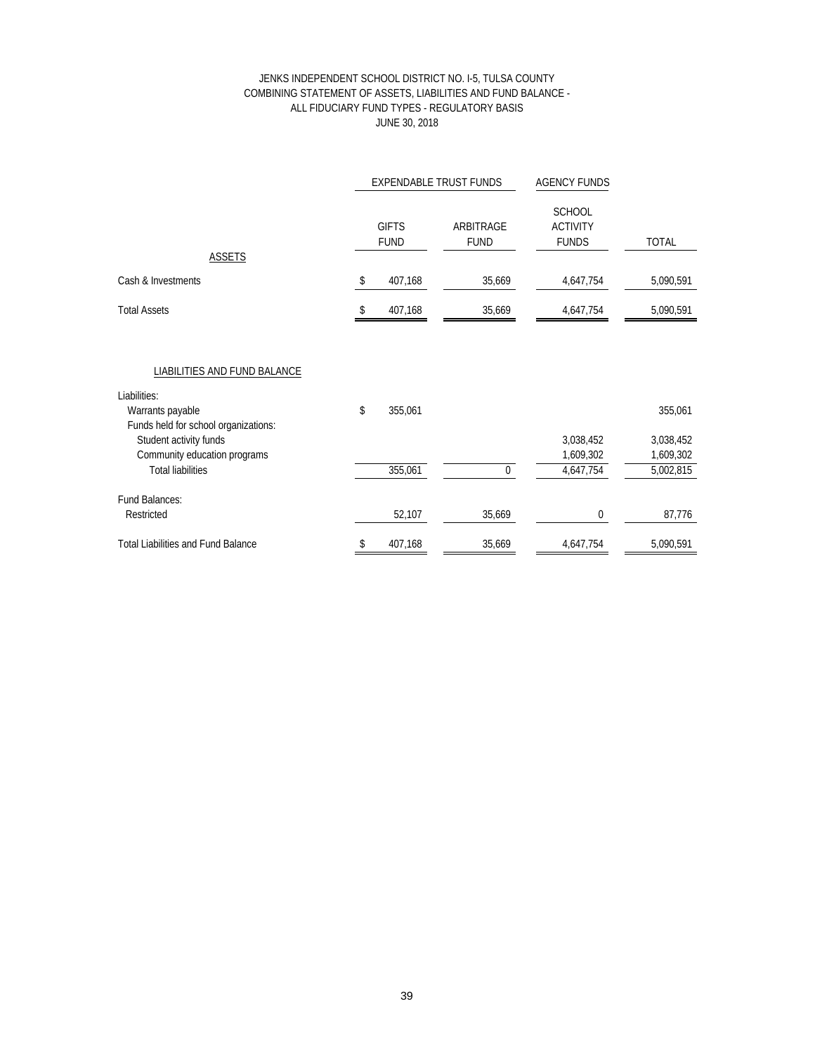# JENKS INDEPENDENT SCHOOL DISTRICT NO. I-5, TULSA COUNTY
## COMBINING STATEMENT OF ASSETS, LIABILITIES AND FUND BALANCE - ALL FIDUCIARY FUND TYPES - REGULATORY BASIS
### JUNE 30, 2018

| | EXPENDABLE TRUST FUNDS | | AGENCY FUNDS | |
|---|---|---|---|---|
| | GIFTS FUND | ARBITRAGE FUND | SCHOOL ACTIVITY FUNDS | TOTAL |
| **ASSETS** | | | | |
| Cash & Investments | $ 407,168 | 35,669 | 4,647,754 | 5,090,591 |
| Total Assets | $ 407,168 | 35,669 | 4,647,754 | 5,090,591 |
| | | | | |
| **LIABILITIES AND FUND BALANCE** | | | | |
| Liabilities: | | | | |
| Warrants payable | $ 355,061 | | | 355,061 |
| Funds held for school organizations: | | | | |
| Student activity funds | | | 3,038,452 | 3,038,452 |
| Community education programs | | | 1,609,302 | 1,609,302 |
| Total liabilities | 355,061 | 0 | 4,647,754 | 5,002,815 |
| | | | | |
| Fund Balances: | | | | |
| Restricted | 52,107 | 35,669 | 0 | 87,776 |
| | | | | |
| Total Liabilities and Fund Balance | $ 407,168 | 35,669 | 4,647,754 | 5,090,591 |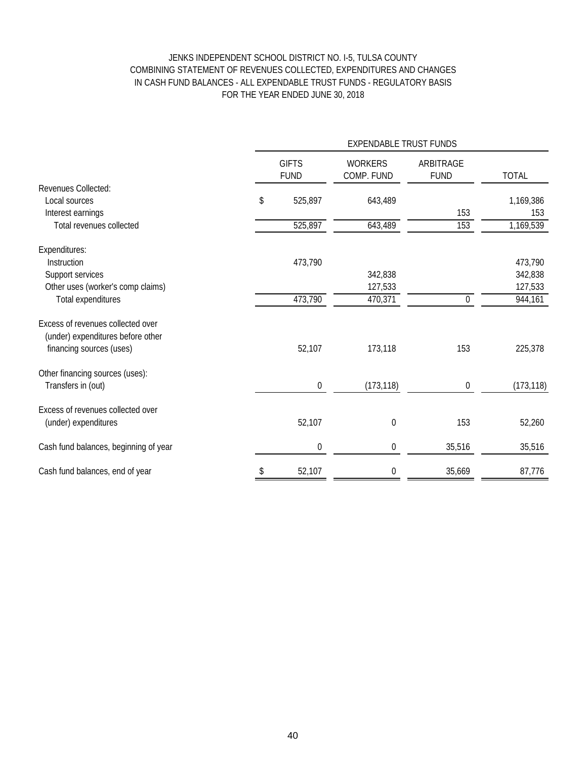# JENKS INDEPENDENT SCHOOL DISTRICT NO. I-5, TULSA COUNTY
## COMBINING STATEMENT OF REVENUES COLLECTED, EXPENDITURES AND CHANGES IN CASH FUND BALANCES - ALL EXPENDABLE TRUST FUNDS - REGULATORY BASIS
### FOR THE YEAR ENDED JUNE 30, 2018

| | EXPENDABLE TRUST FUNDS | | | |
|---|---|---|---|---|
| | GIFTS FUND | WORKERS COMP. FUND | ARBITRAGE FUND | TOTAL |
| Revenues Collected: | | | | |
| Local sources | $ 525,897 | 643,489 | | 1,169,386 |
| Interest earnings | | | 153 | 153 |
| Total revenues collected | 525,897 | 643,489 | 153 | 1,169,539 |
| Expenditures: | | | | |
| Instruction | 473,790 | | | 473,790 |
| Support services | | 342,838 | | 342,838 |
| Other uses (worker's comp claims) | | 127,533 | | 127,533 |
| Total expenditures | 473,790 | 470,371 | 0 | 944,161 |
| Excess of revenues collected over (under) expenditures before other financing sources (uses) | 52,107 | 173,118 | 153 | 225,378 |
| Other financing sources (uses): | | | | |
| Transfers in (out) | 0 | (173,118) | 0 | (173,118) |
| Excess of revenues collected over (under) expenditures | 52,107 | 0 | 153 | 52,260 |
| Cash fund balances, beginning of year | 0 | 0 | 35,516 | 35,516 |
| Cash fund balances, end of year | $ 52,107 | 0 | 35,669 | 87,776 |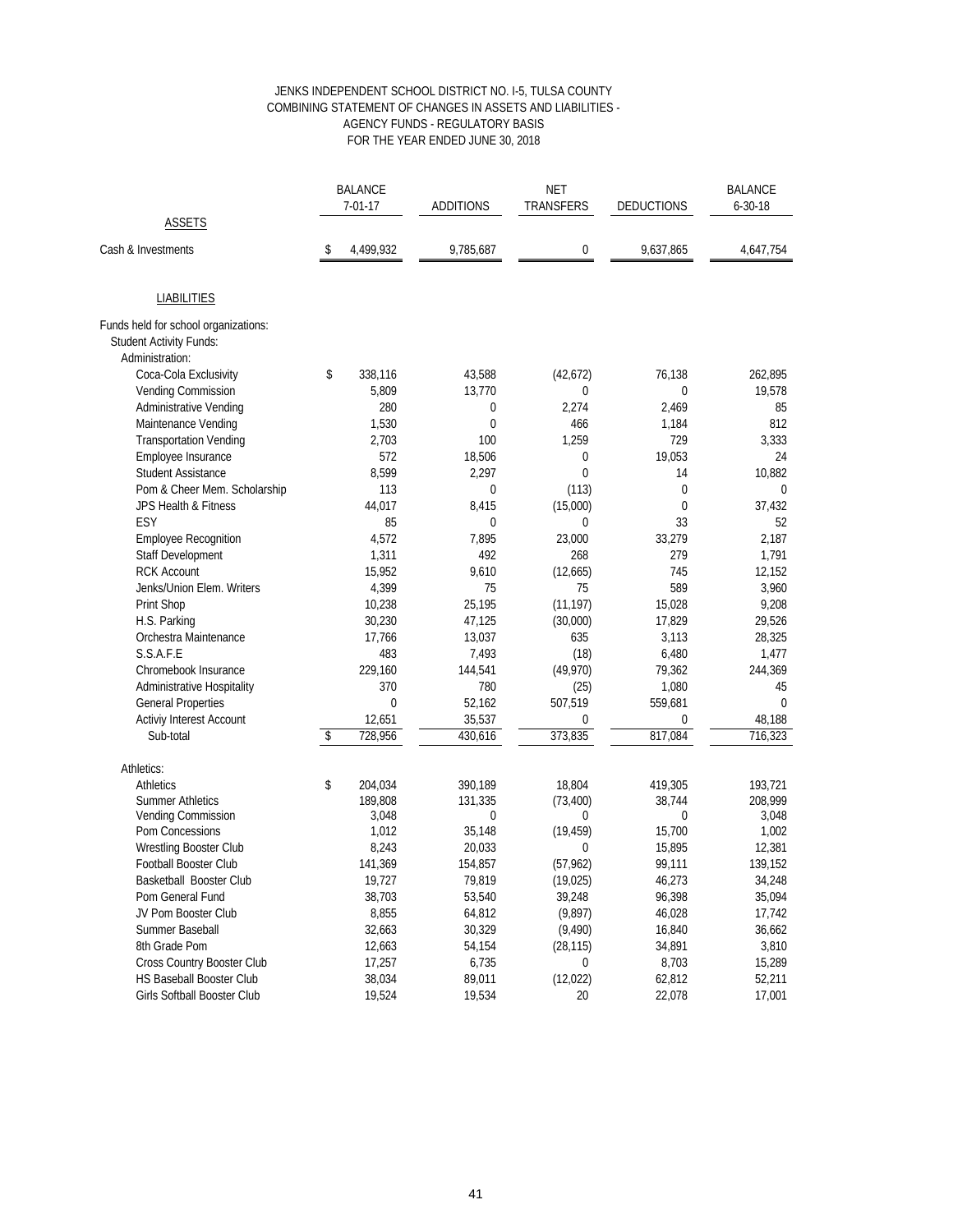JENKS INDEPENDENT SCHOOL DISTRICT NO. I-5, TULSA COUNTY
COMBINING STATEMENT OF CHANGES IN ASSETS AND LIABILITIES -
AGENCY FUNDS - REGULATORY BASIS
FOR THE YEAR ENDED JUNE 30, 2018

| | BALANCE 7-01-17 | ADDITIONS | NET TRANSFERS | DEDUCTIONS | BALANCE 6-30-18 |
|---|---|---|---|---|---|
| ASSETS | | | | | |
| Cash & Investments | $ 4,499,932 | 9,785,687 | 0 | 9,637,865 | 4,647,754 |
| LIABILITIES | | | | | |
| Funds held for school organizations: | | | | | |
| Student Activity Funds: | | | | | |
| Administration: | | | | | |
| Coca-Cola Exclusivity | $ 338,116 | 43,588 | (42,672) | 76,138 | 262,895 |
| Vending Commission | 5,809 | 13,770 | 0 | 0 | 19,578 |
| Administrative Vending | 280 | 0 | 2,274 | 2,469 | 85 |
| Maintenance Vending | 1,530 | 0 | 466 | 1,184 | 812 |
| Transportation Vending | 2,703 | 100 | 1,259 | 729 | 3,333 |
| Employee Insurance | 572 | 18,506 | 0 | 19,053 | 24 |
| Student Assistance | 8,599 | 2,297 | 0 | 14 | 10,882 |
| Pom & Cheer Mem. Scholarship | 113 | 0 | (113) | 0 | 0 |
| JPS Health & Fitness | 44,017 | 8,415 | (15,000) | 0 | 37,432 |
| ESY | 85 | 0 | 0 | 33 | 52 |
| Employee Recognition | 4,572 | 7,895 | 23,000 | 33,279 | 2,187 |
| Staff Development | 1,311 | 492 | 268 | 279 | 1,791 |
| RCK Account | 15,952 | 9,610 | (12,665) | 745 | 12,152 |
| Jenks/Union Elem. Writers | 4,399 | 75 | 75 | 589 | 3,960 |
| Print Shop | 10,238 | 25,195 | (11,197) | 15,028 | 9,208 |
| H.S. Parking | 30,230 | 47,125 | (30,000) | 17,829 | 29,526 |
| Orchestra Maintenance | 17,766 | 13,037 | 635 | 3,113 | 28,325 |
| S.S.A.F.E | 483 | 7,493 | (18) | 6,480 | 1,477 |
| Chromebook Insurance | 229,160 | 144,541 | (49,970) | 79,362 | 244,369 |
| Administrative Hospitality | 370 | 780 | (25) | 1,080 | 45 |
| General Properties | 0 | 52,162 | 507,519 | 559,681 | 0 |
| Activiy Interest Account | 12,651 | 35,537 | 0 | 0 | 48,188 |
| Sub-total | $ 728,956 | 430,616 | 373,835 | 817,084 | 716,323 |
| Athletics: | | | | | |
| Athletics | $ 204,034 | 390,189 | 18,804 | 419,305 | 193,721 |
| Summer Athletics | 189,808 | 131,335 | (73,400) | 38,744 | 208,999 |
| Vending Commission | 3,048 | 0 | 0 | 0 | 3,048 |
| Pom Concessions | 1,012 | 35,148 | (19,459) | 15,700 | 1,002 |
| Wrestling Booster Club | 8,243 | 20,033 | 0 | 15,895 | 12,381 |
| Football Booster Club | 141,369 | 154,857 | (57,962) | 99,111 | 139,152 |
| Basketball Booster Club | 19,727 | 79,819 | (19,025) | 46,273 | 34,248 |
| Pom General Fund | 38,703 | 53,540 | 39,248 | 96,398 | 35,094 |
| JV Pom Booster Club | 8,855 | 64,812 | (9,897) | 46,028 | 17,742 |
| Summer Baseball | 32,663 | 30,329 | (9,490) | 16,840 | 36,662 |
| 8th Grade Pom | 12,663 | 54,154 | (28,115) | 34,891 | 3,810 |
| Cross Country Booster Club | 17,257 | 6,735 | 0 | 8,703 | 15,289 |
| HS Baseball Booster Club | 38,034 | 89,011 | (12,022) | 62,812 | 52,211 |
| Girls Softball Booster Club | 19,524 | 19,534 | 20 | 22,078 | 17,001 |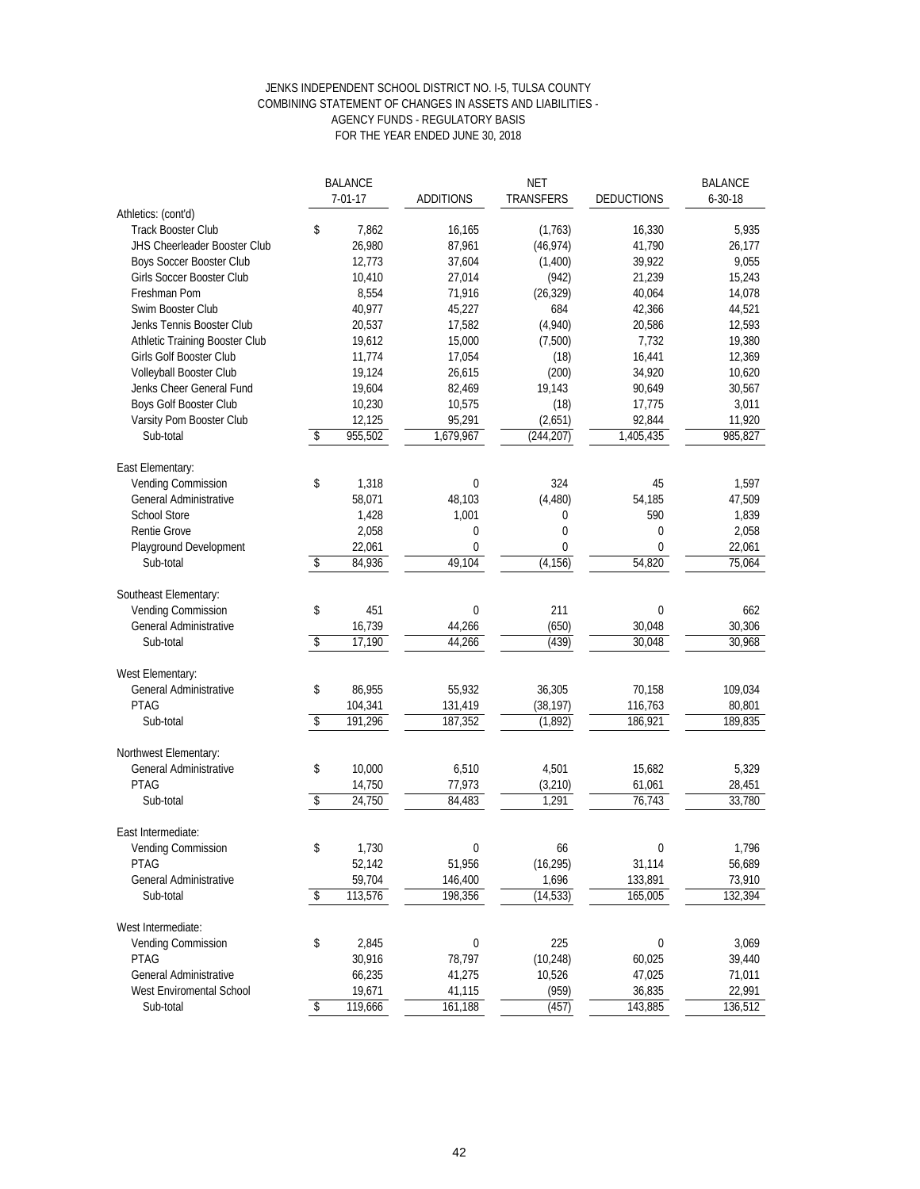JENKS INDEPENDENT SCHOOL DISTRICT NO. I-5, TULSA COUNTY
COMBINING STATEMENT OF CHANGES IN ASSETS AND LIABILITIES -
AGENCY FUNDS - REGULATORY BASIS
FOR THE YEAR ENDED JUNE 30, 2018

| | BALANCE 7-01-17 | ADDITIONS | NET TRANSFERS | DEDUCTIONS | BALANCE 6-30-18 |
|---|---|---|---|---|---|
| Athletics: (cont'd) | | | | | |
| Track Booster Club | $ 7,862 | 16,165 | (1,763) | 16,330 | 5,935 |
| JHS Cheerleader Booster Club | 26,980 | 87,961 | (46,974) | 41,790 | 26,177 |
| Boys Soccer Booster Club | 12,773 | 37,604 | (1,400) | 39,922 | 9,055 |
| Girls Soccer Booster Club | 10,410 | 27,014 | (942) | 21,239 | 15,243 |
| Freshman Pom | 8,554 | 71,916 | (26,329) | 40,064 | 14,078 |
| Swim Booster Club | 40,977 | 45,227 | 684 | 42,366 | 44,521 |
| Jenks Tennis Booster Club | 20,537 | 17,582 | (4,940) | 20,586 | 12,593 |
| Athletic Training Booster Club | 19,612 | 15,000 | (7,500) | 7,732 | 19,380 |
| Girls Golf Booster Club | 11,774 | 17,054 | (18) | 16,441 | 12,369 |
| Volleyball Booster Club | 19,124 | 26,615 | (200) | 34,920 | 10,620 |
| Jenks Cheer General Fund | 19,604 | 82,469 | 19,143 | 90,649 | 30,567 |
| Boys Golf Booster Club | 10,230 | 10,575 | (18) | 17,775 | 3,011 |
| Varsity Pom Booster Club | 12,125 | 95,291 | (2,651) | 92,844 | 11,920 |
| Sub-total | $ 955,502 | 1,679,967 | (244,207) | 1,405,435 | 985,827 |
| | | | | | |
| East Elementary: | | | | | |
| Vending Commission | $ 1,318 | 0 | 324 | 45 | 1,597 |
| General Administrative | 58,071 | 48,103 | (4,480) | 54,185 | 47,509 |
| School Store | 1,428 | 1,001 | 0 | 590 | 1,839 |
| Rentie Grove | 2,058 | 0 | 0 | 0 | 2,058 |
| Playground Development | 22,061 | 0 | 0 | 0 | 22,061 |
| Sub-total | $ 84,936 | 49,104 | (4,156) | 54,820 | 75,064 |
| | | | | | |
| Southeast Elementary: | | | | | |
| Vending Commission | $ 451 | 0 | 211 | 0 | 662 |
| General Administrative | 16,739 | 44,266 | (650) | 30,048 | 30,306 |
| Sub-total | $ 17,190 | 44,266 | (439) | 30,048 | 30,968 |
| | | | | | |
| West Elementary: | | | | | |
| General Administrative | $ 86,955 | 55,932 | 36,305 | 70,158 | 109,034 |
| PTAG | 104,341 | 131,419 | (38,197) | 116,763 | 80,801 |
| Sub-total | $ 191,296 | 187,352 | (1,892) | 186,921 | 189,835 |
| | | | | | |
| Northwest Elementary: | | | | | |
| General Administrative | $ 10,000 | 6,510 | 4,501 | 15,682 | 5,329 |
| PTAG | 14,750 | 77,973 | (3,210) | 61,061 | 28,451 |
| Sub-total | $ 24,750 | 84,483 | 1,291 | 76,743 | 33,780 |
| | | | | | |
| East Intermediate: | | | | | |
| Vending Commission | $ 1,730 | 0 | 66 | 0 | 1,796 |
| PTAG | 52,142 | 51,956 | (16,295) | 31,114 | 56,689 |
| General Administrative | 59,704 | 146,400 | 1,696 | 133,891 | 73,910 |
| Sub-total | $ 113,576 | 198,356 | (14,533) | 165,005 | 132,394 |
| | | | | | |
| West Intermediate: | | | | | |
| Vending Commission | $ 2,845 | 0 | 225 | 0 | 3,069 |
| PTAG | 30,916 | 78,797 | (10,248) | 60,025 | 39,440 |
| General Administrative | 66,235 | 41,275 | 10,526 | 47,025 | 71,011 |
| West Enviromental School | 19,671 | 41,115 | (959) | 36,835 | 22,991 |
| Sub-total | $ 119,666 | 161,188 | (457) | 143,885 | 136,512 |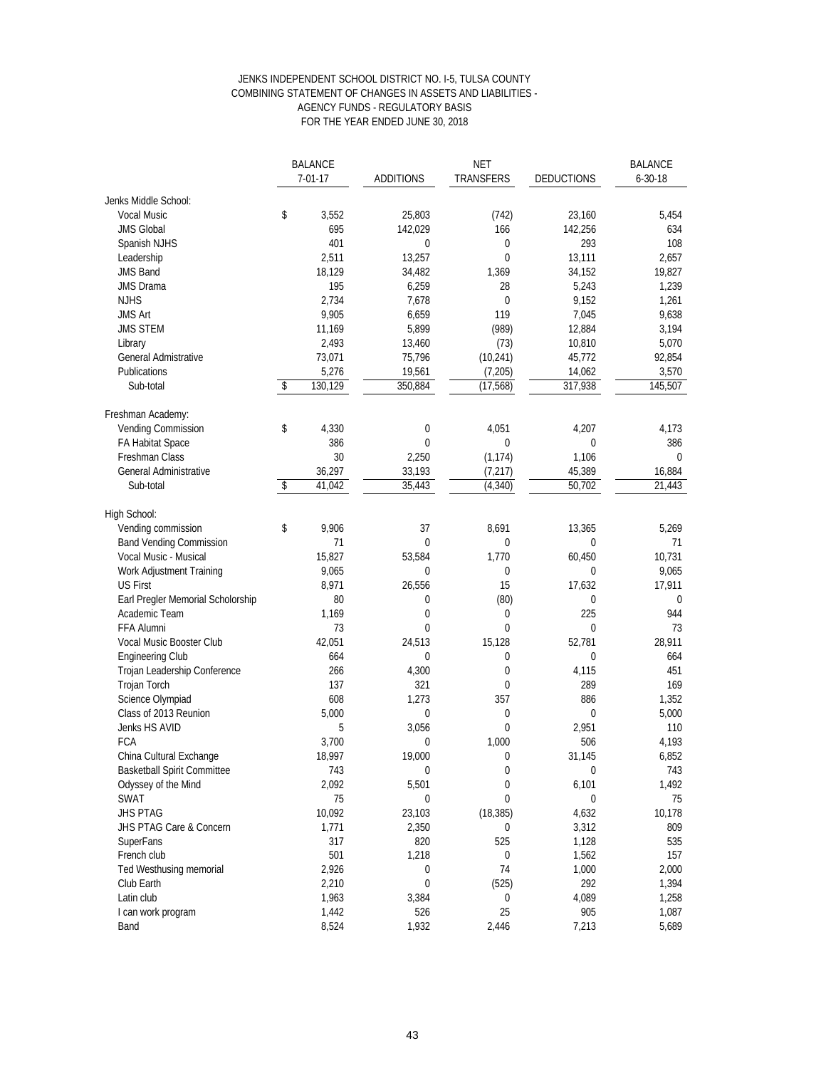JENKS INDEPENDENT SCHOOL DISTRICT NO. I-5, TULSA COUNTY
COMBINING STATEMENT OF CHANGES IN ASSETS AND LIABILITIES -
AGENCY FUNDS - REGULATORY BASIS
FOR THE YEAR ENDED JUNE 30, 2018

| | BALANCE 7-01-17 | ADDITIONS | NET TRANSFERS | DEDUCTIONS | BALANCE 6-30-18 |
|---|---|---|---|---|---|
| Jenks Middle School: | | | | | |
| Vocal Music | $ 3,552 | 25,803 | (742) | 23,160 | 5,454 |
| JMS Global | 695 | 142,029 | 166 | 142,256 | 634 |
| Spanish NJHS | 401 | 0 | 0 | 293 | 108 |
| Leadership | 2,511 | 13,257 | 0 | 13,111 | 2,657 |
| JMS Band | 18,129 | 34,482 | 1,369 | 34,152 | 19,827 |
| JMS Drama | 195 | 6,259 | 28 | 5,243 | 1,239 |
| NJHS | 2,734 | 7,678 | 0 | 9,152 | 1,261 |
| JMS Art | 9,905 | 6,659 | 119 | 7,045 | 9,638 |
| JMS STEM | 11,169 | 5,899 | (989) | 12,884 | 3,194 |
| Library | 2,493 | 13,460 | (73) | 10,810 | 5,070 |
| General Admistrative | 73,071 | 75,796 | (10,241) | 45,772 | 92,854 |
| Publications | 5,276 | 19,561 | (7,205) | 14,062 | 3,570 |
| Sub-total | $ 130,129 | 350,884 | (17,568) | 317,938 | 145,507 |
| Freshman Academy: | | | | | |
| Vending Commission | $ 4,330 | 0 | 4,051 | 4,207 | 4,173 |
| FA Habitat Space | 386 | 0 | 0 | 0 | 386 |
| Freshman Class | 30 | 2,250 | (1,174) | 1,106 | 0 |
| General Administrative | 36,297 | 33,193 | (7,217) | 45,389 | 16,884 |
| Sub-total | $ 41,042 | 35,443 | (4,340) | 50,702 | 21,443 |
| High School: | | | | | |
| Vending commission | $ 9,906 | 37 | 8,691 | 13,365 | 5,269 |
| Band Vending Commission | 71 | 0 | 0 | 0 | 71 |
| Vocal Music - Musical | 15,827 | 53,584 | 1,770 | 60,450 | 10,731 |
| Work Adjustment Training | 9,065 | 0 | 0 | 0 | 9,065 |
| US First | 8,971 | 26,556 | 15 | 17,632 | 17,911 |
| Earl Pregler Memorial Scholorship | 80 | 0 | (80) | 0 | 0 |
| Academic Team | 1,169 | 0 | 0 | 225 | 944 |
| FFA Alumni | 73 | 0 | 0 | 0 | 73 |
| Vocal Music Booster Club | 42,051 | 24,513 | 15,128 | 52,781 | 28,911 |
| Engineering Club | 664 | 0 | 0 | 0 | 664 |
| Trojan Leadership Conference | 266 | 4,300 | 0 | 4,115 | 451 |
| Trojan Torch | 137 | 321 | 0 | 289 | 169 |
| Science Olympiad | 608 | 1,273 | 357 | 886 | 1,352 |
| Class of 2013 Reunion | 5,000 | 0 | 0 | 0 | 5,000 |
| Jenks HS AVID | 5 | 3,056 | 0 | 2,951 | 110 |
| FCA | 3,700 | 0 | 1,000 | 506 | 4,193 |
| China Cultural Exchange | 18,997 | 19,000 | 0 | 31,145 | 6,852 |
| Basketball Spirit Committee | 743 | 0 | 0 | 0 | 743 |
| Odyssey of the Mind | 2,092 | 5,501 | 0 | 6,101 | 1,492 |
| SWAT | 75 | 0 | 0 | 0 | 75 |
| JHS PTAG | 10,092 | 23,103 | (18,385) | 4,632 | 10,178 |
| JHS PTAG Care & Concern | 1,771 | 2,350 | 0 | 3,312 | 809 |
| SuperFans | 317 | 820 | 525 | 1,128 | 535 |
| French club | 501 | 1,218 | 0 | 1,562 | 157 |
| Ted Westhusing memorial | 2,926 | 0 | 74 | 1,000 | 2,000 |
| Club Earth | 2,210 | 0 | (525) | 292 | 1,394 |
| Latin club | 1,963 | 3,384 | 0 | 4,089 | 1,258 |
| I can work program | 1,442 | 526 | 25 | 905 | 1,087 |
| Band | 8,524 | 1,932 | 2,446 | 7,213 | 5,689 |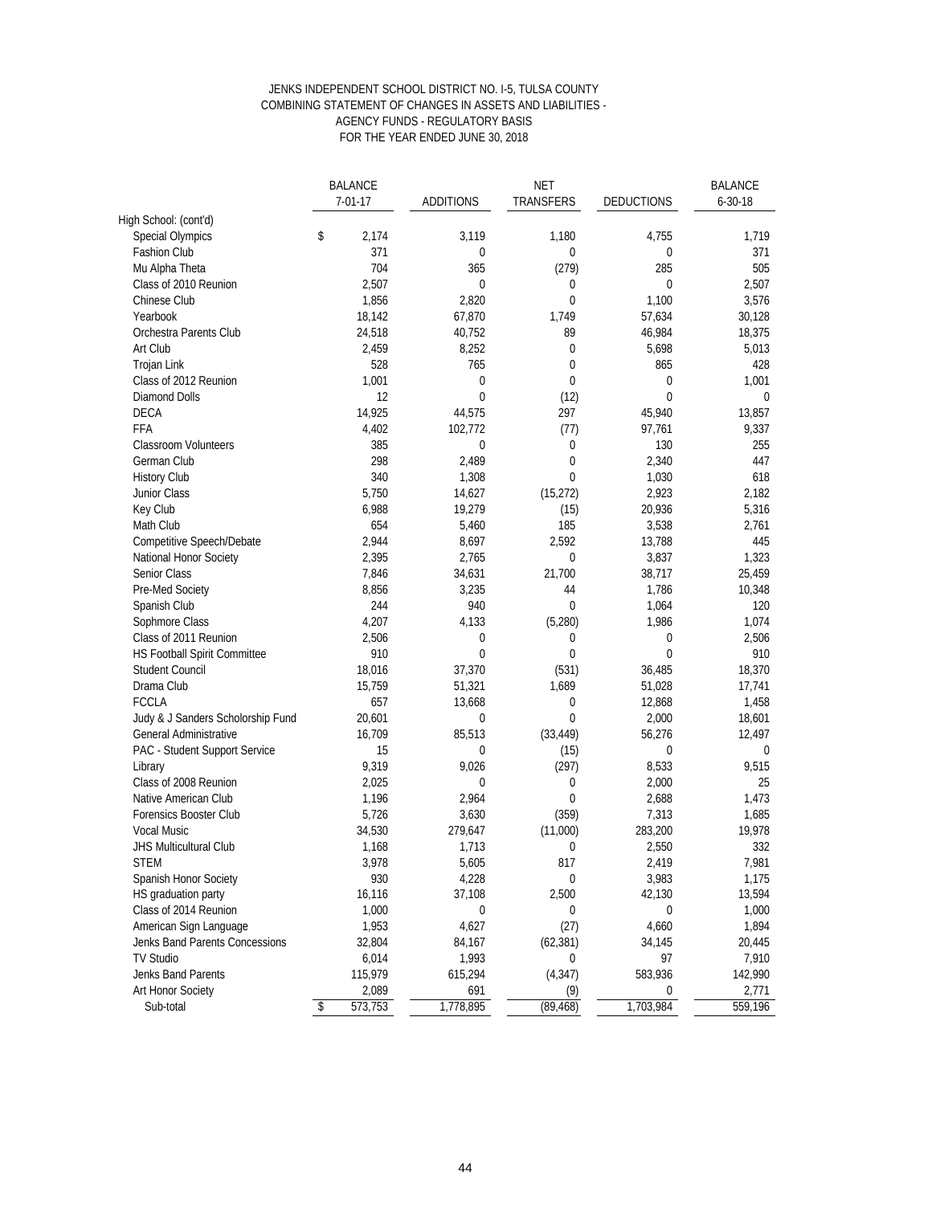JENKS INDEPENDENT SCHOOL DISTRICT NO. I-5, TULSA COUNTY
COMBINING STATEMENT OF CHANGES IN ASSETS AND LIABILITIES -
AGENCY FUNDS - REGULATORY BASIS
FOR THE YEAR ENDED JUNE 30, 2018

| | BALANCE 7-01-17 | ADDITIONS | NET TRANSFERS | DEDUCTIONS | BALANCE 6-30-18 |
|---|---|---|---|---|---|
| High School: (cont'd) | | | | | |
| Special Olympics | $ 2,174 | 3,119 | 1,180 | 4,755 | 1,719 |
| Fashion Club | 371 | 0 | 0 | 0 | 371 |
| Mu Alpha Theta | 704 | 365 | (279) | 285 | 505 |
| Class of 2010 Reunion | 2,507 | 0 | 0 | 0 | 2,507 |
| Chinese Club | 1,856 | 2,820 | 0 | 1,100 | 3,576 |
| Yearbook | 18,142 | 67,870 | 1,749 | 57,634 | 30,128 |
| Orchestra Parents Club | 24,518 | 40,752 | 89 | 46,984 | 18,375 |
| Art Club | 2,459 | 8,252 | 0 | 5,698 | 5,013 |
| Trojan Link | 528 | 765 | 0 | 865 | 428 |
| Class of 2012 Reunion | 1,001 | 0 | 0 | 0 | 1,001 |
| Diamond Dolls | 12 | 0 | (12) | 0 | 0 |
| DECA | 14,925 | 44,575 | 297 | 45,940 | 13,857 |
| FFA | 4,402 | 102,772 | (77) | 97,761 | 9,337 |
| Classroom Volunteers | 385 | 0 | 0 | 130 | 255 |
| German Club | 298 | 2,489 | 0 | 2,340 | 447 |
| History Club | 340 | 1,308 | 0 | 1,030 | 618 |
| Junior Class | 5,750 | 14,627 | (15,272) | 2,923 | 2,182 |
| Key Club | 6,988 | 19,279 | (15) | 20,936 | 5,316 |
| Math Club | 654 | 5,460 | 185 | 3,538 | 2,761 |
| Competitive Speech/Debate | 2,944 | 8,697 | 2,592 | 13,788 | 445 |
| National Honor Society | 2,395 | 2,765 | 0 | 3,837 | 1,323 |
| Senior Class | 7,846 | 34,631 | 21,700 | 38,717 | 25,459 |
| Pre-Med Society | 8,856 | 3,235 | 44 | 1,786 | 10,348 |
| Spanish Club | 244 | 940 | 0 | 1,064 | 120 |
| Sophmore Class | 4,207 | 4,133 | (5,280) | 1,986 | 1,074 |
| Class of 2011 Reunion | 2,506 | 0 | 0 | 0 | 2,506 |
| HS Football Spirit Committee | 910 | 0 | 0 | 0 | 910 |
| Student Council | 18,016 | 37,370 | (531) | 36,485 | 18,370 |
| Drama Club | 15,759 | 51,321 | 1,689 | 51,028 | 17,741 |
| FCCLA | 657 | 13,668 | 0 | 12,868 | 1,458 |
| Judy & J Sanders Scholorship Fund | 20,601 | 0 | 0 | 2,000 | 18,601 |
| General Administrative | 16,709 | 85,513 | (33,449) | 56,276 | 12,497 |
| PAC - Student Support Service | 15 | 0 | (15) | 0 | 0 |
| Library | 9,319 | 9,026 | (297) | 8,533 | 9,515 |
| Class of 2008 Reunion | 2,025 | 0 | 0 | 2,000 | 25 |
| Native American Club | 1,196 | 2,964 | 0 | 2,688 | 1,473 |
| Forensics Booster Club | 5,726 | 3,630 | (359) | 7,313 | 1,685 |
| Vocal Music | 34,530 | 279,647 | (11,000) | 283,200 | 19,978 |
| JHS Multicultural Club | 1,168 | 1,713 | 0 | 2,550 | 332 |
| STEM | 3,978 | 5,605 | 817 | 2,419 | 7,981 |
| Spanish Honor Society | 930 | 4,228 | 0 | 3,983 | 1,175 |
| HS graduation party | 16,116 | 37,108 | 2,500 | 42,130 | 13,594 |
| Class of 2014 Reunion | 1,000 | 0 | 0 | 0 | 1,000 |
| American Sign Language | 1,953 | 4,627 | (27) | 4,660 | 1,894 |
| Jenks Band Parents Concessions | 32,804 | 84,167 | (62,381) | 34,145 | 20,445 |
| TV Studio | 6,014 | 1,993 | 0 | 97 | 7,910 |
| Jenks Band Parents | 115,979 | 615,294 | (4,347) | 583,936 | 142,990 |
| Art Honor Society | 2,089 | 691 | (9) | 0 | 2,771 |
| Sub-total | $ 573,753 | 1,778,895 | (89,468) | 1,703,984 | 559,196 |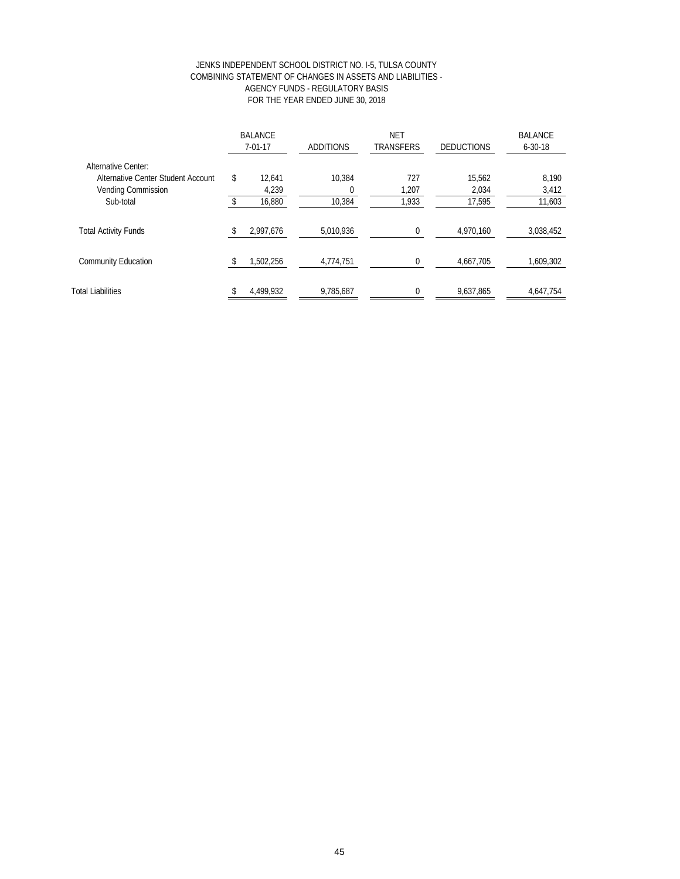JENKS INDEPENDENT SCHOOL DISTRICT NO. I-5, TULSA COUNTY
COMBINING STATEMENT OF CHANGES IN ASSETS AND LIABILITIES -
AGENCY FUNDS - REGULATORY BASIS
FOR THE YEAR ENDED JUNE 30, 2018

| | BALANCE 7-01-17 | ADDITIONS | NET TRANSFERS | DEDUCTIONS | BALANCE 6-30-18 |
|---|---|---|---|---|---|
| Alternative Center: | | | | | |
| Alternative Center Student Account | $ 12,641 | 10,384 | 727 | 15,562 | 8,190 |
| Vending Commission | 4,239 | 0 | 1,207 | 2,034 | 3,412 |
| Sub-total | $ 16,880 | 10,384 | 1,933 | 17,595 | 11,603 |
| Total Activity Funds | $ 2,997,676 | 5,010,936 | 0 | 4,970,160 | 3,038,452 |
| Community Education | $ 1,502,256 | 4,774,751 | 0 | 4,667,705 | 1,609,302 |
| Total Liabilities | $ 4,499,932 | 9,785,687 | 0 | 9,637,865 | 4,647,754 |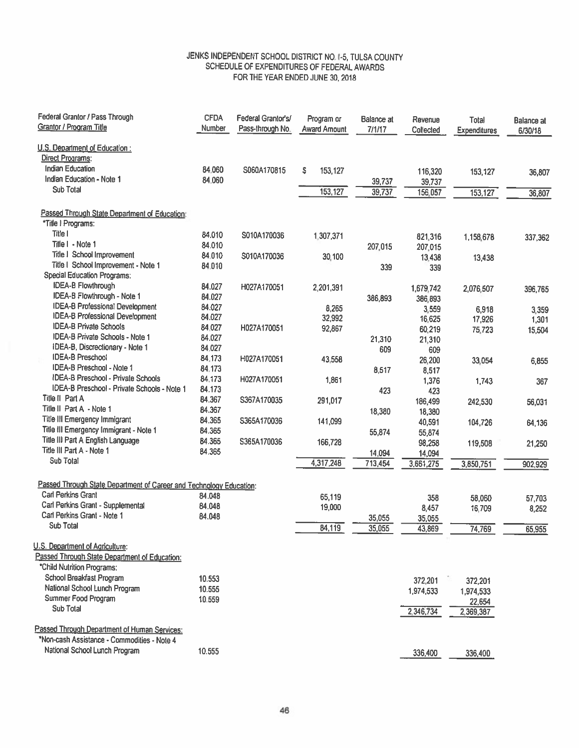# JENKS INDEPENDENT SCHOOL DISTRICT NO. I-5, TULSA COUNTY
## SCHEDULE OF EXPENDITURES OF FEDERAL AWARDS
### FOR THE YEAR ENDED JUNE 30, 2018

| Federal Grantor / Pass Through Grantor / Program Title | CFDA Number | Federal Grantor's/ Pass-through No. | Program or Award Amount | Balance at 7/1/17 | Revenue Collected | Total Expenditures | Balance at 6/30/18 |
|---|---|---|---|---|---|---|---|
| U.S. Department of Education : | | | | | | | |
| Direct Programs: | | | | | | | |
| Indian Education | 84.060 | S060A170815 | $ 153,127 | | 116,320 | 153,127 | 36,807 |
| Indian Education - Note 1 | 84.060 | | | 39,737 | 39,737 | | |
| Sub Total | | | 153,127 | 39,737 | 156,057 | 153,127 | 36,807 |
| Passed Through State Department of Education: | | | | | | | |
| *Title I Programs: | | | | | | | |
| Title I | 84.010 | S010A170036 | 1,307,371 | | 821,316 | 1,158,678 | 337,362 |
| Title I - Note 1 | 84.010 | | | 207,015 | 207,015 | | |
| Title I School Improvement | 84.010 | S010A170036 | 30,100 | | 13,438 | 13,438 | |
| Title I School Improvement - Note 1 | 84.010 | | | 339 | 339 | | |
| Special Education Programs: | | | | | | | |
| IDEA-B Flowthrough | 84.027 | H027A170051 | 2,201,391 | | 1,679,742 | 2,076,507 | 396,765 |
| IDEA-B Flowthrough - Note 1 | 84.027 | | | 386,893 | 386,893 | | |
| IDEA-B Professional Development | 84.027 | | 8,265 | | 3,559 | 6,918 | 3,359 |
| IDEA-B Professional Development | 84.027 | | 32,992 | | 16,625 | 17,926 | 1,301 |
| IDEA-B Private Schools | 84.027 | H027A170051 | 92,867 | | 60,219 | 75,723 | 15,504 |
| IDEA-B Private Schools - Note 1 | 84.027 | | | 21,310 | 21,310 | | |
| IDEA-B, Discretionary - Note 1 | 84.027 | | | 609 | 609 | | |
| IDEA-B Preschool | 84.173 | H027A170051 | 43,558 | | 26,200 | 33,054 | 6,855 |
| IDEA-B Preschool - Note 1 | 84.173 | | | 8,517 | 8,517 | | |
| IDEA-B Preschool - Private Schools | 84.173 | H027A170051 | 1,861 | | 1,376 | 1,743 | 367 |
| IDEA-B Preschool - Private Schools - Note 1 | 84.173 | | | 423 | 423 | | |
| Title II Part A | 84.367 | S367A170035 | 291,017 | | 186,499 | 242,530 | 56,031 |
| Title II Part A - Note 1 | 84.367 | | | 18,380 | 18,380 | | |
| Title III Emergency Immigrant | 84.365 | S365A170036 | 141,099 | | 40,591 | 104,726 | 64,136 |
| Title III Emergency Immigrant - Note 1 | 84.365 | | | 55,874 | 55,874 | | |
| Title III Part A English Language | 84.365 | S365A170036 | 166,728 | | 98,258 | 119,508 | 21,250 |
| Title III Part A - Note 1 | 84.365 | | | 14,094 | 14,094 | | |
| Sub Total | | | 4,317,248 | 713,454 | 3,661,275 | 3,850,751 | 902,929 |
| Passed Through State Department of Career and Technology Education: | | | | | | | |
| Carl Perkins Grant | 84.048 | | 65,119 | | 358 | 58,060 | 57,703 |
| Carl Perkins Grant - Supplemental | 84.048 | | 19,000 | | 8,457 | 16,709 | 8,252 |
| Carl Perkins Grant - Note 1 | 84.048 | | | 35,055 | 35,055 | | |
| Sub Total | | | 84,119 | 35,055 | 43,869 | 74,769 | 65,955 |
| U.S. Department of Agriculture: | | | | | | | |
| Passed Through State Department of Education: | | | | | | | |
| *Child Nutrition Programs: | | | | | | | |
| School Breakfast Program | 10.553 | | | | 372,201 | 372,201 | |
| National School Lunch Program | 10.555 | | | | 1,974,533 | 1,974,533 | |
| Summer Food Program | 10.559 | | | | | 22,654 | |
| Sub Total | | | | | 2,346,734 | 2,369,387 | |
| Passed Through Department of Human Services: | | | | | | | |
| *Non-cash Assistance - Commodities - Note 4 | | | | | | | |
| National School Lunch Program | 10.555 | | | | 336,400 | 336,400 | |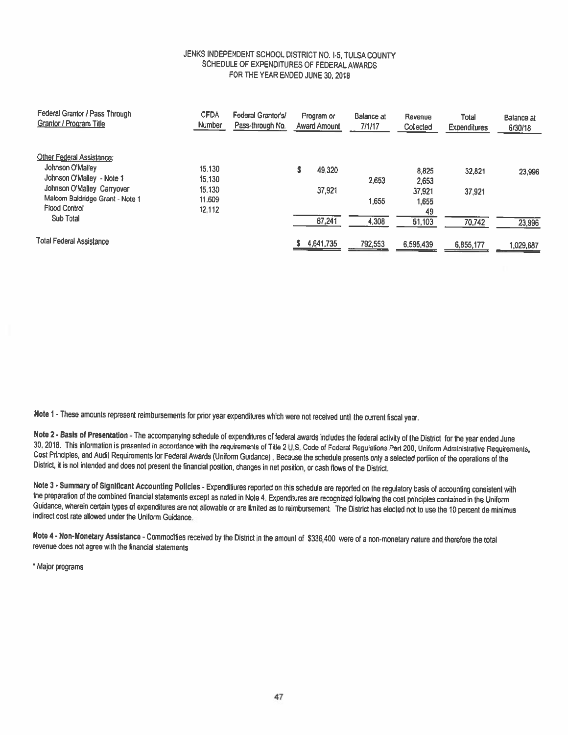# JENKS INDEPENDENT SCHOOL DISTRICT NO. I-5, TULSA COUNTY
## SCHEDULE OF EXPENDITURES OF FEDERAL AWARDS
### FOR THE YEAR ENDED JUNE 30, 2018

| Federal Grantor / Pass Through Grantor / Program Title | CFDA Number | Federal Grantor's/ Pass-through No. | Program or Award Amount | Balance at 7/1/17 | Revenue Collected | Total Expenditures | Balance at 6/30/18 |
|---|---|---|---|---|---|---|---|
| Other Federal Assistance: | | | | | | | |
| Johnson O'Malley | 15.130 | | $ 49,320 | | 8,825 | 32,821 | 23,996 |
| Johnson O'Malley - Note 1 | 15.130 | | | 2,653 | 2,653 | | |
| Johnson O'Malley Carryover | 15.130 | | 37,921 | | 37,921 | 37,921 | |
| Malcom Baldridge Grant - Note 1 | 11.609 | | | 1,655 | 1,655 | | |
| Flood Control | 12.112 | | | | 49 | | |
| Sub Total | | | 87,241 | 4,308 | 51,103 | 70,742 | 23,996 |
| Total Federal Assistance | | | $ 4,641,735 | 792,553 | 6,595,439 | 6,855,177 | 1,029,687 |

**Note 1** - These amounts represent reimbursements for prior year expenditures which were not received until the current fiscal year.

**Note 2 - Basis of Presentation** - The accompanying schedule of expenditures of federal awards includes the federal activity of the District for the year ended June 30, 2018. This information is presented in accordance with the requirements of Title 2 U.S. Code of Federal Regulations Part 200, Uniform Administrative Requirements, Cost Principles, and Audit Requirements for Federal Awards (Uniform Guidance). Because the schedule presents only a selected portion of the operations of the District, it is not intended and does not present the financial position, changes in net position, or cash flows of the District.

**Note 3 - Summary of Significant Accounting Policies** - Expendiitures reported on this schedule are reported on the regulatory basis of accounting consistent with the preparation of the combined financial statements except as noted in Note 4. Expenditures are recognized following the cost principles contained in the Uniform Guidance, wherein certain types of expenditures are not allowable or are limited as to reimbursement. The District has elected not to use the 10 percent de minimus indirect cost rate allowed under the Uniform Guidance.

**Note 4 - Non-Monetary Assistance** - Commodities received by the District in the amount of $336,400 were of a non-monetary nature and therefore the total revenue does not agree with the financial statements

* Major programs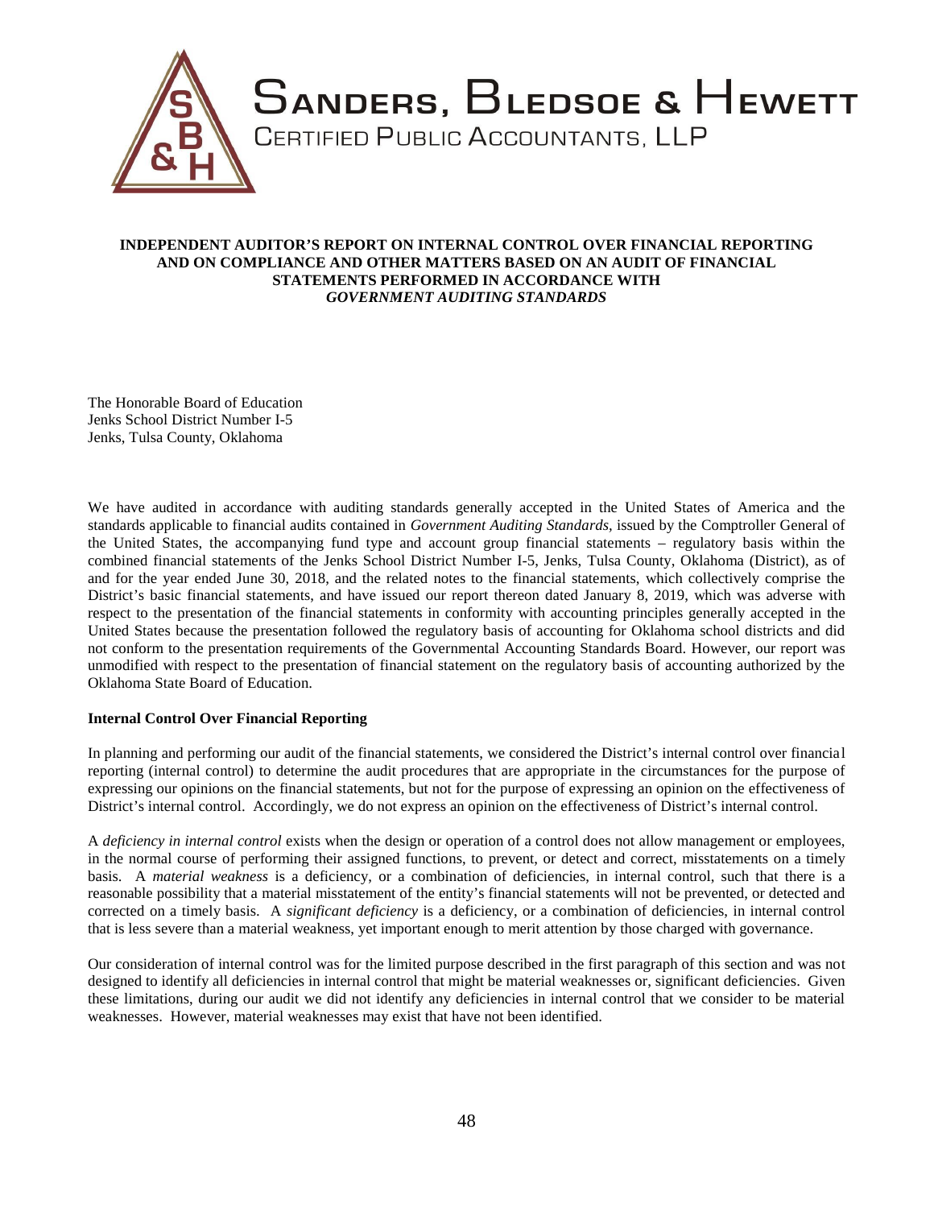# SANDERS, BLEDSOE & HEWETT

CERTIFIED PUBLIC ACCOUNTANTS, LLP

## INDEPENDENT AUDITOR'S REPORT ON INTERNAL CONTROL OVER FINANCIAL REPORTING AND ON COMPLIANCE AND OTHER MATTERS BASED ON AN AUDIT OF FINANCIAL STATEMENTS PERFORMED IN ACCORDANCE WITH *GOVERNMENT AUDITING STANDARDS*

The Honorable Board of Education
Jenks School District Number I-5
Jenks, Tulsa County, Oklahoma

We have audited in accordance with auditing standards generally accepted in the United States of America and the standards applicable to financial audits contained in *Government Auditing Standards,* issued by the Comptroller General of the United States, the accompanying fund type and account group financial statements – regulatory basis within the combined financial statements of the Jenks School District Number I-5, Jenks, Tulsa County, Oklahoma (District), as of and for the year ended June 30, 2018, and the related notes to the financial statements, which collectively comprise the District's basic financial statements, and have issued our report thereon dated January 8, 2019, which was adverse with respect to the presentation of the financial statements in conformity with accounting principles generally accepted in the United States because the presentation followed the regulatory basis of accounting for Oklahoma school districts and did not conform to the presentation requirements of the Governmental Accounting Standards Board. However, our report was unmodified with respect to the presentation of financial statement on the regulatory basis of accounting authorized by the Oklahoma State Board of Education.

**Internal Control Over Financial Reporting**

In planning and performing our audit of the financial statements, we considered the District's internal control over financial reporting (internal control) to determine the audit procedures that are appropriate in the circumstances for the purpose of expressing our opinions on the financial statements, but not for the purpose of expressing an opinion on the effectiveness of District's internal control. Accordingly, we do not express an opinion on the effectiveness of District's internal control.

A *deficiency in internal control* exists when the design or operation of a control does not allow management or employees, in the normal course of performing their assigned functions, to prevent, or detect and correct, misstatements on a timely basis. A *material weakness* is a deficiency, or a combination of deficiencies, in internal control, such that there is a reasonable possibility that a material misstatement of the entity's financial statements will not be prevented, or detected and corrected on a timely basis. A *significant deficiency* is a deficiency, or a combination of deficiencies, in internal control that is less severe than a material weakness, yet important enough to merit attention by those charged with governance.

Our consideration of internal control was for the limited purpose described in the first paragraph of this section and was not designed to identify all deficiencies in internal control that might be material weaknesses or, significant deficiencies. Given these limitations, during our audit we did not identify any deficiencies in internal control that we consider to be material weaknesses. However, material weaknesses may exist that have not been identified.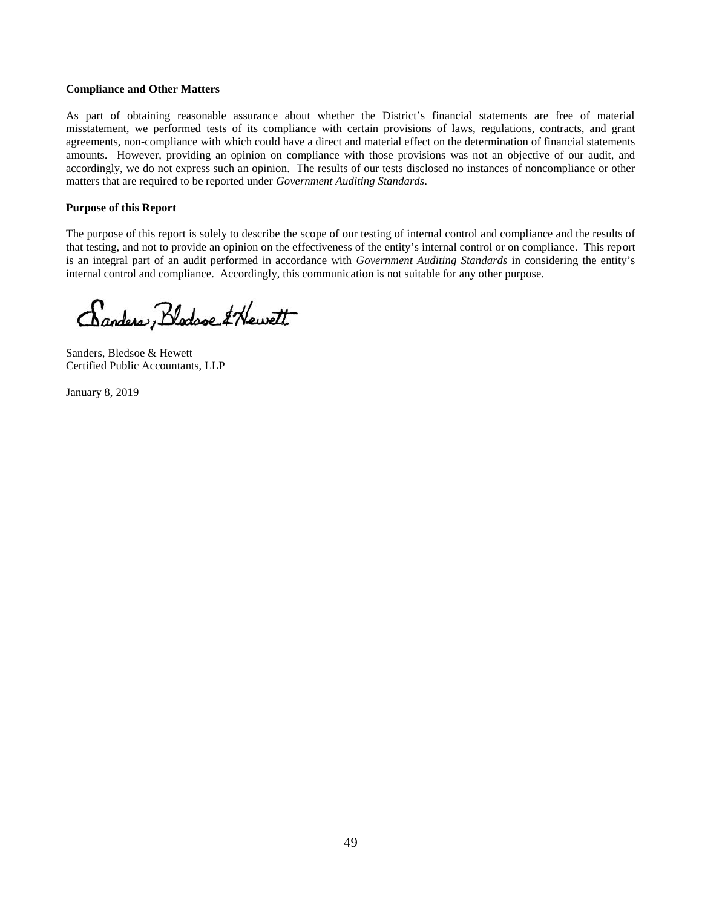**Compliance and Other Matters**

As part of obtaining reasonable assurance about whether the District's financial statements are free of material misstatement, we performed tests of its compliance with certain provisions of laws, regulations, contracts, and grant agreements, non-compliance with which could have a direct and material effect on the determination of financial statements amounts. However, providing an opinion on compliance with those provisions was not an objective of our audit, and accordingly, we do not express such an opinion. The results of our tests disclosed no instances of noncompliance or other matters that are required to be reported under *Government Auditing Standards*.

**Purpose of this Report**

The purpose of this report is solely to describe the scope of our testing of internal control and compliance and the results of that testing, and not to provide an opinion on the effectiveness of the entity's internal control or on compliance. This report is an integral part of an audit performed in accordance with *Government Auditing Standards* in considering the entity's internal control and compliance. Accordingly, this communication is not suitable for any other purpose.

Sanders, Bledsoe & Hewett

Sanders, Bledsoe & Hewett
Certified Public Accountants, LLP

January 8, 2019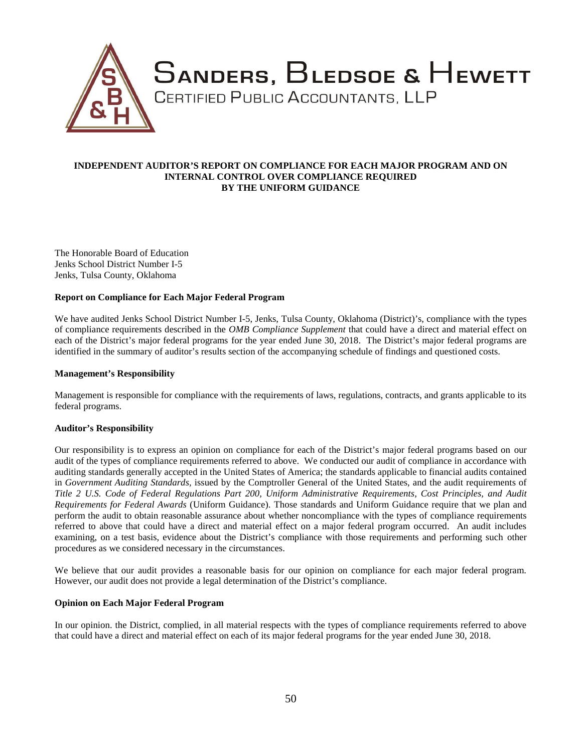# Sanders, Bledsoe & Hewett

Certified Public Accountants, LLP

## INDEPENDENT AUDITOR'S REPORT ON COMPLIANCE FOR EACH MAJOR PROGRAM AND ON INTERNAL CONTROL OVER COMPLIANCE REQUIRED BY THE UNIFORM GUIDANCE

The Honorable Board of Education
Jenks School District Number I-5
Jenks, Tulsa County, Oklahoma

### Report on Compliance for Each Major Federal Program

We have audited Jenks School District Number I-5, Jenks, Tulsa County, Oklahoma (District)'s, compliance with the types of compliance requirements described in the *OMB Compliance Supplement* that could have a direct and material effect on each of the District's major federal programs for the year ended June 30, 2018. The District's major federal programs are identified in the summary of auditor's results section of the accompanying schedule of findings and questioned costs.

### Management's Responsibility

Management is responsible for compliance with the requirements of laws, regulations, contracts, and grants applicable to its federal programs.

### Auditor's Responsibility

Our responsibility is to express an opinion on compliance for each of the District's major federal programs based on our audit of the types of compliance requirements referred to above. We conducted our audit of compliance in accordance with auditing standards generally accepted in the United States of America; the standards applicable to financial audits contained in *Government Auditing Standards*, issued by the Comptroller General of the United States, and the audit requirements of *Title 2 U.S. Code of Federal Regulations Part 200, Uniform Administrative Requirements, Cost Principles, and Audit Requirements for Federal Awards* (Uniform Guidance). Those standards and Uniform Guidance require that we plan and perform the audit to obtain reasonable assurance about whether noncompliance with the types of compliance requirements referred to above that could have a direct and material effect on a major federal program occurred. An audit includes examining, on a test basis, evidence about the District's compliance with those requirements and performing such other procedures as we considered necessary in the circumstances.

We believe that our audit provides a reasonable basis for our opinion on compliance for each major federal program. However, our audit does not provide a legal determination of the District's compliance.

### Opinion on Each Major Federal Program

In our opinion. the District, complied, in all material respects with the types of compliance requirements referred to above that could have a direct and material effect on each of its major federal programs for the year ended June 30, 2018.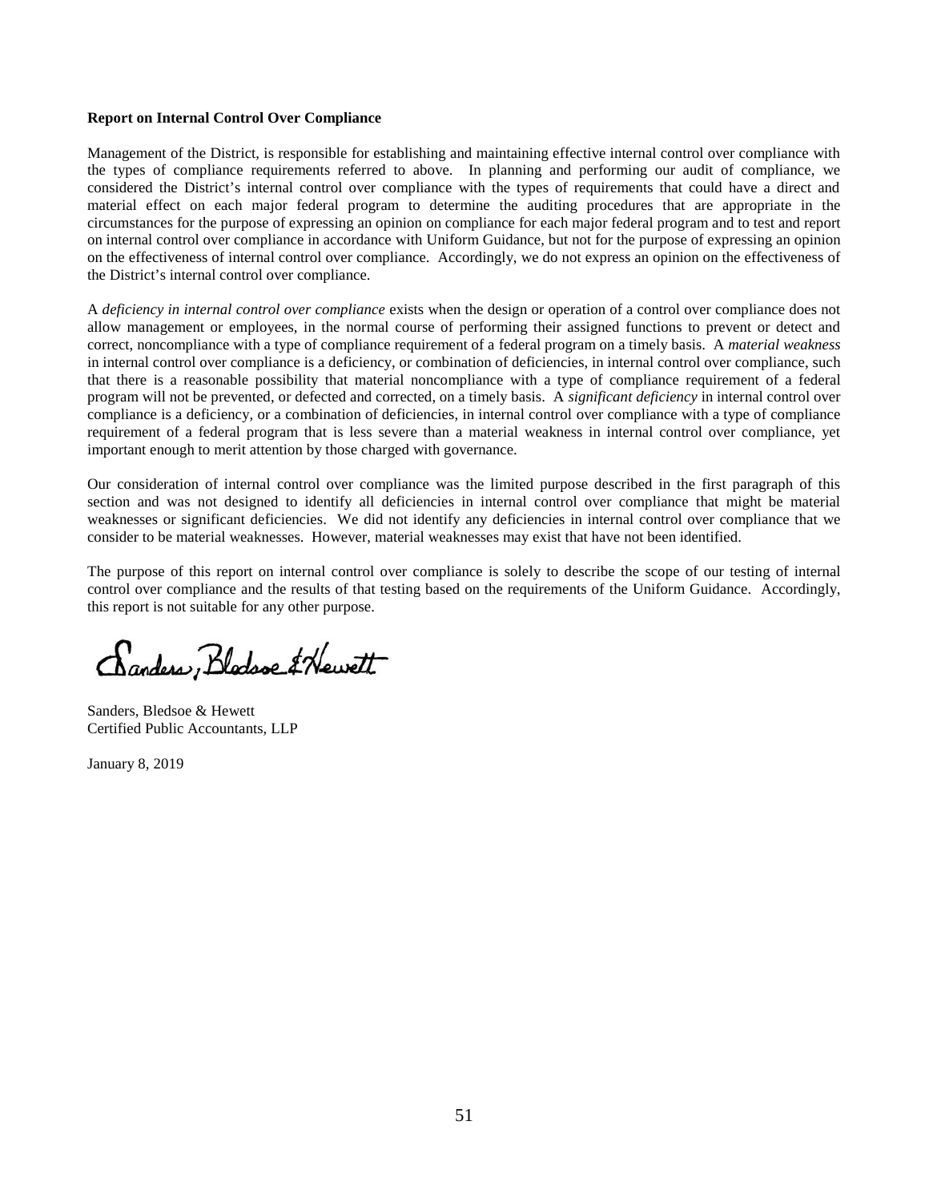**Report on Internal Control Over Compliance**

Management of the District, is responsible for establishing and maintaining effective internal control over compliance with the types of compliance requirements referred to above. In planning and performing our audit of compliance, we considered the District's internal control over compliance with the types of requirements that could have a direct and material effect on each major federal program to determine the auditing procedures that are appropriate in the circumstances for the purpose of expressing an opinion on compliance for each major federal program and to test and report on internal control over compliance in accordance with Uniform Guidance, but not for the purpose of expressing an opinion on the effectiveness of internal control over compliance. Accordingly, we do not express an opinion on the effectiveness of the District's internal control over compliance.

A *deficiency in internal control over compliance* exists when the design or operation of a control over compliance does not allow management or employees, in the normal course of performing their assigned functions to prevent or detect and correct, noncompliance with a type of compliance requirement of a federal program on a timely basis. A *material weakness* in internal control over compliance is a deficiency, or combination of deficiencies, in internal control over compliance, such that there is a reasonable possibility that material noncompliance with a type of compliance requirement of a federal program will not be prevented, or defected and corrected, on a timely basis. A *significant deficiency* in internal control over compliance is a deficiency, or a combination of deficiencies, in internal control over compliance with a type of compliance requirement of a federal program that is less severe than a material weakness in internal control over compliance, yet important enough to merit attention by those charged with governance.

Our consideration of internal control over compliance was the limited purpose described in the first paragraph of this section and was not designed to identify all deficiencies in internal control over compliance that might be material weaknesses or significant deficiencies. We did not identify any deficiencies in internal control over compliance that we consider to be material weaknesses. However, material weaknesses may exist that have not been identified.

The purpose of this report on internal control over compliance is solely to describe the scope of our testing of internal control over compliance and the results of that testing based on the requirements of the Uniform Guidance. Accordingly, this report is not suitable for any other purpose.

Sanders, Bledsoe & Hewett

Sanders, Bledsoe & Hewett
Certified Public Accountants, LLP

January 8, 2019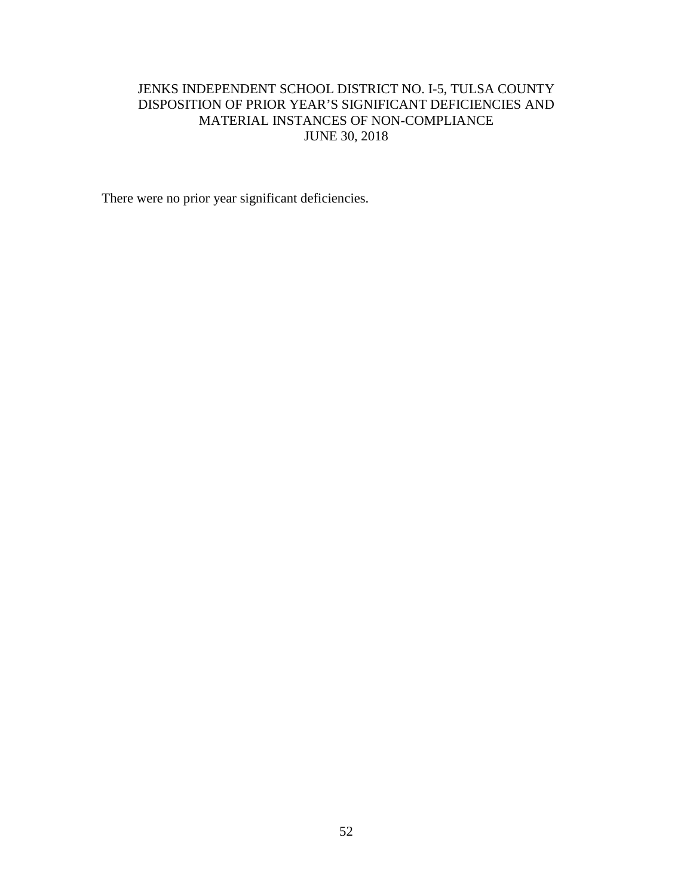# JENKS INDEPENDENT SCHOOL DISTRICT NO. I-5, TULSA COUNTY
## DISPOSITION OF PRIOR YEAR'S SIGNIFICANT DEFICIENCIES AND MATERIAL INSTANCES OF NON-COMPLIANCE
## JUNE 30, 2018

There were no prior year significant deficiencies.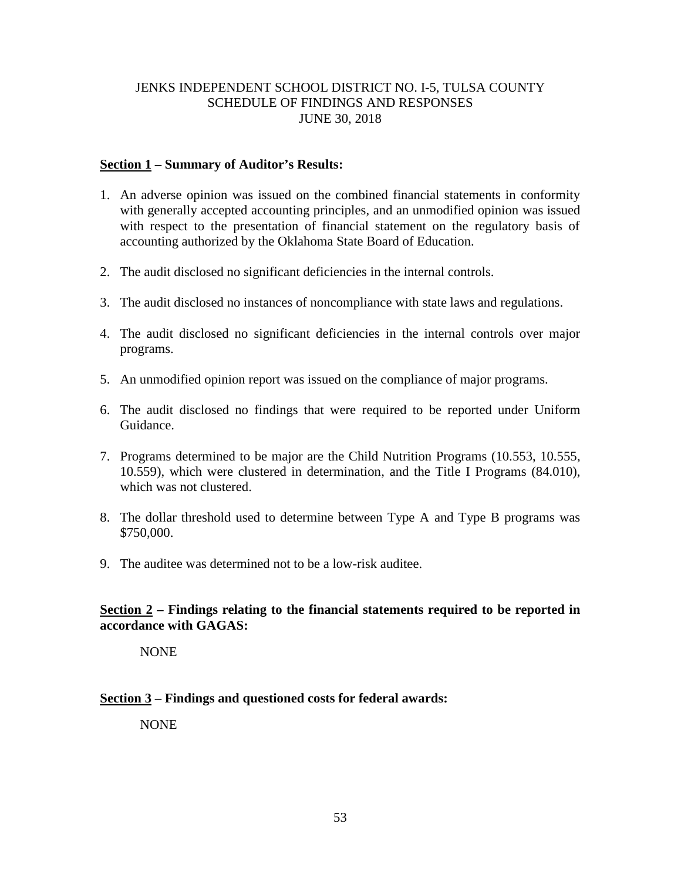# JENKS INDEPENDENT SCHOOL DISTRICT NO. I-5, TULSA COUNTY
## SCHEDULE OF FINDINGS AND RESPONSES
## JUNE 30, 2018

**Section 1 – Summary of Auditor's Results:**

1. An adverse opinion was issued on the combined financial statements in conformity with generally accepted accounting principles, and an unmodified opinion was issued with respect to the presentation of financial statement on the regulatory basis of accounting authorized by the Oklahoma State Board of Education.

2. The audit disclosed no significant deficiencies in the internal controls.

3. The audit disclosed no instances of noncompliance with state laws and regulations.

4. The audit disclosed no significant deficiencies in the internal controls over major programs.

5. An unmodified opinion report was issued on the compliance of major programs.

6. The audit disclosed no findings that were required to be reported under Uniform Guidance.

7. Programs determined to be major are the Child Nutrition Programs (10.553, 10.555, 10.559), which were clustered in determination, and the Title I Programs (84.010), which was not clustered.

8. The dollar threshold used to determine between Type A and Type B programs was $750,000.

9. The auditee was determined not to be a low-risk auditee.

**Section 2 – Findings relating to the financial statements required to be reported in accordance with GAGAS:**

NONE

**Section 3 – Findings and questioned costs for federal awards:**

NONE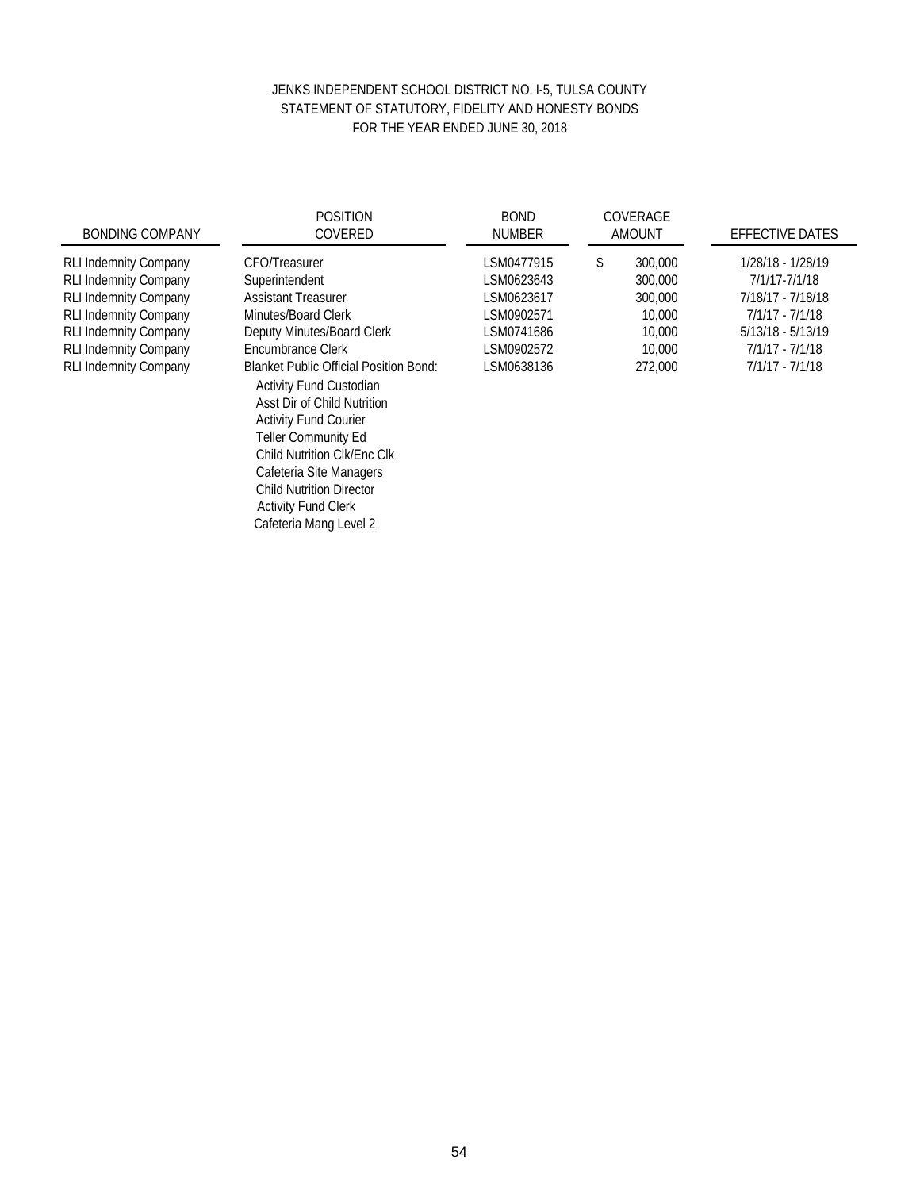# JENKS INDEPENDENT SCHOOL DISTRICT NO. I-5, TULSA COUNTY
## STATEMENT OF STATUTORY, FIDELITY AND HONESTY BONDS
### FOR THE YEAR ENDED JUNE 30, 2018

| BONDING COMPANY | POSITION COVERED | BOND NUMBER | COVERAGE AMOUNT | EFFECTIVE DATES |
|---|---|---|---|---|
| RLI Indemnity Company | CFO/Treasurer | LSM0477915 | $ 300,000 | 1/28/18 - 1/28/19 |
| RLI Indemnity Company | Superintendent | LSM0623643 | 300,000 | 7/1/17-7/1/18 |
| RLI Indemnity Company | Assistant Treasurer | LSM0623617 | 300,000 | 7/18/17 - 7/18/18 |
| RLI Indemnity Company | Minutes/Board Clerk | LSM0902571 | 10,000 | 7/1/17 - 7/1/18 |
| RLI Indemnity Company | Deputy Minutes/Board Clerk | LSM0741686 | 10,000 | 5/13/18 - 5/13/19 |
| RLI Indemnity Company | Encumbrance Clerk | LSM0902572 | 10,000 | 7/1/17 - 7/1/18 |
| RLI Indemnity Company | Blanket Public Official Position Bond: | LSM0638136 | 272,000 | 7/1/17 - 7/1/18 |
| | Activity Fund Custodian | | | |
| | Asst Dir of Child Nutrition | | | |
| | Activity Fund Courier | | | |
| | Teller Community Ed | | | |
| | Child Nutrition Clk/Enc Clk | | | |
| | Cafeteria Site Managers | | | |
| | Child Nutrition Director | | | |
| | Activity Fund Clerk | | | |
| | Cafeteria Mang Level 2 | | | |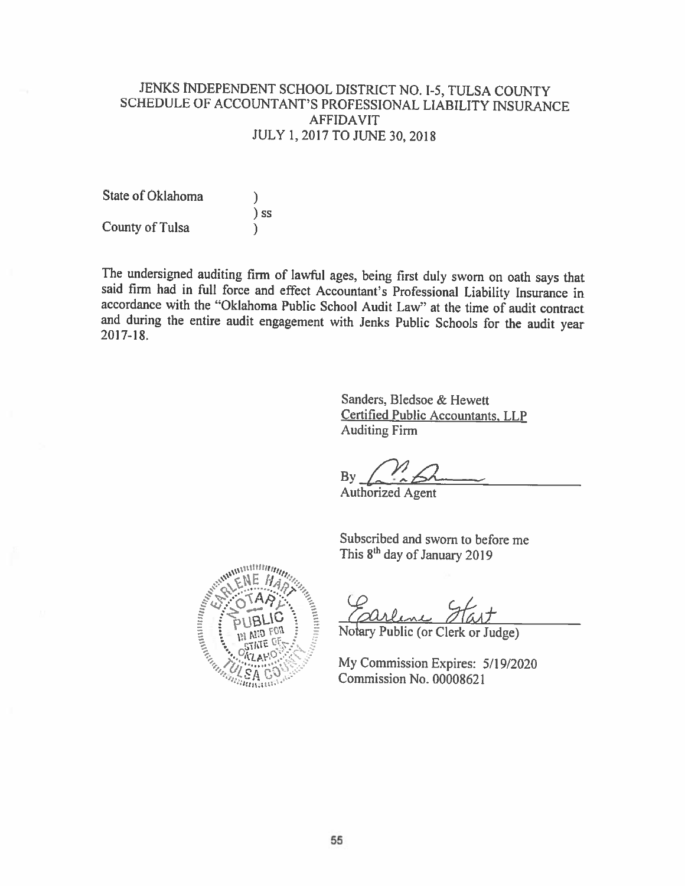# JENKS INDEPENDENT SCHOOL DISTRICT NO. I-5, TULSA COUNTY
## SCHEDULE OF ACCOUNTANT'S PROFESSIONAL LIABILITY INSURANCE
## AFFIDAVIT
## JULY 1, 2017 TO JUNE 30, 2018

State of Oklahoma )
) ss
County of Tulsa )

The undersigned auditing firm of lawful ages, being first duly sworn on oath says that said firm had in full force and effect Accountant's Professional Liability Insurance in accordance with the "Oklahoma Public School Audit Law" at the time of audit contract and during the entire audit engagement with Jenks Public Schools for the audit year 2017-18.

Sanders, Bledsoe & Hewett
Certified Public Accountants, LLP
Auditing Firm

By ______________________
Authorized Agent

Subscribed and sworn to before me
This 8th day of January 2019

Earlene Hart
Notary Public (or Clerk or Judge)

My Commission Expires: 5/19/2020
Commission No. 00008621

EARLENE HART NOTARY PUBLIC IN AND FOR STATE OF OKLAHOMA TULSA COUNTY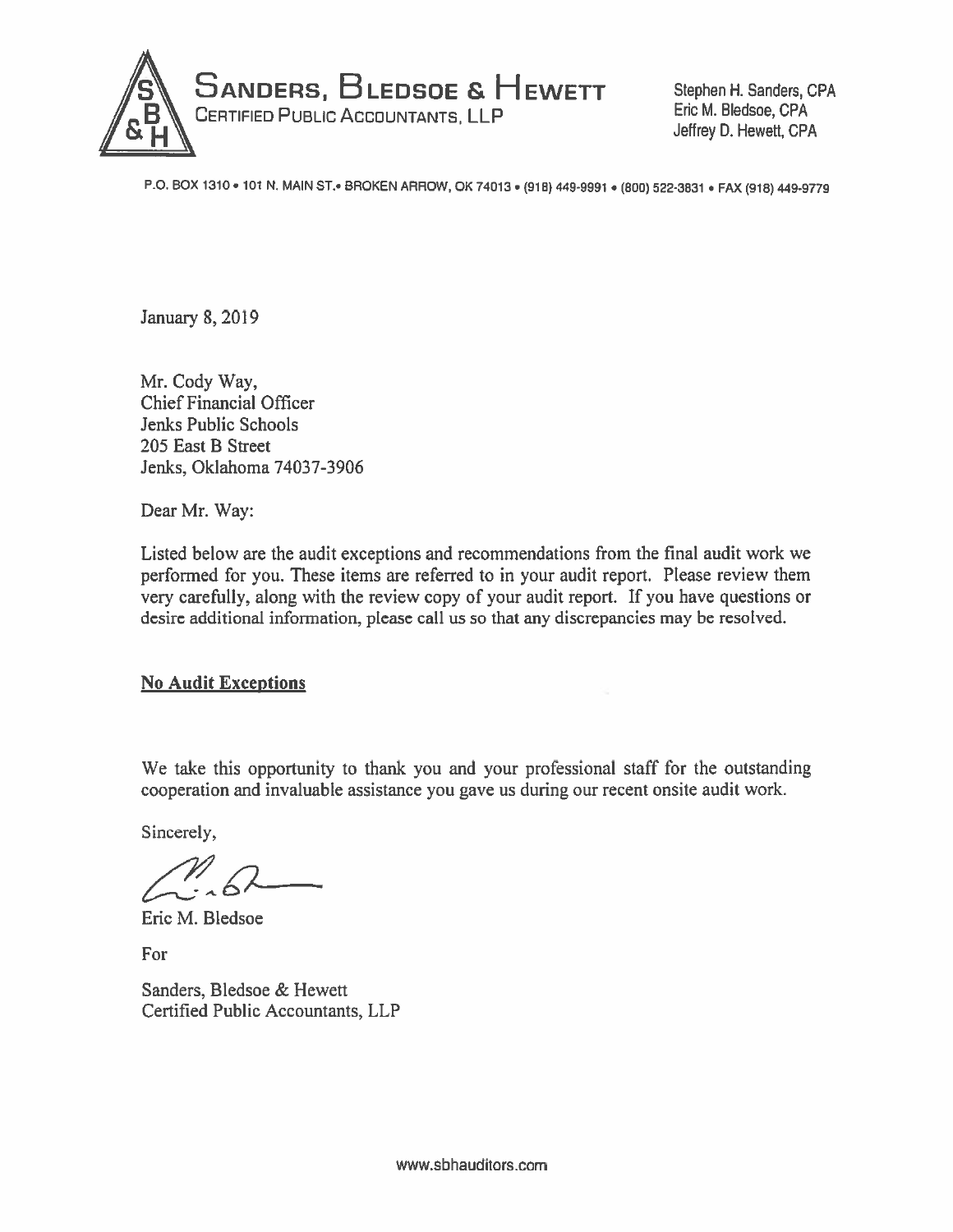**Sanders, Bledsoe & Hewett**
Certified Public Accountants, LLP

Stephen H. Sanders, CPA
Eric M. Bledsoe, CPA
Jeffrey D. Hewett, CPA

P.O. BOX 1310 • 101 N. MAIN ST.• BROKEN ARROW, OK 74013 • (918) 449-9991 • (800) 522-3831 • FAX (918) 449-9779

January 8, 2019

Mr. Cody Way,
Chief Financial Officer
Jenks Public Schools
205 East B Street
Jenks, Oklahoma 74037-3906

Dear Mr. Way:

Listed below are the audit exceptions and recommendations from the final audit work we performed for you. These items are referred to in your audit report. Please review them very carefully, along with the review copy of your audit report. If you have questions or desire additional information, please call us so that any discrepancies may be resolved.

**No Audit Exceptions**

We take this opportunity to thank you and your professional staff for the outstanding cooperation and invaluable assistance you gave us during our recent onsite audit work.

Sincerely,

Eric M. Bledsoe

For

Sanders, Bledsoe & Hewett
Certified Public Accountants, LLP

www.sbhauditors.com